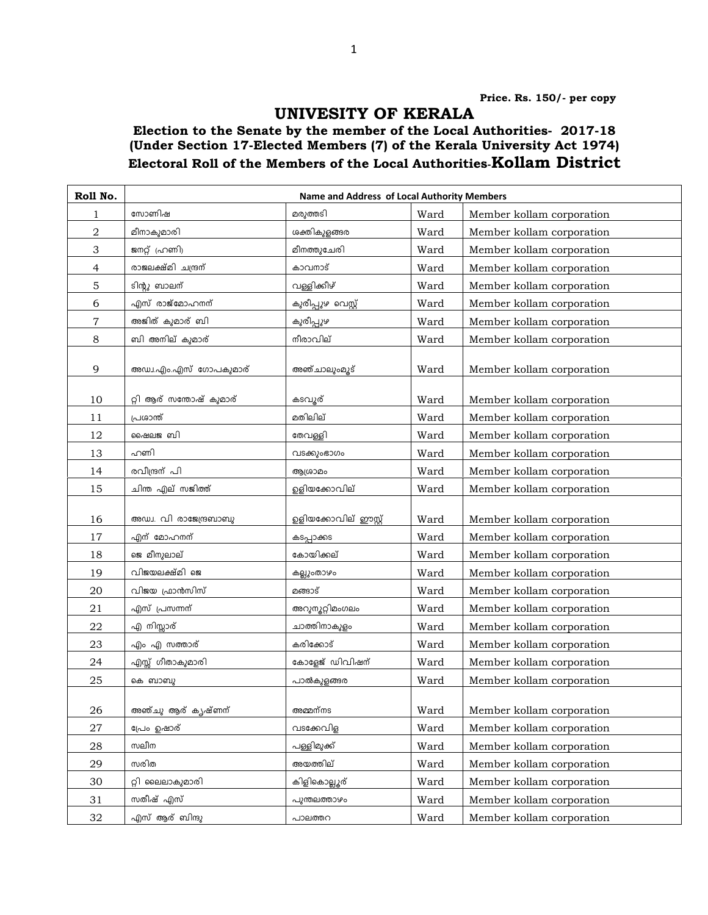Price. Rs. 150/- per copy

# UNIVESITY OF KERALA

## Election to the Senate by the member of the Local Authorities- 2017-18
## (Under Section 17-Elected Members (7) of the Kerala University Act 1974)
## Electoral Roll of the Members of the Local Authorities-Kollam District

| Roll No. | Name and Address of Local Authority Members | | | |
|---|---|---|---|---|
| 1 | സോണിഷ | മരുത്തടി | Ward | Member kollam corporation |
| 2 | മീനാകുമാരി | ശക്തികുളങ്ങര | Ward | Member kollam corporation |
| 3 | ജനറ്റ് (ഹണി) | മീനത്തുചേരി | Ward | Member kollam corporation |
| 4 | രാജലക്ഷ്മി ചന്ദ്രന് | കാവനാട് | Ward | Member kollam corporation |
| 5 | ടിന്റു ബാലന് | വള്ളിക്കീഴ് | Ward | Member kollam corporation |
| 6 | എസ് രാജ്മോഹനന് | കുരീപ്പുഴ വെസ്റ്റ് | Ward | Member kollam corporation |
| 7 | അജിത് കുമാര് ബി | കുരീപ്പുഴ | Ward | Member kollam corporation |
| 8 | ബി അനില് കുമാര് | നീരാവില് | Ward | Member kollam corporation |
| 9 | അഡ്വ.എം.എസ് ഗോപകുമാര് | അഞ്ചാലുംമൂട് | Ward | Member kollam corporation |
| 10 | റ്റി ആര് സന്തോഷ് കുമാര് | കടവൂര് | Ward | Member kollam corporation |
| 11 | പ്രശാന്ത് | മതിലില് | Ward | Member kollam corporation |
| 12 | ഷൈലജ ബി | തേവള്ളി | Ward | Member kollam corporation |
| 13 | ഹണി | വടക്കുംഭാഗം | Ward | Member kollam corporation |
| 14 | രവീന്ദ്രന് പി | ആശ്രാമം | Ward | Member kollam corporation |
| 15 | ചിന്ത എല് സജിത്ത് | ഉളിയക്കോവില് | Ward | Member kollam corporation |
| 16 | അഡ്വ. വി രാജേന്ദ്രബാബു | ഉളിയക്കോവില് ഈസ്റ്റ് | Ward | Member kollam corporation |
| 17 | എന് മോഹനന് | കടപ്പാക്കട | Ward | Member kollam corporation |
| 18 | ജെ മീനുലാല് | കോയിക്കല് | Ward | Member kollam corporation |
| 19 | വിജയലക്ഷ്മി ജെ | കല്ലുംതാഴം | Ward | Member kollam corporation |
| 20 | വിജയ ഫ്രാൻസിസ് | മങ്ങാട് | Ward | Member kollam corporation |
| 21 | എസ് പ്രസന്നന് | അറുനൂറ്റിമംഗലം | Ward | Member kollam corporation |
| 22 | എ നിസ്സാര് | ചാത്തിനാകുളം | Ward | Member kollam corporation |
| 23 | എം എ സത്താര് | കരിക്കോട് | Ward | Member kollam corporation |
| 24 | എസ്സ് ഗീതാകുമാരി | കോളേജ് ഡിവിഷന് | Ward | Member kollam corporation |
| 25 | കെ ബാബു | പാൽകുളങ്ങര | Ward | Member kollam corporation |
| 26 | അഞ്ചു ആര് കൃഷ്ണന് | അമ്മന്നട | Ward | Member kollam corporation |
| 27 | പ്രേം ഉഷാര് | വടക്കേവിള | Ward | Member kollam corporation |
| 28 | സലീന | പള്ളിമുക്ക് | Ward | Member kollam corporation |
| 29 | സരിത | അയത്തില് | Ward | Member kollam corporation |
| 30 | റ്റി ലൈലാകുമാരി | കിളികൊല്ലൂര് | Ward | Member kollam corporation |
| 31 | സതീഷ് എസ് | പുന്തലത്താഴം | Ward | Member kollam corporation |
| 32 | എസ് ആര് ബിന്ദു | പാലത്തറ | Ward | Member kollam corporation |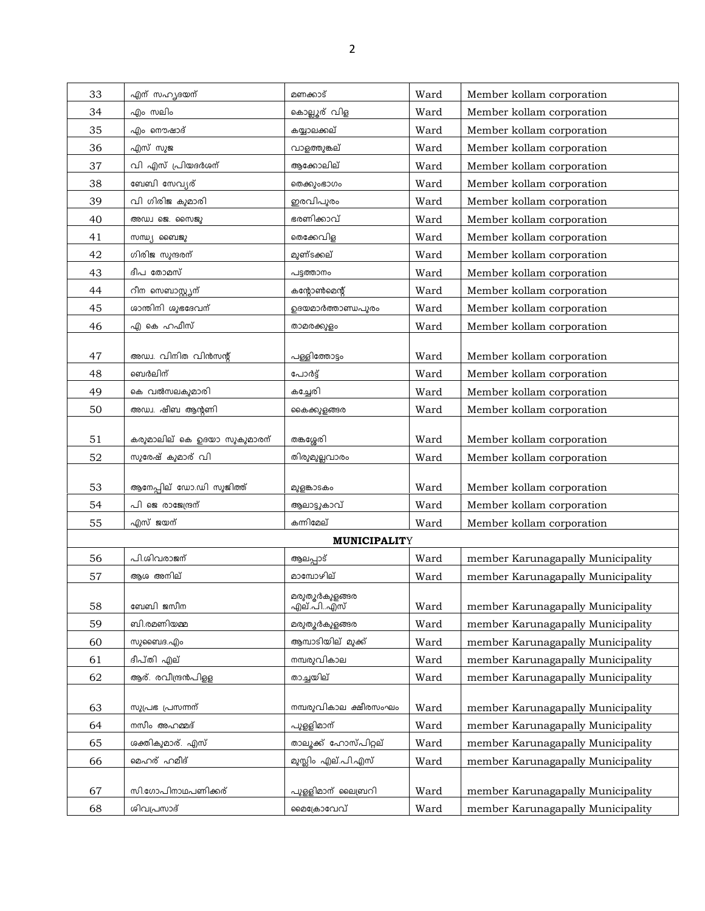| 33 | എന് സഹൃദയന് | മണക്കാട് | Ward | Member kollam corporation |
|---|---|---|---|---|
| 34 | എം സലിം | കൊല്ലൂര് വിള | Ward | Member kollam corporation |
| 35 | എം നൌഷാദ് | കയ്യാലക്കല് | Ward | Member kollam corporation |
| 36 | എസ് സുജ | വാളത്തുങ്കല് | Ward | Member kollam corporation |
| 37 | വി എസ് പ്രിയദര്ശന് | ആക്കോലില് | Ward | Member kollam corporation |
| 38 | ബേബി സേവ്യര് | തെക്കുംഭാഗം | Ward | Member kollam corporation |
| 39 | വി ഗിരിജ കുമാരി | ഇരവിപുരം | Ward | Member kollam corporation |
| 40 | അഡ്വ ജെ. സൈജു | ഭരണിക്കാവ് | Ward | Member kollam corporation |
| 41 | സന്ധ്യ ബൈജു | തെക്കേവിള | Ward | Member kollam corporation |
| 42 | ഗിരിജ സുന്ദരന് | മുണ്ടക്കല് | Ward | Member kollam corporation |
| 43 | ദീപ തോമസ് | പട്ടത്താനം | Ward | Member kollam corporation |
| 44 | റീന സെബാസ്റ്റ്യന് | കന്റോൺമെന്റ് | Ward | Member kollam corporation |
| 45 | ശാന്തിനി ശുഭദേവന് | ഉദയമാർത്താണ്ഡപുരം | Ward | Member kollam corporation |
| 46 | എ കെ ഹഫീസ് | താമരക്കുളം | Ward | Member kollam corporation |
| 47 | അഡ്വ. വിനിത വിൻസന്റ് | പള്ളിത്തോട്ടം | Ward | Member kollam corporation |
| 48 | ബെർലിന് | പോർട്ട് | Ward | Member kollam corporation |
| 49 | കെ വൽസലകുമാരി | കച്ചേരി | Ward | Member kollam corporation |
| 50 | അഡ്വ. ഷീബ ആന്റണി | കൈക്കുളങ്ങര | Ward | Member kollam corporation |
| 51 | കരുമാലില് കെ ഉദയാ സുകുമാരന് | തങ്കശ്ശേരി | Ward | Member kollam corporation |
| 52 | സുരേഷ് കുമാര് വി | തിരുമുല്ലവാരം | Ward | Member kollam corporation |
| 53 | ആനേപ്പില് ഡോ.ഡി സുജിത്ത് | മുളങ്കാടകം | Ward | Member kollam corporation |
| 54 | പി ജെ രാജേന്ദ്രന് | ആലാട്ടുകാവ് | Ward | Member kollam corporation |
| 55 | എസ് ജയന് | കന്നിമേല് | Ward | Member kollam corporation |
| | | **MUNICIPALITY** | | |
| 56 | പി.ശിവരാജന് | ആലപ്പാട് | Ward | member Karunagapally Municipality |
| 57 | ആശ അനില് | മാമ്പോഴില് | Ward | member Karunagapally Municipality |
| 58 | ബേബി ജസീന | മരുതൂർകുളങ്ങര എല്.പി..എസ് | Ward | member Karunagapally Municipality |
| 59 | ബി.രമണിയമ്മ | മരുതൂർകുളങ്ങര | Ward | member Karunagapally Municipality |
| 60 | സുബൈദ.എം | ആമ്പാടിയില് മുക്ക് | Ward | member Karunagapally Municipality |
| 61 | ദീപ്തി എല് | നമ്പരുവികാല | Ward | member Karunagapally Municipality |
| 62 | ആര്. രവീന്ദ്രൻപിള്ള | താച്ചയില് | Ward | member Karunagapally Municipality |
| 63 | സുപ്രഭ പ്രസന്നന് | നമ്പരുവികാല ക്ഷീരസംഘം | Ward | member Karunagapally Municipality |
| 64 | നസീം അഹമ്മദ് | പുള്ളിമാന് | Ward | member Karunagapally Municipality |
| 65 | ശക്തികുമാർ. എസ് | താലൂക്ക് ഹോസ്പിറ്റല് | Ward | member Karunagapally Municipality |
| 66 | മെഹര് ഹമീദ് | മുസ്ലിം എല്.പി.എസ് | Ward | member Karunagapally Municipality |
| 67 | സി.ഗോപിനാഥപണിക്കര് | പുള്ളിമാന് ലൈബ്രറി | Ward | member Karunagapally Municipality |
| 68 | ശിവപ്രസാദ് | മൈക്രോവേവ് | Ward | member Karunagapally Municipality |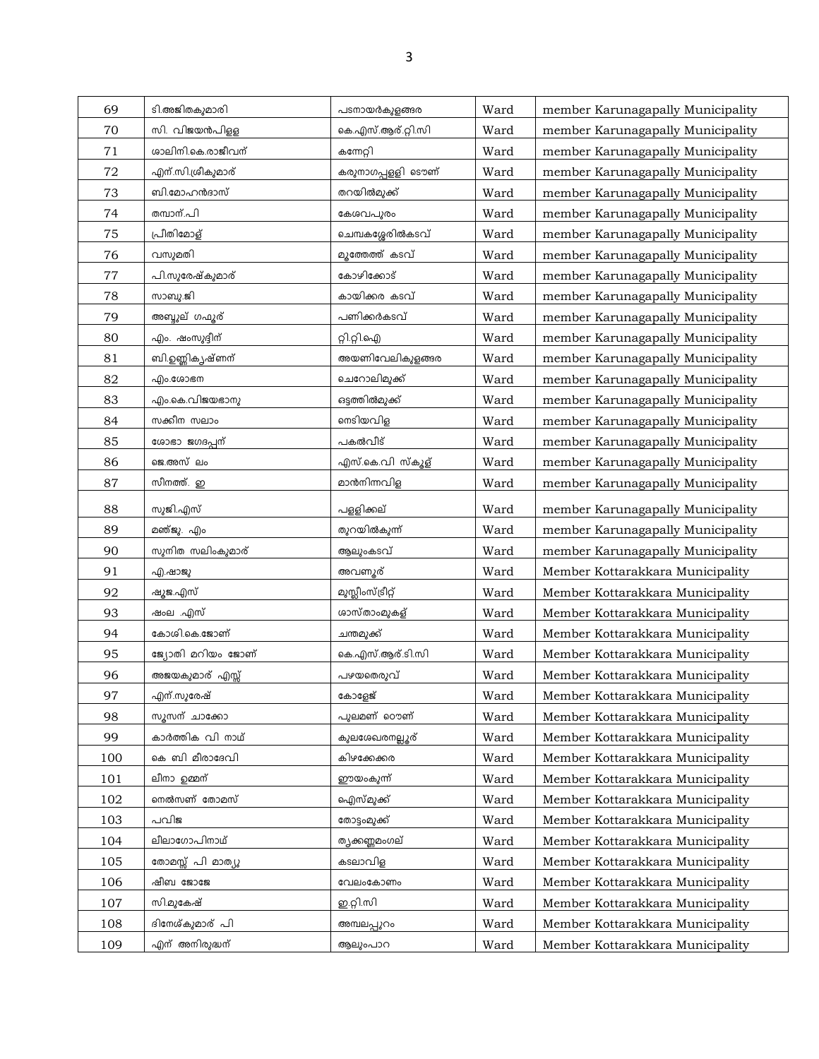| 69 | ടി.അജിതകുമാരി | പടനായർകുളങ്ങര | Ward | member Karunagapally Municipality |
|---|---|---|---|---|
| 70 | സി. വിജയൻപിള്ള | കെ.എസ്.ആർ.റ്റി.സി | Ward | member Karunagapally Municipality |
| 71 | ശാലിനി.കെ.രാജീവന് | കന്നേറ്റി | Ward | member Karunagapally Municipality |
| 72 | എന്.സി.ശ്രീകുമാര് | കരുനാഗപ്പള്ളി ടൌണ് | Ward | member Karunagapally Municipality |
| 73 | ബി.മോഹൻദാസ് | തറയിൽമുക്ക് | Ward | member Karunagapally Municipality |
| 74 | തമ്പാന്.പി | കേശവപുരം | Ward | member Karunagapally Municipality |
| 75 | പ്രീതിമോള് | ചെമ്പകശ്ശേരിൽകടവ് | Ward | member Karunagapally Municipality |
| 76 | വസുമതി | മൂത്തേത്ത് കടവ് | Ward | member Karunagapally Municipality |
| 77 | പി.സുരേഷ്കുമാര് | കോഴിക്കോട് | Ward | member Karunagapally Municipality |
| 78 | സാബു.ജി | കായിക്കര കടവ് | Ward | member Karunagapally Municipality |
| 79 | അബ്ദുല് ഗഫൂര് | പണിക്കർകടവ് | Ward | member Karunagapally Municipality |
| 80 | എം. ഷംസുദ്ദീന് | റ്റി.റ്റി.ഐ | Ward | member Karunagapally Municipality |
| 81 | ബി.ഉണ്ണികൃഷ്ണന് | അയണിവേലികുളങ്ങര | Ward | member Karunagapally Municipality |
| 82 | എം.ശോഭന | ചെറോലിമുക്ക് | Ward | member Karunagapally Municipality |
| 83 | എം.കെ.വിജയഭാനു | ഒട്ടത്തിൽമുക്ക് | Ward | member Karunagapally Municipality |
| 84 | സക്കീന സലാം | നെടിയവിള | Ward | member Karunagapally Municipality |
| 85 | ശോഭാ ജഗദപ്പന് | പകൽവീട് | Ward | member Karunagapally Municipality |
| 86 | ജെ.അസ് ലം | എസ്.കെ.വി സ്കൂള് | Ward | member Karunagapally Municipality |
| 87 | സീനത്ത്. ഇ | മാൻനിന്നവിള | Ward | member Karunagapally Municipality |
| 88 | സുജി.എസ് | പള്ളിക്കല് | Ward | member Karunagapally Municipality |
| 89 | മഞ്ജു. എം | തുറയിൽകുന്ന് | Ward | member Karunagapally Municipality |
| 90 | സുനിത സലിംകുമാര് | ആലുംകടവ് | Ward | member Karunagapally Municipality |
| 91 | എ.ഷാജു | അവണൂര് | Ward | Member Kottarakkara Municipality |
| 92 | ഷൂജ.എസ് | മുസ്ലീംസ്ട്രീറ്റ് | Ward | Member Kottarakkara Municipality |
| 93 | ഷംല .എസ് | ശാസ്താംമുകള് | Ward | Member Kottarakkara Municipality |
| 94 | കോശി.കെ.ജോണ് | ചന്തമുക്ക് | Ward | Member Kottarakkara Municipality |
| 95 | ജ്യോതി മറിയം ജോണ് | കെ.എസ്.ആർ.ടി.സി | Ward | Member Kottarakkara Municipality |
| 96 | അജയകുമാര് എസ്സ് | പഴയതെരുവ് | Ward | Member Kottarakkara Municipality |
| 97 | എന്.സുരേഷ് | കോളേജ് | Ward | Member Kottarakkara Municipality |
| 98 | സൂസന് ചാക്കോ | പുലമണ് റൌണ് | Ward | Member Kottarakkara Municipality |
| 99 | കാർത്തിക വി നാഥ് | കുലശേഖരനല്ലൂര് | Ward | Member Kottarakkara Municipality |
| 100 | കെ ബി മീരാദേവി | കിഴക്കേക്കര | Ward | Member Kottarakkara Municipality |
| 101 | ലീനാ ഉമ്മന് | ഈയംകുന്ന് | Ward | Member Kottarakkara Municipality |
| 102 | നെൽസണ് തോമസ് | ഐസ്മുക്ക് | Ward | Member Kottarakkara Municipality |
| 103 | പവിജ | തോട്ടംമുക്ക് | Ward | Member Kottarakkara Municipality |
| 104 | ലീലാഗോപിനാഥ് | തൃക്കണ്ണമംഗല് | Ward | Member Kottarakkara Municipality |
| 105 | തോമസ്സ് പി മാത്യു | കടലാവിള | Ward | Member Kottarakkara Municipality |
| 106 | ഷീബ ജോജേ | വേലംകോണം | Ward | Member Kottarakkara Municipality |
| 107 | സി.മുകേഷ് | ഇ.റ്റി.സി | Ward | Member Kottarakkara Municipality |
| 108 | ദിനേശ്കുമാര് പി | അമ്പലപ്പുറം | Ward | Member Kottarakkara Municipality |
| 109 | എന് അനിരുദ്ധന് | ആലുംപാറ | Ward | Member Kottarakkara Municipality |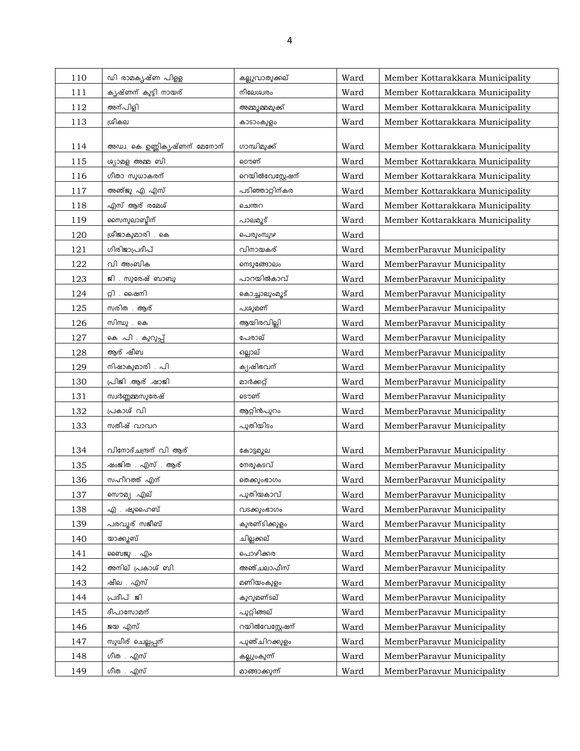| 110 | ഡി രാമകൃഷ്ണ പിള്ള | കല്ലുവാതുക്കല് | Ward | Member Kottarakkara Municipality |
|---|---|---|---|---|
| 111 | കൃഷ്ണന് കുട്ടി നായര് | നീലേശ്വരം | Ward | Member Kottarakkara Municipality |
| 112 | അന്പിളി | അമ്മൂമ്മമുക്ക് | Ward | Member Kottarakkara Municipality |
| 113 | ശ്രീകല | കാടാംകുളം | Ward | Member Kottarakkara Municipality |
| 114 | അഡ്വ. കെ ഉണ്ണികൃഷ്ണന് മേനോന് | ഗാന്ധിമുക്ക് | Ward | Member Kottarakkara Municipality |
| 115 | ശ്യാമള അമ്മ ബി | ഠൌണ് | Ward | Member Kottarakkara Municipality |
| 116 | ഗീതാ സുധാകരന് | റെയില്വേസ്റ്റേഷന് | Ward | Member Kottarakkara Municipality |
| 117 | അഞ്ജു എ എസ് | പടിഞ്ഞാറ്റിന്കര | Ward | Member Kottarakkara Municipality |
| 118 | എസ് ആര് രമേശ് | ചെന്തറ | Ward | Member Kottarakkara Municipality |
| 119 | സൈനുലാബ്ദീന് | പാലമൂട് | Ward | Member Kottarakkara Municipality |
| 120 | ശ്രീജാകുമാരി . കെ | പെരുംമ്പുഴ | Ward | |
| 121 | ഗിരിജാപ്രദീപ് | വിനായകര് | Ward | MemberParavur Municipality |
| 122 | വി അംബിക | നെടുങ്ങോലം | Ward | MemberParavur Municipality |
| 123 | ജി . സുരേഷ് ബാബു | പാറയില്കാവ് | Ward | MemberParavur Municipality |
| 124 | റ്റി . ഷൈനി | കൊച്ചാലുംമൂട് | Ward | MemberParavur Municipality |
| 125 | സരിത . ആര് | പശുമണ് | Ward | MemberParavur Municipality |
| 126 | സിന്ധു . കെ | ആയിരവില്ലി | Ward | MemberParavur Municipality |
| 127 | കെ .പി . കുറുപ്പ് | പേരാല് | Ward | MemberParavur Municipality |
| 128 | ആര് ഷീബ | ഒല്ലാല് | Ward | MemberParavur Municipality |
| 129 | നിഷാകുമാരി . പി | കൃഷിഭവന് | Ward | MemberParavur Municipality |
| 130 | പ്രിജി .ആര് .ഷാജി | മാര്ക്കറ്റ് | Ward | MemberParavur Municipality |
| 131 | സ്വര്ണ്ണമ്മസുരേഷ് | ടൌണ് | Ward | MemberParavur Municipality |
| 132 | പ്രകാശ് വി | ആറ്റിന്പുറം | Ward | MemberParavur Municipality |
| 133 | സതീഷ് വാവറ | പുതിയിടം | Ward | MemberParavur Municipality |
| 134 | വിനോദ്ചന്ദ്രന് വി ആര് | കോട്ടമൂല | Ward | MemberParavur Municipality |
| 135 | ഷംജിത . എസ് . ആര് | നേരുകടവ് | Ward | MemberParavur Municipality |
| 136 | സഹീറത്ത് എന് | തെക്കുംഭാഗം | Ward | MemberParavur Municipality |
| 137 | സൌമ്യ .എല് | പുതിയകാവ് | Ward | MemberParavur Municipality |
| 138 | എ . ഷുഹൈബ് | വടക്കുംഭാഗം | Ward | MemberParavur Municipality |
| 139 | പരവൂര് സജീബ് | കുരണ്ടിക്കുളം | Ward | MemberParavur Municipality |
| 140 | യാക്കൂബ് | ചില്ലക്കല് | Ward | MemberParavur Municipality |
| 141 | ബൈജു . എം | പൊഴിക്കര | Ward | MemberParavur Municipality |
| 142 | അനില് പ്രകാശ് ബി. | അഞ്ചലാഫീസ് | Ward | MemberParavur Municipality |
| 143 | ഷീല . എസ് | മണിയംകുളം | Ward | MemberParavur Municipality |
| 144 | പ്രദീപ് .ജി | കുറുമണ്ടല് | Ward | MemberParavur Municipality |
| 145 | ദീപാസോമന് | പുറ്റിങ്ങല് | Ward | MemberParavur Municipality |
| 146 | ജയ എസ് | റയില്വേസ്റ്റേഷന് | Ward | MemberParavur Municipality |
| 147 | സുധീര് ചെല്ലപ്പന് | പൂഞ്ചിറക്കുളം | Ward | MemberParavur Municipality |
| 148 | ഗീത . എസ് | കല്ലുംകുന്ന് | Ward | MemberParavur Municipality |
| 149 | ഗീത . എസ് | മാങ്ങാക്കുന്ന് | Ward | MemberParavur Municipality |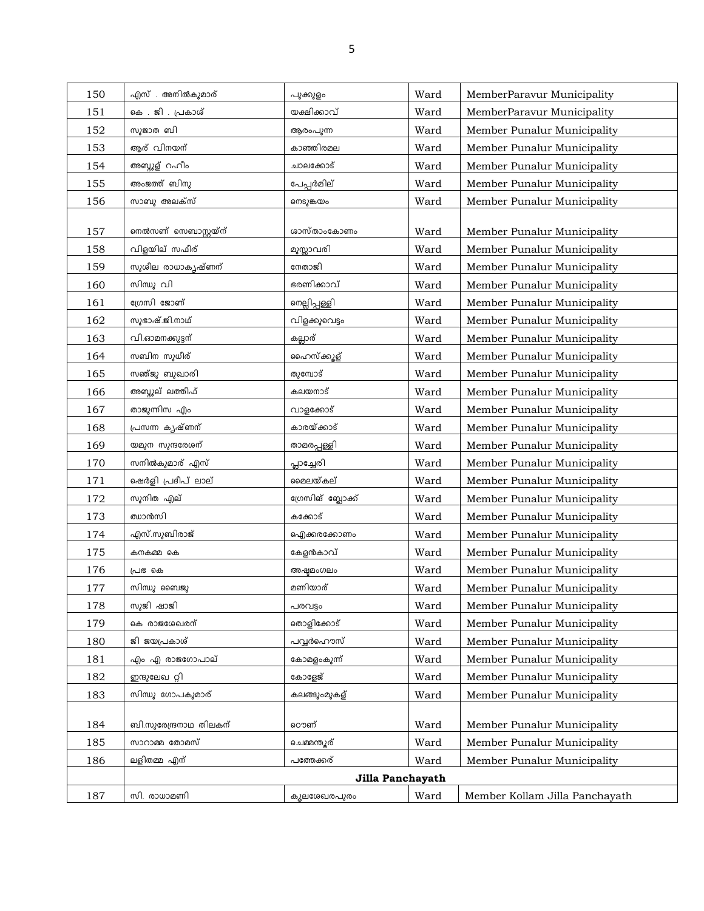| 150 | എസ് . അനിൽകുമാര് | പുക്കുളം | Ward | MemberParavur Municipality |
|---|---|---|---|---|
| 151 | കെ . ജി . പ്രകാശ് | യക്ഷിക്കാവ് | Ward | MemberParavur Municipality |
| 152 | സുജാത ബി | ആരംപുന്ന | Ward | Member Punalur Municipality |
| 153 | ആര് വിനയന് | കാഞ്ഞിരമല | Ward | Member Punalur Municipality |
| 154 | അബ്ദുള് റഹീം | ചാലക്കോട് | Ward | Member Punalur Municipality |
| 155 | അംജത്ത് ബിനു | പേപ്പർമില് | Ward | Member Punalur Municipality |
| 156 | സാബു അലക്സ് | നെടുങ്കയം | Ward | Member Punalur Municipality |
| 157 | നെൽസണ് സെബാസ്റ്റ്യന് | ശാസ്താംകോണം | Ward | Member Punalur Municipality |
| 158 | വിളയില് സഫീര് | മുസ്സാവരി | Ward | Member Punalur Municipality |
| 159 | സുശീല രാധാകൃഷ്ണന് | നേതാജി | Ward | Member Punalur Municipality |
| 160 | സിന്ധു വി | ഭരണിക്കാവ് | Ward | Member Punalur Municipality |
| 161 | ഗ്രേസി ജോണ് | നെല്ലിപ്പള്ളി | Ward | Member Punalur Municipality |
| 162 | സുഭാഷ്.ജി.നാഥ് | വിളക്കുവെട്ടം | Ward | Member Punalur Municipality |
| 163 | വി.ഓമനക്കുട്ടന് | കല്ലാര് | Ward | Member Punalur Municipality |
| 164 | സബിന സുധീര് | ഹൈസ്ക്കൂള് | Ward | Member Punalur Municipality |
| 165 | സഞ്ജു ബുഖാരി | തുമ്പോട് | Ward | Member Punalur Municipality |
| 166 | അബ്ദുല് ലത്തീഫ് | കലയനാട് | Ward | Member Punalur Municipality |
| 167 | താജുന്നിസ എം | വാളക്കോട് | Ward | Member Punalur Municipality |
| 168 | പ്രസന്ന കൃഷ്ണന് | കാരയ്ക്കാട് | Ward | Member Punalur Municipality |
| 169 | യമുന സുന്ദരേശന് | താമരപ്പള്ളി | Ward | Member Punalur Municipality |
| 170 | സനിൽകുമാര് എസ് | പ്ലാച്ചേരി | Ward | Member Punalur Municipality |
| 171 | ഷെർളി പ്രദീപ് ലാല് | മൈലയ്കല് | Ward | Member Punalur Municipality |
| 172 | സുനിത എല് | ഗ്രേസിങ് ബ്ലോക്ക് | Ward | Member Punalur Municipality |
| 173 | ഝാൻസി | കക്കോട് | Ward | Member Punalur Municipality |
| 174 | എസ്.സുബിരാജ് | ഐക്കരക്കോണം | Ward | Member Punalur Municipality |
| 175 | കനകമ്മ കെ | കേളൻകാവ് | Ward | Member Punalur Municipality |
| 176 | പ്രഭ കെ | അഷ്ടമംഗലം | Ward | Member Punalur Municipality |
| 177 | സിന്ധു ബൈജു | മണിയാര് | Ward | Member Punalur Municipality |
| 178 | സുജി ഷാജി | പരവട്ടം | Ward | Member Punalur Municipality |
| 179 | കെ രാജശേഖരന് | തൊളിക്കോട് | Ward | Member Punalur Municipality |
| 180 | ജി ജയപ്രകാശ് | പവ്വർഹൌസ് | Ward | Member Punalur Municipality |
| 181 | എം എ രാജഗോപാല് | കോമളംകുന്ന് | Ward | Member Punalur Municipality |
| 182 | ഇന്ദുലേഖ റ്റി | കോളേജ് | Ward | Member Punalur Municipality |
| 183 | സിന്ധു ഗോപകുമാര് | കലങ്ങുംമുകള് | Ward | Member Punalur Municipality |
| 184 | ബി.സുരേന്ദ്രനാഥ തിലകന് | ഠൌണ് | Ward | Member Punalur Municipality |
| 185 | സാറാമ്മ തോമസ് | ചെമ്മന്തൂര് | Ward | Member Punalur Municipality |
| 186 | ലളിതമ്മ എന് | പത്തേക്കര് | Ward | Member Punalur Municipality |
| | **Jilla Panchayath** | | | |
| 187 | സി. രാധാമണി | കുലശേഖരപുരം | Ward | Member Kollam Jilla Panchayath |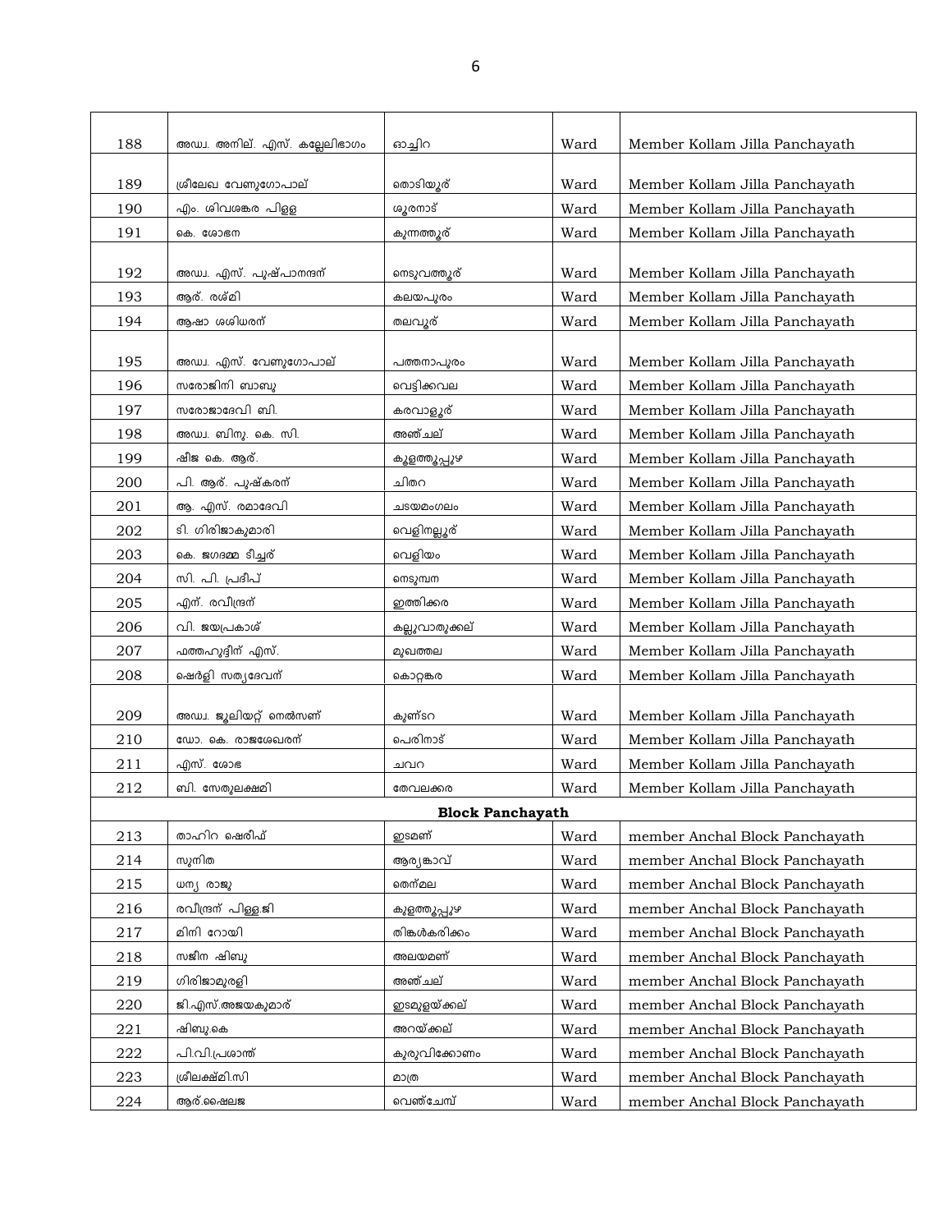| | | | | |
|---|---|---|---|---|
| 188 | അഡ്വ. അനില്. എസ്. കല്ലേലിഭാഗം | ഓച്ചിറ | Ward | Member Kollam Jilla Panchayath |
| 189 | ശ്രീലേഖ വേണുഗോപാല് | തൊടിയൂര് | Ward | Member Kollam Jilla Panchayath |
| 190 | എം. ശിവശങ്കര പിള്ള | ശൂരനാട് | Ward | Member Kollam Jilla Panchayath |
| 191 | കെ. ശോഭന | കുന്നത്തൂര് | Ward | Member Kollam Jilla Panchayath |
| 192 | അഡ്വ. എസ്. പുഷ്പാനന്ദന് | നെടുവത്തൂര് | Ward | Member Kollam Jilla Panchayath |
| 193 | ആര്. രശ്മി | കലയപുരം | Ward | Member Kollam Jilla Panchayath |
| 194 | ആഷാ ശശിധരന് | തലവൂര് | Ward | Member Kollam Jilla Panchayath |
| 195 | അഡ്വ. എസ്. വേണുഗോപാല് | പത്തനാപുരം | Ward | Member Kollam Jilla Panchayath |
| 196 | സരോജിനി ബാബു | വെട്ടിക്കവല | Ward | Member Kollam Jilla Panchayath |
| 197 | സരോജാദേവി ബി. | കരവാളൂര് | Ward | Member Kollam Jilla Panchayath |
| 198 | അഡ്വ. ബിനു. കെ. സി. | അഞ്ചല് | Ward | Member Kollam Jilla Panchayath |
| 199 | ഷീജ കെ. ആര്. | കുളത്തൂപ്പുഴ | Ward | Member Kollam Jilla Panchayath |
| 200 | പി. ആര്. പുഷ്കരന് | ചിതറ | Ward | Member Kollam Jilla Panchayath |
| 201 | ആ. എസ്. രമാദേവി | ചടയമംഗലം | Ward | Member Kollam Jilla Panchayath |
| 202 | ടി. ഗിരിജാകുമാരി | വെളിനല്ലൂര് | Ward | Member Kollam Jilla Panchayath |
| 203 | കെ. ജഗദമ്മ ടീച്ചര് | വെളിയം | Ward | Member Kollam Jilla Panchayath |
| 204 | സി. പി. പ്രദീപ് | നെടുമ്പന | Ward | Member Kollam Jilla Panchayath |
| 205 | എന്. രവീന്ദ്രന് | ഇത്തിക്കര | Ward | Member Kollam Jilla Panchayath |
| 206 | വി. ജയപ്രകാശ് | കല്ലുവാതുക്കല് | Ward | Member Kollam Jilla Panchayath |
| 207 | ഫത്തഹുദ്ദീന് എസ്. | മുഖത്തല | Ward | Member Kollam Jilla Panchayath |
| 208 | ഷെർളി സത്യദേവന് | കൊറ്റങ്കര | Ward | Member Kollam Jilla Panchayath |
| 209 | അഡ്വ. ജൂലിയറ്റ് നെൽസണ് | കുണ്ടറ | Ward | Member Kollam Jilla Panchayath |
| 210 | ഡോ. കെ. രാജശേഖരന് | പെരിനാട് | Ward | Member Kollam Jilla Panchayath |
| 211 | എസ്. ശോഭ | ചവറ | Ward | Member Kollam Jilla Panchayath |
| 212 | ബി. സേതുലക്ഷ്മി | തേവലക്കര | Ward | Member Kollam Jilla Panchayath |
| | | **Block Panchayath** | | |
| 213 | താഹിറ ഷെരീഫ് | ഇടമണ് | Ward | member Anchal Block Panchayath |
| 214 | സുനിത | ആര്യങ്കാവ് | Ward | member Anchal Block Panchayath |
| 215 | ധന്യ രാജു | തെന്മല | Ward | member Anchal Block Panchayath |
| 216 | രവീന്ദ്രന് പിള്ള.ജി | കുളത്തൂപ്പുഴ | Ward | member Anchal Block Panchayath |
| 217 | മിനി റോയി | തിങ്കൾകരിക്കം | Ward | member Anchal Block Panchayath |
| 218 | സജീന ഷിബു | അലയമണ് | Ward | member Anchal Block Panchayath |
| 219 | ഗിരിജാമുരളി | അഞ്ചല് | Ward | member Anchal Block Panchayath |
| 220 | ജി.എസ്.അജയകുമാര് | ഇടമുളയ്ക്കല് | Ward | member Anchal Block Panchayath |
| 221 | ഷിബു.കെ | അറയ്ക്കല് | Ward | member Anchal Block Panchayath |
| 222 | പി.വി.പ്രശാന്ത് | കുരുവിക്കോണം | Ward | member Anchal Block Panchayath |
| 223 | ശ്രീലക്ഷ്മി.സി | മാത്ര | Ward | member Anchal Block Panchayath |
| 224 | ആര്.ഷൈലജ | വെഞ്ചേമ്പ് | Ward | member Anchal Block Panchayath |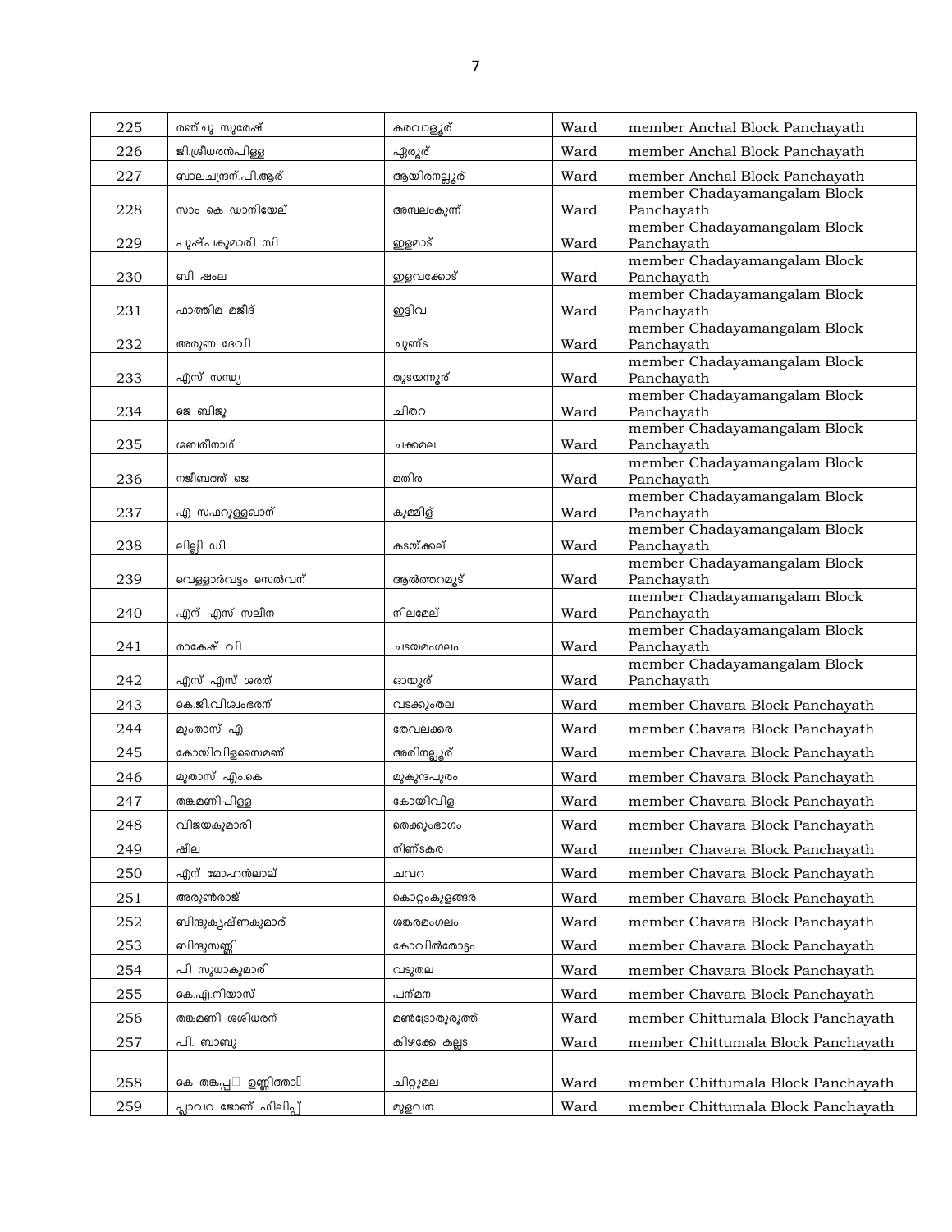| 225 | രഞ്ചു സുരേഷ് | കരവാളൂര് | Ward | member Anchal Block Panchayath |
|---|---|---|---|---|
| 226 | ജി.ശ്രീധരൻപിള്ള | ഏരൂര് | Ward | member Anchal Block Panchayath |
| 227 | ബാലചന്ദ്രന്.പി.ആര് | ആയിരനല്ലൂര് | Ward | member Anchal Block Panchayath |
| 228 | സാം കെ ഡാനിയേല് | അമ്പലംകുന്ന് | Ward | member Chadayamangalam Block Panchayath |
| 229 | പുഷ്പകുമാരി സി | ഇളമാട് | Ward | member Chadayamangalam Block Panchayath |
| 230 | ബി ഷംല | ഇളവക്കോട് | Ward | member Chadayamangalam Block Panchayath |
| 231 | ഫാത്തിമ മജീദ് | ഇട്ടിവ | Ward | member Chadayamangalam Block Panchayath |
| 232 | അരുണ ദേവി | ചുണ്ട | Ward | member Chadayamangalam Block Panchayath |
| 233 | എസ് സന്ധ്യ | തുടയന്നൂര് | Ward | member Chadayamangalam Block Panchayath |
| 234 | ജെ ബിജു | ചിതറ | Ward | member Chadayamangalam Block Panchayath |
| 235 | ശബരീനാഥ് | ചക്കമല | Ward | member Chadayamangalam Block Panchayath |
| 236 | നജീബത്ത് ജെ | മതിര | Ward | member Chadayamangalam Block Panchayath |
| 237 | എ സഫറുള്ളഖാന് | കുമ്മിള് | Ward | member Chadayamangalam Block Panchayath |
| 238 | ലില്ലി ഡി | കടയ്ക്കല് | Ward | member Chadayamangalam Block Panchayath |
| 239 | വെള്ളാർവട്ടം സെൽവന് | ആൽത്തറമൂട് | Ward | member Chadayamangalam Block Panchayath |
| 240 | എന് എസ് സലീന | നിലമേല് | Ward | member Chadayamangalam Block Panchayath |
| 241 | രാകേഷ് വി | ചടയമംഗലം | Ward | member Chadayamangalam Block Panchayath |
| 242 | എസ് എസ് ശരത് | ഓയൂര് | Ward | member Chadayamangalam Block Panchayath |
| 243 | കെ.ജി.വിശ്വംഭരന് | വടക്കുംതല | Ward | member Chavara Block Panchayath |
| 244 | മുംതാസ് എ | തേവലക്കര | Ward | member Chavara Block Panchayath |
| 245 | കോയിവിളസൈമണ് | അരിനല്ലൂര് | Ward | member Chavara Block Panchayath |
| 246 | മുതാസ് എം.കെ | മുകുന്ദപുരം | Ward | member Chavara Block Panchayath |
| 247 | തങ്കമണിപിള്ള | കോയിവിള | Ward | member Chavara Block Panchayath |
| 248 | വിജയകുമാരി | തെക്കുംഭാഗം | Ward | member Chavara Block Panchayath |
| 249 | ഷീല | നീണ്ടകര | Ward | member Chavara Block Panchayath |
| 250 | എന് മോഹൻലാല് | ചവറ | Ward | member Chavara Block Panchayath |
| 251 | അരുൺരാജ് | കൊറ്റംകുളങ്ങര | Ward | member Chavara Block Panchayath |
| 252 | ബിന്ദുകൃഷ്ണകുമാര് | ശങ്കരമംഗലം | Ward | member Chavara Block Panchayath |
| 253 | ബിന്ദുസണ്ണി | കോവിൽതോട്ടം | Ward | member Chavara Block Panchayath |
| 254 | പി സുധാകുമാരി | വടുതല | Ward | member Chavara Block Panchayath |
| 255 | കെ.എ.നിയാസ് | പന്മന | Ward | member Chavara Block Panchayath |
| 256 | തങ്കമണി ശശിധരന് | മൺട്രോതുരുത്ത് | Ward | member Chittumala Block Panchayath |
| 257 | പി. ബാബു | കിഴക്കേ കല്ലട | Ward | member Chittumala Block Panchayath |
| 258 | കെ തങ്കപ്പ ഉണ്ണിത്താ | ചിറ്റുമല | Ward | member Chittumala Block Panchayath |
| 259 | പ്ലാവറ ജോണ് ഫിലിപ്പ് | മുളവന | Ward | member Chittumala Block Panchayath |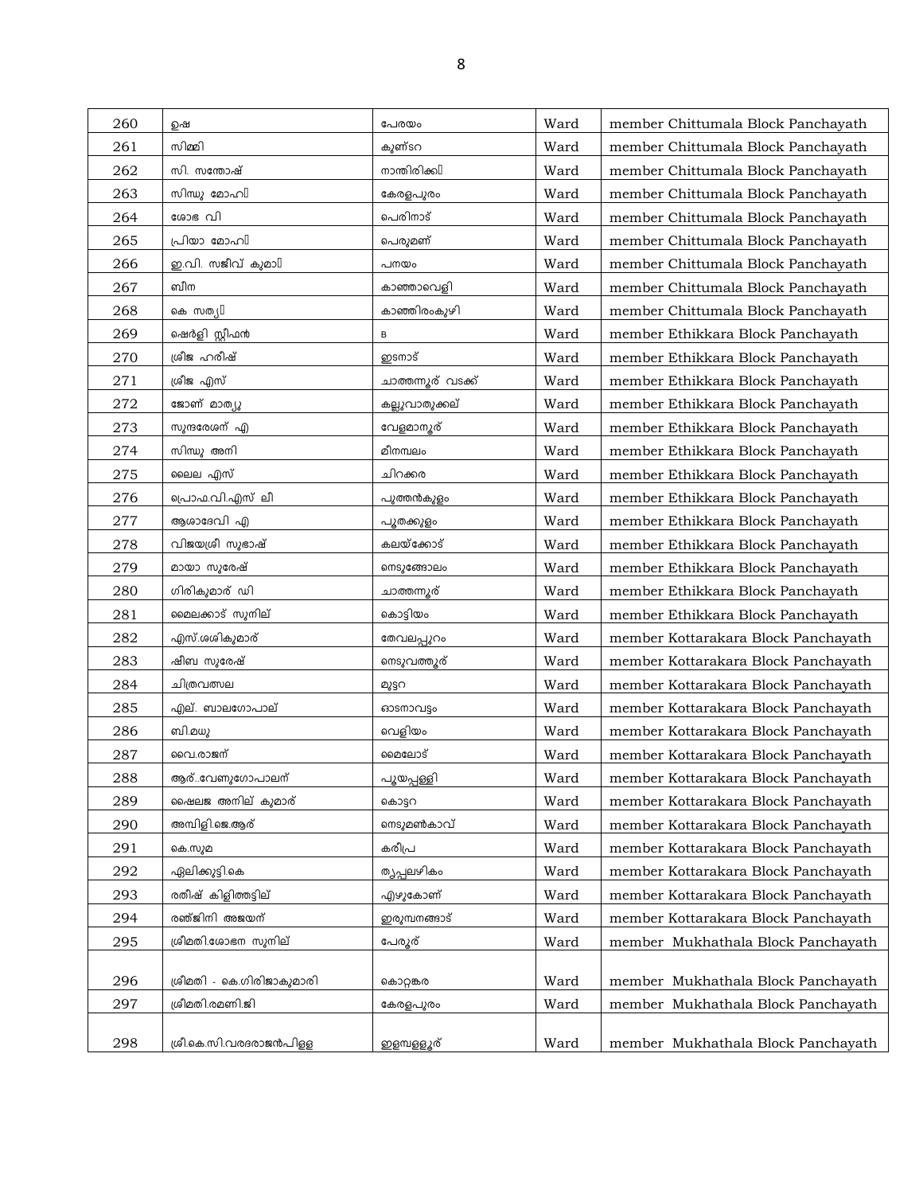| 260 | ഉഷ | പേരയം | Ward | member Chittumala Block Panchayath |
|---|---|---|---|---|
| 261 | സിമ്മി | കുണ്ടറ | Ward | member Chittumala Block Panchayath |
| 262 | സി. സന്തോഷ് | നാന്തിരിക്ക | Ward | member Chittumala Block Panchayath |
| 263 | സിന്ധു മോഹ | കേരളപുരം | Ward | member Chittumala Block Panchayath |
| 264 | ശോഭ വി | പെരിനാട് | Ward | member Chittumala Block Panchayath |
| 265 | പ്രിയാ മോഹ | പെരുമണ് | Ward | member Chittumala Block Panchayath |
| 266 | ഇ.വി. സജീവ് കുമാ | പനയം | Ward | member Chittumala Block Panchayath |
| 267 | ബീന | കാഞ്ഞാവെളി | Ward | member Chittumala Block Panchayath |
| 268 | കെ സത്യ | കാഞ്ഞിരംകുഴി | Ward | member Chittumala Block Panchayath |
| 269 | ഷെർളി സ്റ്റീഫൻ | B | Ward | member Ethikkara Block Panchayath |
| 270 | ശ്രീജ ഹരീഷ് | ഇടനാട് | Ward | member Ethikkara Block Panchayath |
| 271 | ശ്രീജ എസ് | ചാത്തന്നൂര് വടക്ക് | Ward | member Ethikkara Block Panchayath |
| 272 | ജോണ് മാത്യു | കല്ലുവാതുക്കല് | Ward | member Ethikkara Block Panchayath |
| 273 | സുന്ദരേശന് എ | വേളമാനൂര് | Ward | member Ethikkara Block Panchayath |
| 274 | സിന്ധു അനി | മീനമ്പലം | Ward | member Ethikkara Block Panchayath |
| 275 | ലൈല എസ് | ചിറക്കര | Ward | member Ethikkara Block Panchayath |
| 276 | പ്രൊഫ.വി.എസ് ലീ | പുത്തൻകുളം | Ward | member Ethikkara Block Panchayath |
| 277 | ആശാദേവി എ | പൂതക്കുളം | Ward | member Ethikkara Block Panchayath |
| 278 | വിജയശ്രീ സുഭാഷ് | കലയ്ക്കോട് | Ward | member Ethikkara Block Panchayath |
| 279 | മായാ സുരേഷ് | നെടുങ്ങോലം | Ward | member Ethikkara Block Panchayath |
| 280 | ഗിരികുമാര് ഡി | ചാത്തന്നൂര് | Ward | member Ethikkara Block Panchayath |
| 281 | മൈലക്കാട് സുനില് | കൊട്ടിയം | Ward | member Ethikkara Block Panchayath |
| 282 | എസ്.ശശികുമാര് | തേവലപ്പുറം | Ward | member Kottarakara Block Panchayath |
| 283 | ഷീബ സുരേഷ് | നെടുവത്തൂര് | Ward | member Kottarakara Block Panchayath |
| 284 | ചിത്രവത്സല | മുട്ടറ | Ward | member Kottarakara Block Panchayath |
| 285 | എല്. ബാലഗോപാല് | ഓടനാവട്ടം | Ward | member Kottarakara Block Panchayath |
| 286 | ബി.മധു | വെളിയം | Ward | member Kottarakara Block Panchayath |
| 287 | വൈ.രാജന് | മൈലോട് | Ward | member Kottarakara Block Panchayath |
| 288 | ആര്..വേണുഗോപാലന് | പൂയപ്പള്ളി | Ward | member Kottarakara Block Panchayath |
| 289 | ഷൈലജ അനില് കുമാര് | കൊട്ടറ | Ward | member Kottarakara Block Panchayath |
| 290 | അമ്പിളി.ജെ.ആര് | നെടുമൺകാവ് | Ward | member Kottarakara Block Panchayath |
| 291 | കെ.സുമ | കരീപ്ര | Ward | member Kottarakara Block Panchayath |
| 292 | ഏലിക്കുട്ടി.കെ | തൃപ്പലഴികം | Ward | member Kottarakara Block Panchayath |
| 293 | രതീഷ് കിളിത്തട്ടില് | എഴുകോണ് | Ward | member Kottarakara Block Panchayath |
| 294 | രഞ്ജിനി അജയന് | ഇരുമ്പനങ്ങാട് | Ward | member Kottarakara Block Panchayath |
| 295 | ശ്രീമതി.ശോഭന സുനില് | പേരൂര് | Ward | member Mukhathala Block Panchayath |
| 296 | ശ്രീമതി - കെ.ഗിരിജാകുമാരി | കൊറ്റങ്കര | Ward | member Mukhathala Block Panchayath |
| 297 | ശ്രീമതി.രമണി.ജി | കേരളപുരം | Ward | member Mukhathala Block Panchayath |
| 298 | ശ്രീ.കെ.സി.വരദരാജൻപിള്ള | ഇളമ്പള്ളൂര് | Ward | member Mukhathala Block Panchayath |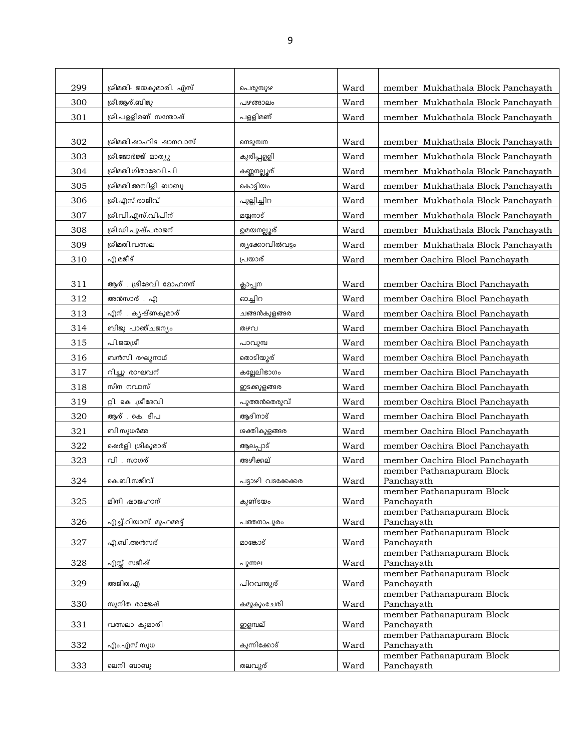| | | | | |
|---|---|---|---|---|
| 299 | ശ്രീമതി- ജയകുമാരി. എസ് | പെരുമ്പുഴ | Ward | member Mukhathala Block Panchayath |
| 300 | ശ്രീ.ആര്.ബിജു | പഴങ്ങാലം | Ward | member Mukhathala Block Panchayath |
| 301 | ശ്രീ.പള്ളിമണ് സന്തോഷ് | പള്ളിമണ് | Ward | member Mukhathala Block Panchayath |
| 302 | ശ്രീമതി.ഷാഹിദ ഷാനവാസ് | നെടുമ്പന | Ward | member Mukhathala Block Panchayath |
| 303 | ശ്രീ.ജോർജ്ജ് മാത്യൂ | കുരീപ്പള്ളി | Ward | member Mukhathala Block Panchayath |
| 304 | ശ്രീമതി.ഗീതാദേവി.പി | കണ്ണനല്ലൂര് | Ward | member Mukhathala Block Panchayath |
| 305 | ശ്രീമതി.അമ്പിളി ബാബു | കൊട്ടിയം | Ward | member Mukhathala Block Panchayath |
| 306 | ശ്രീ.എസ്.രാജീവ് | പൂല്ലിച്ചിറ | Ward | member Mukhathala Block Panchayath |
| 307 | ശ്രീ.വി.എസ്.വിപിന് | മയ്യനാട് | Ward | member Mukhathala Block Panchayath |
| 308 | ശ്രീ.ഡി.പുഷ്പരാജന് | ഉമയനല്ലൂര് | Ward | member Mukhathala Block Panchayath |
| 309 | ശ്രീമതി.വത്സല | തൃക്കോവിൽവട്ടം | Ward | member Mukhathala Block Panchayath |
| 310 | എ.മജീദ് | പ്രയാര് | Ward | member Oachira Blocl Panchayath |
| 311 | ആര് . ശ്രീദേവി മോഹനന് | ക്ലാപ്പന | Ward | member Oachira Blocl Panchayath |
| 312 | അൻസാര് . എ | ഓച്ചിറ | Ward | member Oachira Blocl Panchayath |
| 313 | എന് . കൃഷ്ണകുമാര് | ചങ്ങൻകുളങ്ങര | Ward | member Oachira Blocl Panchayath |
| 314 | ബിജു പാഞ്ചജന്യം | തഴവ | Ward | member Oachira Blocl Panchayath |
| 315 | പി.ജയശ്രീ | പാവുമ്പ | Ward | member Oachira Blocl Panchayath |
| 316 | ബൻസി രഘുനാഥ് | തൊടിയൂര് | Ward | member Oachira Blocl Panchayath |
| 317 | റിച്ചു രാഘവന് | കല്ലേലിഭാഗം | Ward | member Oachira Blocl Panchayath |
| 318 | സീന നവാസ് | ഇടക്കുളങ്ങര | Ward | member Oachira Blocl Panchayath |
| 319 | റ്റി. കെ .ശ്രീദേവി | പുത്തൻതെരുവ് | Ward | member Oachira Blocl Panchayath |
| 320 | ആര് . കെ. ദീപ | ആദിനാട് | Ward | member Oachira Blocl Panchayath |
| 321 | ബി.സുധർമ്മ | ശക്തികുളങ്ങര | Ward | member Oachira Blocl Panchayath |
| 322 | ഷെർളി ശ്രീകുമാര് | ആലപ്പാട് | Ward | member Oachira Blocl Panchayath |
| 323 | വി . സാഗര് | അഴീക്കല് | Ward | member Oachira Blocl Panchayath |
| 324 | കെ.ബി.സജീവ് | പട്ടാഴി വടക്കേക്കര | Ward | member Pathanapuram Block Panchayath |
| 325 | മിനി ഷാജഹാന് | കുണ്ടയം | Ward | member Pathanapuram Block Panchayath |
| 326 | എച്ച്.റിയാസ് മുഹമ്മദ് | പത്തനാപുരം | Ward | member Pathanapuram Block Panchayath |
| 327 | എ.ബി.അൻസര് | മാങ്കോട് | Ward | member Pathanapuram Block Panchayath |
| 328 | എസ്സ് സജീഷ് | പുന്നല | Ward | member Pathanapuram Block Panchayath |
| 329 | അജിത.എ | പിറവന്തൂര് | Ward | member Pathanapuram Block Panchayath |
| 330 | സുനിത രാജേഷ് | കമുകുംചേരി | Ward | member Pathanapuram Block Panchayath |
| 331 | വത്സലാ കുമാരി | ഇളമ്പല് | Ward | member Pathanapuram Block Panchayath |
| 332 | എം.എസ്.സുധ | കുന്നിക്കോട് | Ward | member Pathanapuram Block Panchayath |
| 333 | ലെനി ബാബു | തലവൂര് | Ward | member Pathanapuram Block Panchayath |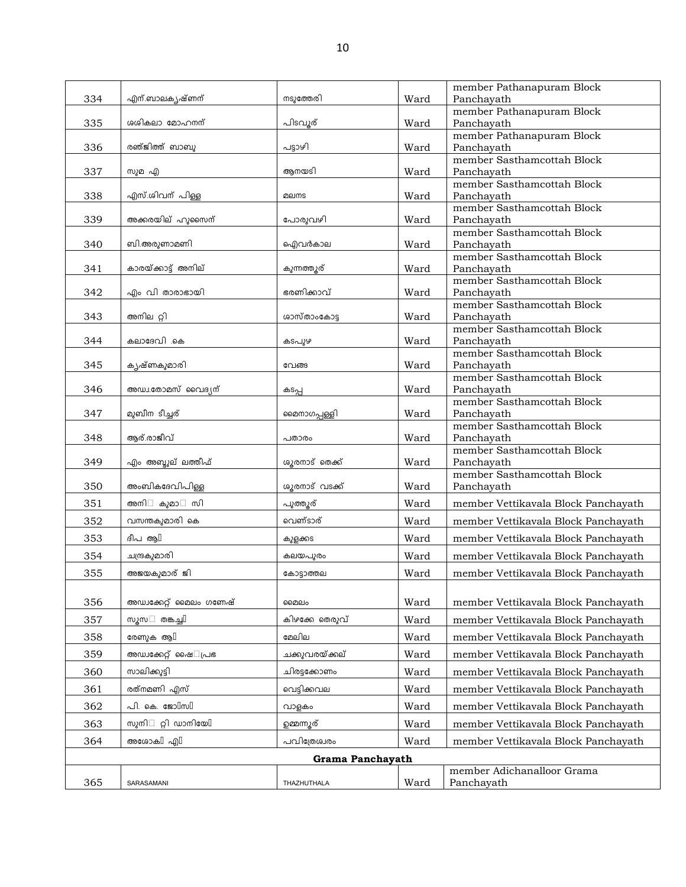| | | | | |
|---|---|---|---|---|
| 334 | എന്.ബാലകൃഷ്ണന് | നടുത്തേരി | Ward | member Pathanapuram Block Panchayath |
| 335 | ശശികലാ മോഹനന് | പിടവൂര് | Ward | member Pathanapuram Block Panchayath |
| 336 | രഞ്ജിത്ത് ബാബു | പട്ടാഴി | Ward | member Pathanapuram Block Panchayath |
| 337 | സുമ എ | ആനയടി | Ward | member Sasthamcottah Block Panchayath |
| 338 | എസ്.ശിവന് പിള്ള | മലനട | Ward | member Sasthamcottah Block Panchayath |
| 339 | അക്കരയില് ഹുസൈന് | പോരുവഴി | Ward | member Sasthamcottah Block Panchayath |
| 340 | ബി.അരുണാമണി | ഐവർകാല | Ward | member Sasthamcottah Block Panchayath |
| 341 | കാരയ്ക്കാട്ട് അനില് | കുന്നത്തൂര് | Ward | member Sasthamcottah Block Panchayath |
| 342 | എം വി താരാഭായി | ഭരണിക്കാവ് | Ward | member Sasthamcottah Block Panchayath |
| 343 | അനില റ്റി | ശാസ്താംകോട്ട | Ward | member Sasthamcottah Block Panchayath |
| 344 | കലാദേവി .കെ | കടപുഴ | Ward | member Sasthamcottah Block Panchayath |
| 345 | കൃഷ്ണകുമാരി | വേങ്ങ | Ward | member Sasthamcottah Block Panchayath |
| 346 | അഡ്വ.തോമസ് വൈദ്യന് | കടപ്പ | Ward | member Sasthamcottah Block Panchayath |
| 347 | മുബീന ടീച്ചര് | മൈനാഗപ്പള്ളി | Ward | member Sasthamcottah Block Panchayath |
| 348 | ആര്.രാജീവ് | പതാരം | Ward | member Sasthamcottah Block Panchayath |
| 349 | എം അബ്ദുല് ലത്തീഫ് | ശൂരനാട് തെക്ക് | Ward | member Sasthamcottah Block Panchayath |
| 350 | അംബികദേവിപിള്ള | ശൂരനാട് വടക്ക് | Ward | member Sasthamcottah Block Panchayath |
| 351 | അനി കുമാ സി | പുത്തൂര് | Ward | member Vettikavala Block Panchayath |
| 352 | വസന്തകുമാരി കെ | വെണ്ടാര് | Ward | member Vettikavala Block Panchayath |
| 353 | ദീപ ആ | കുളക്കട | Ward | member Vettikavala Block Panchayath |
| 354 | ചന്ദ്രകുമാരി | കലയപുരം | Ward | member Vettikavala Block Panchayath |
| 355 | അജയകുമാര് ജി | കോട്ടാത്തല | Ward | member Vettikavala Block Panchayath |
| 356 | അഡ്വക്കേറ്റ് മൈലം ഗണേഷ് | മൈലം | Ward | member Vettikavala Block Panchayath |
| 357 | സൂസ തങ്കച്ചി | കിഴക്കേ തെരുവ് | Ward | member Vettikavala Block Panchayath |
| 358 | രേണുക ആ | മേലില | Ward | member Vettikavala Block Panchayath |
| 359 | അഡ്വക്കേറ്റ് ഷൈ പ്രഭ | ചക്കുവരയ്ക്കല് | Ward | member Vettikavala Block Panchayath |
| 360 | സാലിക്കുട്ടി | ചിരട്ടക്കോണം | Ward | member Vettikavala Block Panchayath |
| 361 | രത്നമണി എസ് | വെട്ടിക്കവല | Ward | member Vettikavala Block Panchayath |
| 362 | പി. കെ. ജോ സ | വാളകം | Ward | member Vettikavala Block Panchayath |
| 363 | സുനി റ്റി ഡാനിയേ | ഉമ്മന്നൂര് | Ward | member Vettikavala Block Panchayath |
| 364 | അശോക എ | പവിത്രേശ്വരം | Ward | member Vettikavala Block Panchayath |
| **Grama Panchayath** | | | | |
| 365 | SARASAMANI | THAZHUTHALA | Ward | member Adichanalloor Grama Panchayath |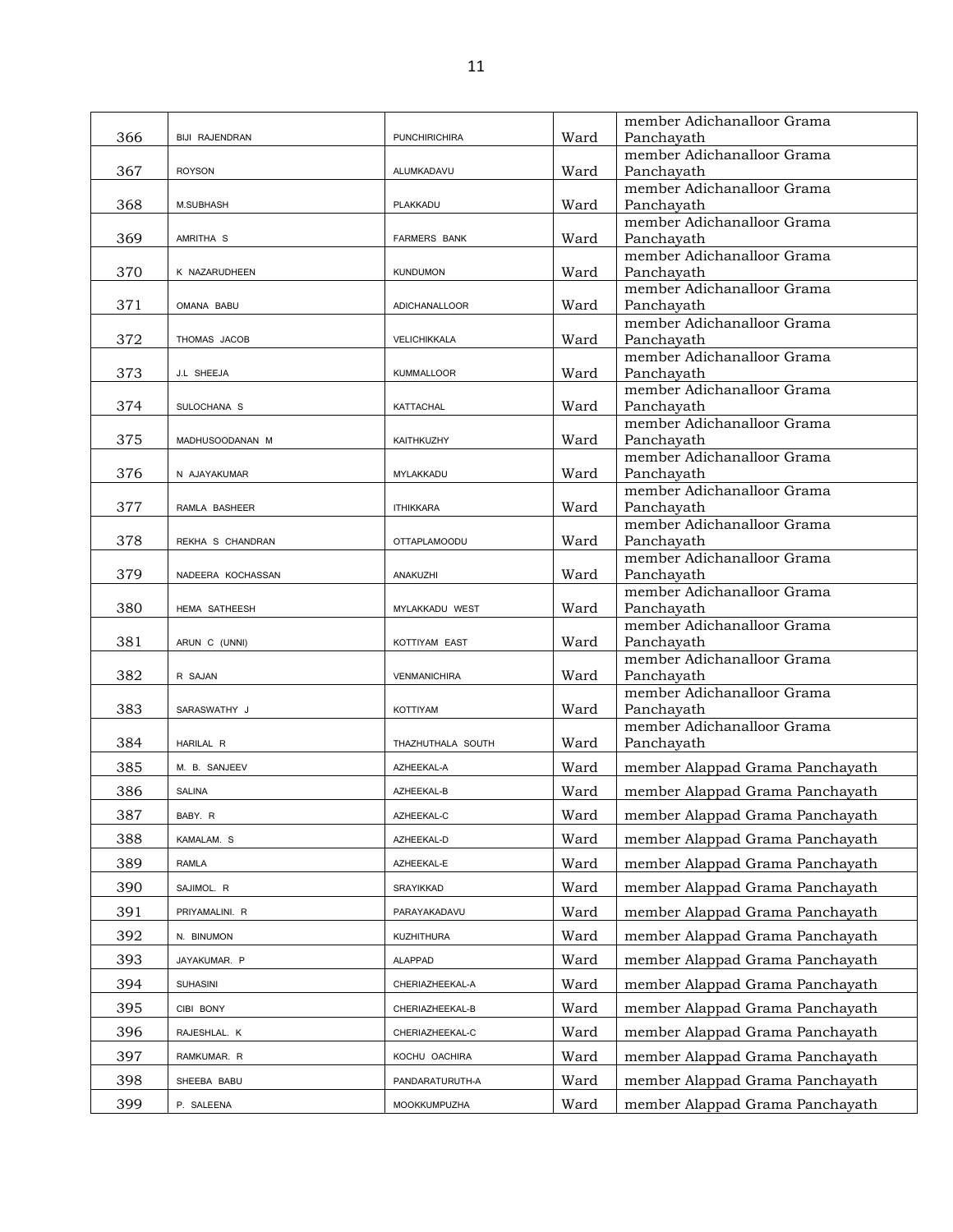| | | | | |
|---|---|---|---|---|
| 366 | BIJI RAJENDRAN | PUNCHIRICHIRA | Ward | member Adichanalloor Grama Panchayath |
| 367 | ROYSON | ALUMKADAVU | Ward | member Adichanalloor Grama Panchayath |
| 368 | M.SUBHASH | PLAKKADU | Ward | member Adichanalloor Grama Panchayath |
| 369 | AMRITHA S | FARMERS BANK | Ward | member Adichanalloor Grama Panchayath |
| 370 | K NAZARUDHEEN | KUNDUMON | Ward | member Adichanalloor Grama Panchayath |
| 371 | OMANA BABU | ADICHANALLOOR | Ward | member Adichanalloor Grama Panchayath |
| 372 | THOMAS JACOB | VELICHIKKALA | Ward | member Adichanalloor Grama Panchayath |
| 373 | J.L SHEEJA | KUMMALLOOR | Ward | member Adichanalloor Grama Panchayath |
| 374 | SULOCHANA S | KATTACHAL | Ward | member Adichanalloor Grama Panchayath |
| 375 | MADHUSOODANAN M | KAITHKUZHY | Ward | member Adichanalloor Grama Panchayath |
| 376 | N AJAYAKUMAR | MYLAKKADU | Ward | member Adichanalloor Grama Panchayath |
| 377 | RAMLA BASHEER | ITHIKKARA | Ward | member Adichanalloor Grama Panchayath |
| 378 | REKHA S CHANDRAN | OTTAPLAMOODU | Ward | member Adichanalloor Grama Panchayath |
| 379 | NADEERA KOCHASSAN | ANAKUZHI | Ward | member Adichanalloor Grama Panchayath |
| 380 | HEMA SATHEESH | MYLAKKADU WEST | Ward | member Adichanalloor Grama Panchayath |
| 381 | ARUN C (UNNI) | KOTTIYAM EAST | Ward | member Adichanalloor Grama Panchayath |
| 382 | R SAJAN | VENMANICHIRA | Ward | member Adichanalloor Grama Panchayath |
| 383 | SARASWATHY J | KOTTIYAM | Ward | member Adichanalloor Grama Panchayath |
| 384 | HARILAL R | THAZHUTHALA SOUTH | Ward | member Adichanalloor Grama Panchayath |
| 385 | M. B. SANJEEV | AZHEEKAL-A | Ward | member Alappad Grama Panchayath |
| 386 | SALINA | AZHEEKAL-B | Ward | member Alappad Grama Panchayath |
| 387 | BABY. R | AZHEEKAL-C | Ward | member Alappad Grama Panchayath |
| 388 | KAMALAM. S | AZHEEKAL-D | Ward | member Alappad Grama Panchayath |
| 389 | RAMLA | AZHEEKAL-E | Ward | member Alappad Grama Panchayath |
| 390 | SAJIMOL. R | SRAYIKKAD | Ward | member Alappad Grama Panchayath |
| 391 | PRIYAMALINI. R | PARAYAKADAVU | Ward | member Alappad Grama Panchayath |
| 392 | N. BINUMON | KUZHITHURA | Ward | member Alappad Grama Panchayath |
| 393 | JAYAKUMAR. P | ALAPPAD | Ward | member Alappad Grama Panchayath |
| 394 | SUHASINI | CHERIAZHEEKAL-A | Ward | member Alappad Grama Panchayath |
| 395 | CIBI BONY | CHERIAZHEEKAL-B | Ward | member Alappad Grama Panchayath |
| 396 | RAJESHLAL. K | CHERIAZHEEKAL-C | Ward | member Alappad Grama Panchayath |
| 397 | RAMKUMAR. R | KOCHU OACHIRA | Ward | member Alappad Grama Panchayath |
| 398 | SHEEBA BABU | PANDARATURUTH-A | Ward | member Alappad Grama Panchayath |
| 399 | P. SALEENA | MOOKKUMPUZHA | Ward | member Alappad Grama Panchayath |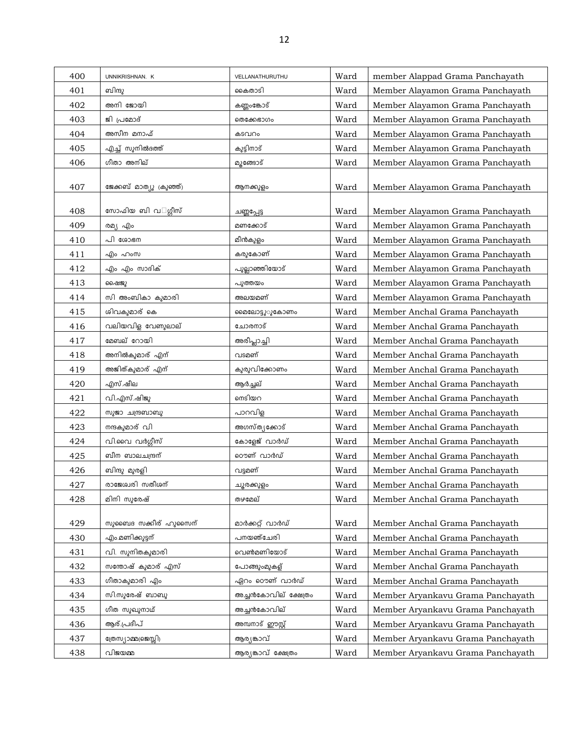| 400 | UNNIKRISHNAN. K | VELLANATHURUTHU | Ward | member Alappad Grama Panchayath |
|---|---|---|---|---|
| 401 | ബിന്ദു | കൈതാടി | Ward | Member Alayamon Grama Panchayath |
| 402 | അനി ജോയി | കണ്ണംകോട് | Ward | Member Alayamon Grama Panchayath |
| 403 | ജി പ്രമോദ് | തെക്കേഭാഗം | Ward | Member Alayamon Grama Panchayath |
| 404 | അസീന മനാഫ് | കടവറം | Ward | Member Alayamon Grama Panchayath |
| 405 | എച്ച് സുനിൽദത്ത് | കുട്ടിനാട് | Ward | Member Alayamon Grama Panchayath |
| 406 | ഗീതാ അനില് | മൂങ്ങോട് | Ward | Member Alayamon Grama Panchayath |
| 407 | ജേക്കബ് മാത്യു (കുഞ്ഞ്) | ആനക്കുളം | Ward | Member Alayamon Grama Panchayath |
| 408 | സോഫിയ ബി വ�ഗ്ഗീസ് | ചണ്ണപ്പേട്ട | Ward | Member Alayamon Grama Panchayath |
| 409 | രമ്യ എം | മണക്കോട് | Ward | Member Alayamon Grama Panchayath |
| 410 | പി ശോഭന | മീൻകുളം | Ward | Member Alayamon Grama Panchayath |
| 411 | എം ഹംസ | കരുകോണ് | Ward | Member Alayamon Grama Panchayath |
| 412 | എം എം സാദിക് | പുല്ലാഞ്ഞിയോട് | Ward | Member Alayamon Grama Panchayath |
| 413 | ഷൈജു | പുത്തയം | Ward | Member Alayamon Grama Panchayath |
| 414 | സി അംബികാ കുമാരി | അലയമണ് | Ward | Member Alayamon Grama Panchayath |
| 415 | ശിവകുമാര് കെ | മൈലോട്ടുുകോണം | Ward | Member Anchal Grama Panchayath |
| 416 | വലിയവിള വേണുലാല് | ചോരനാട് | Ward | Member Anchal Grama Panchayath |
| 417 | മേബല് റോയി | അരീപ്ലാച്ചി | Ward | Member Anchal Grama Panchayath |
| 418 | അനിൽകുമാര് എന് | വടമണ് | Ward | Member Anchal Grama Panchayath |
| 419 | അജിത്കുമാര് എന് | കുരുവിക്കോണം | Ward | Member Anchal Grama Panchayath |
| 420 | എസ്.ഷീല | ആർച്ചല് | Ward | Member Anchal Grama Panchayath |
| 421 | വി.എസ്.ഷിജു | നെടിയറ | Ward | Member Anchal Grama Panchayath |
| 422 | സുജാ ചന്ദ്രബാബു | പാറവിള | Ward | Member Anchal Grama Panchayath |
| 423 | നന്ദകുമാര് വി | അഗസ്ത്യക്കോട് | Ward | Member Anchal Grama Panchayath |
| 424 | വി.വൈ വർഗ്ഗീസ് | കോളേജ് വാർഡ് | Ward | Member Anchal Grama Panchayath |
| 425 | ബീന ബാലചന്ദ്രന് | ഠൌണ് വാർഡ് | Ward | Member Anchal Grama Panchayath |
| 426 | ബിന്ദു മുരളി | വട്ടമണ് | Ward | Member Anchal Grama Panchayath |
| 427 | രാജേശ്വരി സതീശന് | ചൂരക്കുളം | Ward | Member Anchal Grama Panchayath |
| 428 | മിനി സുരേഷ് | തഴമേല് | Ward | Member Anchal Grama Panchayath |
| 429 | സുബൈദ സക്കീര് ഹുസൈന് | മാർക്കറ്റ് വാർഡ് | Ward | Member Anchal Grama Panchayath |
| 430 | എം.മണിക്കുട്ടന് | പനയഞ്ചേരി | Ward | Member Anchal Grama Panchayath |
| 431 | വി. സുനിതകുമാരി | വെൺമണിയോട് | Ward | Member Anchal Grama Panchayath |
| 432 | സന്തോഷ് കുമാര് എസ് | പോങ്ങുംമുകള് | Ward | Member Anchal Grama Panchayath |
| 433 | ഗീതാകുമാരി എം | ഏറം ഠൌണ് വാർഡ് | Ward | Member Anchal Grama Panchayath |
| 434 | സി.സുരേഷ് ബാബു | അച്ചൻകോവില് ക്ഷേത്രം | Ward | Member Aryankavu Grama Panchayath |
| 435 | ഗീത സുഖുനാഥ് | അച്ചൻകോവില് | Ward | Member Aryankavu Grama Panchayath |
| 436 | ആര്.പ്രദീപ് | അമ്പനാട് ഈസ്റ്റ് | Ward | Member Aryankavu Grama Panchayath |
| 437 | ത്രേസ്യാമ്മ(ജെസ്സി) | ആര്യങ്കാവ് | Ward | Member Aryankavu Grama Panchayath |
| 438 | വിജയമ്മ | ആര്യങ്കാവ് ക്ഷേത്രം | Ward | Member Aryankavu Grama Panchayath |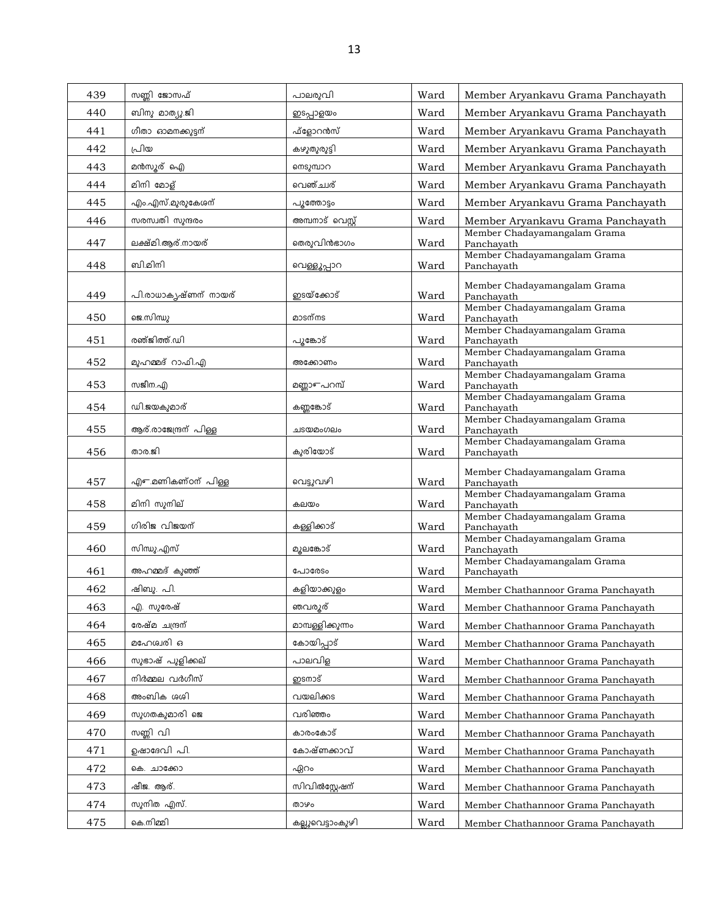| 439 | സണ്ണി ജോസഫ് | പാലരുവി | Ward | Member Aryankavu Grama Panchayath |
|---|---|---|---|---|
| 440 | ബിനു മാത്യു.ജി | ഇടപ്പാളയം | Ward | Member Aryankavu Grama Panchayath |
| 441 | ഗീതാ ഓമനക്കുട്ടന് | ഫ്ളോറന്സ് | Ward | Member Aryankavu Grama Panchayath |
| 442 | പ്രിയ | കഴുതുരുട്ടി | Ward | Member Aryankavu Grama Panchayath |
| 443 | മന്സൂര് ഐ | നെടുമ്പാറ | Ward | Member Aryankavu Grama Panchayath |
| 444 | മിനി മോള് | വെഞ്ചര് | Ward | Member Aryankavu Grama Panchayath |
| 445 | എം.എസ്.മുരുകേശന് | പൂത്തോട്ടം | Ward | Member Aryankavu Grama Panchayath |
| 446 | സരസ്വതി സുന്ദരം | അമ്പനാട് വെസ്റ്റ് | Ward | Member Aryankavu Grama Panchayath |
| 447 | ലക്ഷ്മി.ആര്.നായര് | തെരുവിന്ഭാഗം | Ward | Member Chadayamangalam Grama Panchayath |
| 448 | ബി.മിനി | വെള്ളൂപ്പാറ | Ward | Member Chadayamangalam Grama Panchayath |
| 449 | പി.രാധാകൃഷ്ണന് നായര് | ഇടയ്ക്കോട് | Ward | Member Chadayamangalam Grama Panchayath |
| 450 | ജെ.സിന്ധു | മാടന്നട | Ward | Member Chadayamangalam Grama Panchayath |
| 451 | രഞ്ജിത്ത്.ഡി | പൂങ്കോട് | Ward | Member Chadayamangalam Grama Panchayath |
| 452 | മുഹമ്മദ് റാഫി.എ | അക്കോണം | Ward | Member Chadayamangalam Grama Panchayath |
| 453 | സജീന.എ | മണ്ണാംപറമ്പ് | Ward | Member Chadayamangalam Grama Panchayath |
| 454 | ഡി.ജയകുമാര് | കണ്ണങ്കോട് | Ward | Member Chadayamangalam Grama Panchayath |
| 455 | ആര്.രാജേന്ദ്രന് പിള്ള | ചടയമംഗലം | Ward | Member Chadayamangalam Grama Panchayath |
| 456 | താര.ജി | കുരിയോട് | Ward | Member Chadayamangalam Grama Panchayath |
| 457 | എന്.മണികണ്ഠന് പിള്ള | വെട്ടുവഴി | Ward | Member Chadayamangalam Grama Panchayath |
| 458 | മിനി സുനില് | കലയം | Ward | Member Chadayamangalam Grama Panchayath |
| 459 | ഗിരിജ വിജയന് | കള്ളിക്കാട് | Ward | Member Chadayamangalam Grama Panchayath |
| 460 | സിന്ധു.എസ് | മുലങ്കോട് | Ward | Member Chadayamangalam Grama Panchayath |
| 461 | അഹമ്മദ് കുഞ്ഞ് | പോരേടം | Ward | Member Chadayamangalam Grama Panchayath |
| 462 | ഷിബു. പി. | കളിയാക്കുളം | Ward | Member Chathannoor Grama Panchayath |
| 463 | എ. സുരേഷ് | ഞവരൂര് | Ward | Member Chathannoor Grama Panchayath |
| 464 | രേഷ്മ ചന്ദ്രന് | മാമ്പള്ളിക്കുന്നം | Ward | Member Chathannoor Grama Panchayath |
| 465 | മഹേശ്വരി ഒ | കോയിപ്പാട് | Ward | Member Chathannoor Grama Panchayath |
| 466 | സുഭാഷ് പുളിക്കല് | പാലവിള | Ward | Member Chathannoor Grama Panchayath |
| 467 | നിര്മ്മല വര്ഗീസ് | ഇടനാട് | Ward | Member Chathannoor Grama Panchayath |
| 468 | അംബിക ശശി | വയലിക്കട | Ward | Member Chathannoor Grama Panchayath |
| 469 | സുഗതകുമാരി ജെ | വരിഞ്ഞം | Ward | Member Chathannoor Grama Panchayath |
| 470 | സണ്ണി വി | കാരംകോട് | Ward | Member Chathannoor Grama Panchayath |
| 471 | ഉഷാദേവി പി. | കോഷ്ണക്കാവ് | Ward | Member Chathannoor Grama Panchayath |
| 472 | കെ. ചാക്കോ | ഏറം | Ward | Member Chathannoor Grama Panchayath |
| 473 | ഷീജ. ആര്. | സിവില്സ്റ്റേഷന് | Ward | Member Chathannoor Grama Panchayath |
| 474 | സുനിത എസ്. | താഴം | Ward | Member Chathannoor Grama Panchayath |
| 475 | കെ.നിമ്മി | കല്ലുവെട്ടാംകുഴി | Ward | Member Chathannoor Grama Panchayath |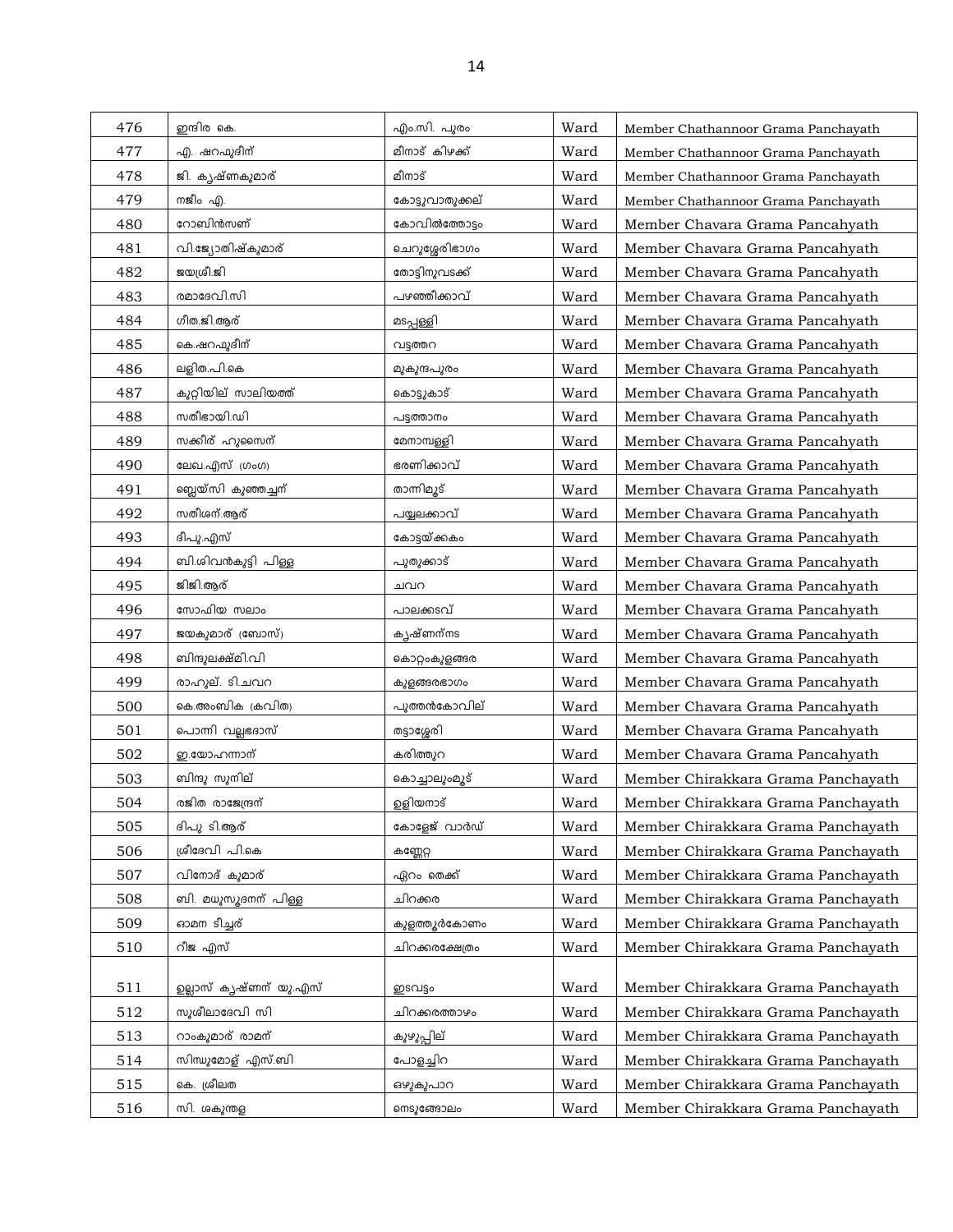| 476 | ഇന്ദിര കെ. | എം.സി. പുരം | Ward | Member Chathannoor Grama Panchayath |
|---|---|---|---|---|
| 477 | എ. ഷറഫുദീന് | മീനാട് കിഴക്ക് | Ward | Member Chathannoor Grama Panchayath |
| 478 | ജി. കൃഷ്ണകുമാര് | മീനാട് | Ward | Member Chathannoor Grama Panchayath |
| 479 | നജീം എ. | കോട്ടുവാതുക്കല് | Ward | Member Chathannoor Grama Panchayath |
| 480 | റോബിൻസണ് | കോവിൽത്തോട്ടം | Ward | Member Chavara Grama Pancahyath |
| 481 | വി.ജ്യോതിഷ്കുമാര് | ചെറുശ്ശേരിഭാഗം | Ward | Member Chavara Grama Pancahyath |
| 482 | ജയശ്രീ.ജി | തോട്ടിനുവടക്ക് | Ward | Member Chavara Grama Pancahyath |
| 483 | രമാദേവി.സി | പഴഞ്ഞിക്കാവ് | Ward | Member Chavara Grama Pancahyath |
| 484 | ഗീത.ജി.ആര് | മടപ്പള്ളി | Ward | Member Chavara Grama Pancahyath |
| 485 | കെ.ഷറഫുദീന് | വട്ടത്തറ | Ward | Member Chavara Grama Pancahyath |
| 486 | ലളിത.പി.കെ | മുകുന്ദപുരം | Ward | Member Chavara Grama Pancahyath |
| 487 | കുറ്റിയില് സാലിയത്ത് | കൊട്ടുകാട് | Ward | Member Chavara Grama Pancahyath |
| 488 | സതീഭായി.ഡി | പട്ടത്താനം | Ward | Member Chavara Grama Pancahyath |
| 489 | സക്കീര് ഹുസൈന് | മേനാമ്പള്ളി | Ward | Member Chavara Grama Pancahyath |
| 490 | ലേഖ.എസ് (ഗംഗ) | ഭരണിക്കാവ് | Ward | Member Chavara Grama Pancahyath |
| 491 | ബ്ലെയ്സി കുഞ്ഞച്ചന് | താന്നിമൂട് | Ward | Member Chavara Grama Pancahyath |
| 492 | സതീശന്.ആര് | പയ്യലക്കാവ് | Ward | Member Chavara Grama Pancahyath |
| 493 | ദീപു.എസ് | കോട്ടയ്ക്കകം | Ward | Member Chavara Grama Pancahyath |
| 494 | ബി.ശിവൻകുട്ടി പിള്ള | പുതുക്കാട് | Ward | Member Chavara Grama Pancahyath |
| 495 | ജിജി.ആര് | ചവറ | Ward | Member Chavara Grama Pancahyath |
| 496 | സോഫിയ സലാം | പാലക്കടവ് | Ward | Member Chavara Grama Pancahyath |
| 497 | ജയകുമാര് (ബോസ്) | കൃഷ്ണന്നട | Ward | Member Chavara Grama Pancahyath |
| 498 | ബിന്ദുലക്ഷ്മി.വി | കൊറ്റംകുളങ്ങര | Ward | Member Chavara Grama Pancahyath |
| 499 | രാഹുല്. ടി.ചവറ | കുളങ്ങരഭാഗം | Ward | Member Chavara Grama Pancahyath |
| 500 | കെ.അംബിക (കവിത) | പുത്തൻകോവില് | Ward | Member Chavara Grama Pancahyath |
| 501 | പൊന്നി വല്ലഭദാസ് | തട്ടാശ്ശേരി | Ward | Member Chavara Grama Pancahyath |
| 502 | ഇ.യോഹന്നാന് | കരിത്തുറ | Ward | Member Chavara Grama Pancahyath |
| 503 | ബിന്ദു സുനില് | കൊച്ചാലുംമൂട് | Ward | Member Chirakkara Grama Panchayath |
| 504 | രജിത രാജേന്ദ്രന് | ഉളിയനാട് | Ward | Member Chirakkara Grama Panchayath |
| 505 | ദിപു ടി.ആര് | കോളേജ് വാർഡ് | Ward | Member Chirakkara Grama Panchayath |
| 506 | ശ്രീദേവി പി.കെ | കണ്ണേറ്റ | Ward | Member Chirakkara Grama Panchayath |
| 507 | വിനോദ് കുമാര് | ഏറം തെക്ക് | Ward | Member Chirakkara Grama Panchayath |
| 508 | ബി. മധുസൂദനന് പിള്ള | ചിറക്കര | Ward | Member Chirakkara Grama Panchayath |
| 509 | ഓമന ടീച്ചര് | കുളത്തൂർകോണം | Ward | Member Chirakkara Grama Panchayath |
| 510 | റീജ എസ് | ചിറക്കരക്ഷേത്രം | Ward | Member Chirakkara Grama Panchayath |
| 511 | ഉല്ലാസ് കൃഷ്ണന് യു.എസ് | ഇടവട്ടം | Ward | Member Chirakkara Grama Panchayath |
| 512 | സുശീലാദേവി സി | ചിറക്കരത്താഴം | Ward | Member Chirakkara Grama Panchayath |
| 513 | റാംകുമാര് രാമന് | കുഴുപ്പില് | Ward | Member Chirakkara Grama Panchayath |
| 514 | സിന്ധുമോള് എസ്.ബി | പോളച്ചിറ | Ward | Member Chirakkara Grama Panchayath |
| 515 | കെ. ശ്രീലത | ഒഴുകുപാറ | Ward | Member Chirakkara Grama Panchayath |
| 516 | സി. ശകുന്തള | നെടുങ്ങോലം | Ward | Member Chirakkara Grama Panchayath |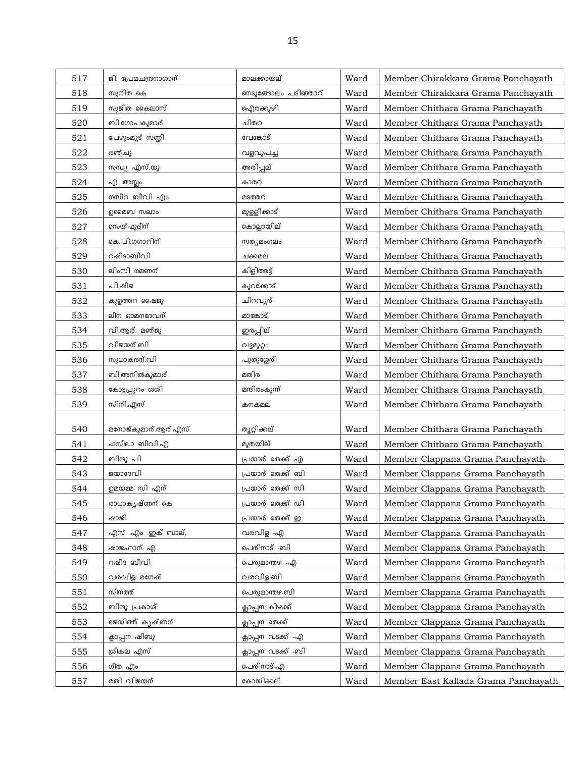| 517 | ജി. പ്രേമചന്ദ്രനാശാന് | മാലക്കായല് | Ward | Member Chirakkara Grama Panchayath |
|---|---|---|---|---|
| 518 | സുനിത കെ | നെടുങ്ങോലം പടിഞ്ഞാറ് | Ward | Member Chirakkara Grama Panchayath |
| 519 | സുജിത കൈലാസ് | ഐരക്കുഴി | Ward | Member Chithara Grama Panchayath |
| 520 | ബി.ഗോപകുമാര് | ചിതറ | Ward | Member Chithara Grama Panchayath |
| 521 | പേഴുംമൂട് സണ്ണി | വേങ്കോട് | Ward | Member Chithara Grama Panchayath |
| 522 | രഞ്ചു | വളവുപച്ച | Ward | Member Chithara Grama Panchayath |
| 523 | സന്ധ്യ എസ്.യു | അരിപ്പല് | Ward | Member Chithara Grama Panchayath |
| 524 | എ. അസ്ലം | കാരറ | Ward | Member Chithara Grama Panchayath |
| 525 | നസീറ ബീവി എം | മടത്തറ | Ward | Member Chithara Grama Panchayath |
| 526 | ഉമൈബ സലാം | മുള്ളിക്കാട് | Ward | Member Chithara Grama Panchayath |
| 527 | സെയ്ഫുദ്ദീന് | കൊല്ലായില് | Ward | Member Chithara Grama Panchayath |
| 528 | കെ.പി.ഗഗാറിന് | സത്യമംഗലം | Ward | Member Chithara Grama Panchayath |
| 529 | റഷീദാബീവി | ചക്കമല | Ward | Member Chithara Grama Panchayath |
| 530 | ലിംസി രമണന് | കിളിത്തട്ട് | Ward | Member Chithara Grama Panchayath |
| 531 | പി.ഷീജ | കുറക്കോട് | Ward | Member Chithara Grama Panchayath |
| 532 | കുളത്തറ ഷൈജു | ചിറവൂര് | Ward | Member Chithara Grama Panchayath |
| 533 | ലീന ഓമനദേവന് | മാങ്കോട് | Ward | Member Chithara Grama Panchayath |
| 534 | വി.ആര്. മഞ്ജു | ഇരപ്പില് | Ward | Member Chithara Grama Panchayath |
| 535 | വിജയന്.ബി | വട്ടമുറ്റം | Ward | Member Chithara Grama Panchayath |
| 536 | സുധാകരന്.വി | പുതുശ്ശേരി | Ward | Member Chithara Grama Panchayath |
| 537 | ബി.അനിൽകുമാര് | മതിര | Ward | Member Chithara Grama Panchayath |
| 538 | കോട്ടപ്പുറം ശശി | മന്ദിരംകുന്ന് | Ward | Member Chithara Grama Panchayath |
| 539 | സിനി.എസ് | കനകമല | Ward | Member Chithara Grama Panchayath |
| 540 | മനോജ്കുമാര്.ആര്.എസ് | തുറ്റിക്കല് | Ward | Member Chithara Grama Panchayath |
| 541 | ഫസീലാ ബീവി.എ | മുതയില് | Ward | Member Chithara Grama Panchayath |
| 542 | ബിന്ദു പി | പ്രയാര് തെക്ക് എ | Ward | Member Clappana Grama Panchayath |
| 543 | ജയാദേവി | പ്രയാര് തെക്ക് ബി | Ward | Member Clappana Grama Panchayath |
| 544 | ഉമയമ്മ സി എന് | പ്രയാര് തെക്ക് സി | Ward | Member Clappana Grama Panchayath |
| 545 | രാധാകൃഷ്ണന് കെ | പ്രയാര് തെക്ക് ഡി | Ward | Member Clappana Grama Panchayath |
| 546 | ഷാജി | പ്രയാര് തെക്ക് ഇ | Ward | Member Clappana Grama Panchayath |
| 547 | എസ് .എം .ഇക് ബാല്, | വരവിള -എ | Ward | Member Clappana Grama Panchayath |
| 548 | ഷാജഹാന് എ | പെരിനാട് -ബി | Ward | Member Clappana Grama Panchayath |
| 549 | റഷീദ ബീവി | പെരുമാന്തഴ -എ | Ward | Member Clappana Grama Panchayath |
| 550 | വരവിള മനേഷ് | വരവിള-ബി | Ward | Member Clappana Grama Panchayath |
| 551 | സീനത്ത് | പെരുമാന്തഴ-ബി | Ward | Member Clappana Grama Panchayath |
| 552 | ബിന്ദു പ്രകാശ് | ക്ലാപ്പന കിഴക്ക് | Ward | Member Clappana Grama Panchayath |
| 553 | ജെയിത്ത് കൃഷ്ണന് | ക്ലാപ്പന തെക്ക് | Ward | Member Clappana Grama Panchayath |
| 554 | ക്ലാപ്പന ഷിബു | ക്ലാപ്പന വടക്ക് -എ | Ward | Member Clappana Grama Panchayath |
| 555 | ശ്രീകല എസ് | ക്ലാപ്പന വടക്ക് -ബി | Ward | Member Clappana Grama Panchayath |
| 556 | ഗീത എം | പെരിനാട്-എ | Ward | Member Clappana Grama Panchayath |
| 557 | രതി വിജയന് | കോയിക്കല് | Ward | Member East Kallada Grama Panchayath |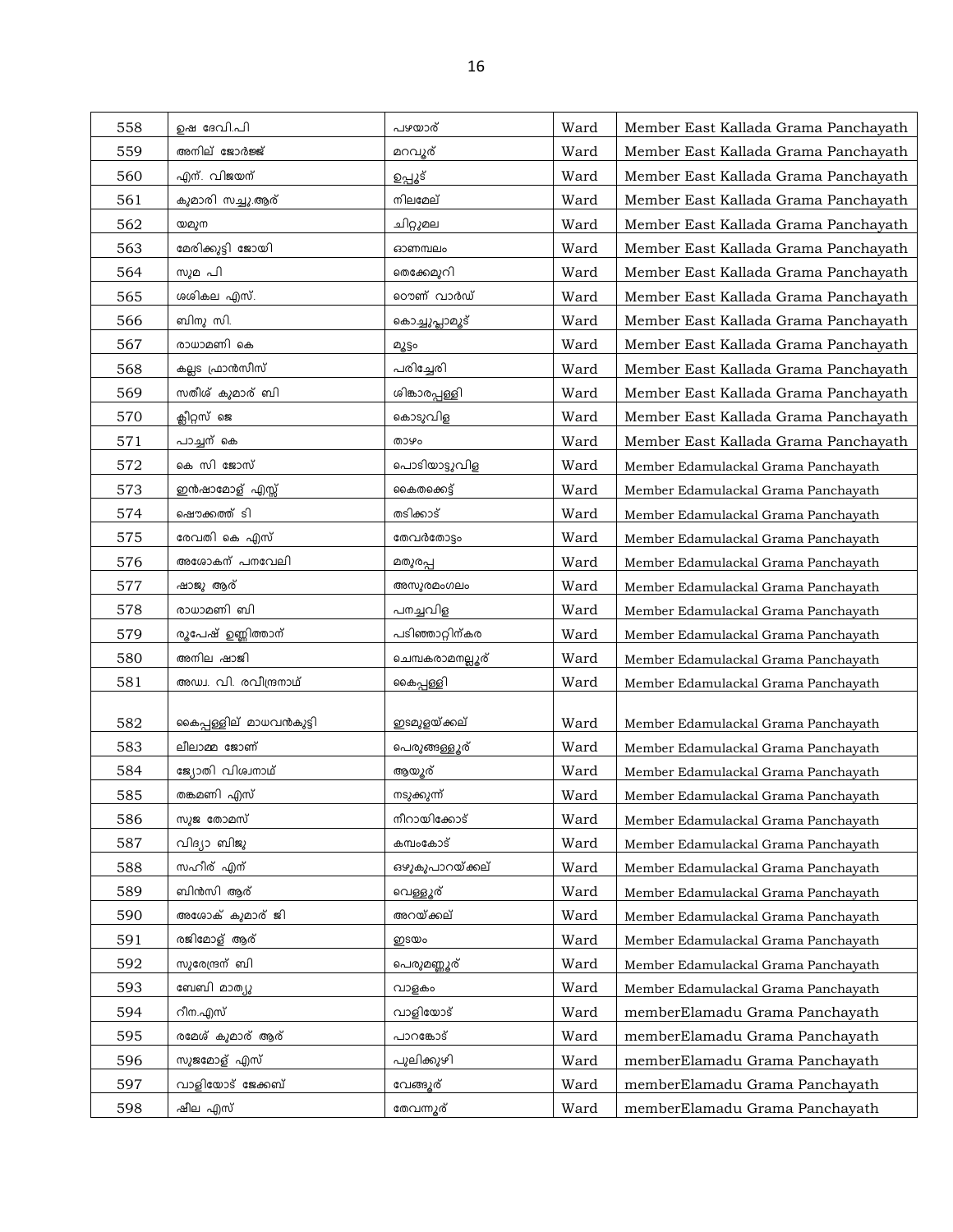| | | | | |
|---|---|---|---|---|
| 558 | ഉഷ ദേവി.പി | പഴയാര് | Ward | Member East Kallada Grama Panchayath |
| 559 | അനില് ജോര്ജ്ജ് | മറവൂര് | Ward | Member East Kallada Grama Panchayath |
| 560 | എന്. വിജയന് | ഉപ്പൂട് | Ward | Member East Kallada Grama Panchayath |
| 561 | കുമാരി സച്ചു.ആര് | നിലമേല് | Ward | Member East Kallada Grama Panchayath |
| 562 | യമുന | ചിറ്റുമല | Ward | Member East Kallada Grama Panchayath |
| 563 | മേരിക്കുട്ടി ജോയി | ഓണമ്പലം | Ward | Member East Kallada Grama Panchayath |
| 564 | സുമ പി | തെക്കേമുറി | Ward | Member East Kallada Grama Panchayath |
| 565 | ശശികല എസ്. | ടൌണ് വാർഡ് | Ward | Member East Kallada Grama Panchayath |
| 566 | ബിനു സി. | കൊച്ചുപ്ലാമൂട് | Ward | Member East Kallada Grama Panchayath |
| 567 | രാധാമണി കെ | മൂട്ടം | Ward | Member East Kallada Grama Panchayath |
| 568 | കല്ലട ഫ്രാൻസിസ് | പരിച്ചേരി | Ward | Member East Kallada Grama Panchayath |
| 569 | സതീശ് കുമാര് ബി | ശിങ്കാരപ്പള്ളി | Ward | Member East Kallada Grama Panchayath |
| 570 | ക്ലീറ്റസ് ജെ | കൊടുവിള | Ward | Member East Kallada Grama Panchayath |
| 571 | പാച്ചന് കെ | താഴം | Ward | Member East Kallada Grama Panchayath |
| 572 | കെ സി ജോസ് | പൊടിയാട്ടുവിള | Ward | Member Edamulackal Grama Panchayath |
| 573 | ഇൻഷാമോള് എസ്സ് | കൈതക്കെട്ട് | Ward | Member Edamulackal Grama Panchayath |
| 574 | ഷൌക്കത്ത് ടി | തടിക്കാട് | Ward | Member Edamulackal Grama Panchayath |
| 575 | രേവതി കെ എസ് | തേവർതോട്ടം | Ward | Member Edamulackal Grama Panchayath |
| 576 | അശോകന് പനവേലി | മതുരപ്പ | Ward | Member Edamulackal Grama Panchayath |
| 577 | ഷാജു ആര് | അസുരമംഗലം | Ward | Member Edamulackal Grama Panchayath |
| 578 | രാധാമണി ബി | പനച്ചവിള | Ward | Member Edamulackal Grama Panchayath |
| 579 | രൂപേഷ് ഉണ്ണിത്താന് | പടിഞ്ഞാറ്റിന്കര | Ward | Member Edamulackal Grama Panchayath |
| 580 | അനില ഷാജി | ചെമ്പകരാമനല്ലൂര് | Ward | Member Edamulackal Grama Panchayath |
| 581 | അഡ്വ. വി. രവീന്ദ്രനാഥ് | കൈപ്പള്ളി | Ward | Member Edamulackal Grama Panchayath |
| 582 | കൈപ്പള്ളില് മാധവൻകുട്ടി | ഇടമുളയ്ക്കല് | Ward | Member Edamulackal Grama Panchayath |
| 583 | ലീലാമ്മ ജോണ് | പെരുങ്ങള്ളൂര് | Ward | Member Edamulackal Grama Panchayath |
| 584 | ജ്യോതി വിശ്വനാഥ് | ആയൂര് | Ward | Member Edamulackal Grama Panchayath |
| 585 | തങ്കമണി എസ് | നടുക്കുന്ന് | Ward | Member Edamulackal Grama Panchayath |
| 586 | സുജ തോമസ് | നീറായിക്കോട് | Ward | Member Edamulackal Grama Panchayath |
| 587 | വിദ്യാ ബിജു | കമ്പംകോട് | Ward | Member Edamulackal Grama Panchayath |
| 588 | സഹീര് എന് | ഒഴുകുപാറയ്ക്കല് | Ward | Member Edamulackal Grama Panchayath |
| 589 | ബിൻസി ആര് | വെള്ളൂര് | Ward | Member Edamulackal Grama Panchayath |
| 590 | അശോക് കുമാര് ജി | അറയ്ക്കല് | Ward | Member Edamulackal Grama Panchayath |
| 591 | രജിമോള് ആര് | ഇടയം | Ward | Member Edamulackal Grama Panchayath |
| 592 | സുരേന്ദ്രന് ബി | പെരുമണ്ണൂര് | Ward | Member Edamulackal Grama Panchayath |
| 593 | ബേബി മാത്യു | വാളകം | Ward | Member Edamulackal Grama Panchayath |
| 594 | റീന.എസ് | വാളിയോട് | Ward | memberElamadu Grama Panchayath |
| 595 | രമേശ് കുമാര് ആര് | പാറങ്കോട് | Ward | memberElamadu Grama Panchayath |
| 596 | സുജമോള് എസ് | പുലിക്കുഴി | Ward | memberElamadu Grama Panchayath |
| 597 | വാളിയോട് ജേക്കബ് | വേങ്ങൂര് | Ward | memberElamadu Grama Panchayath |
| 598 | ഷീല എസ് | തേവന്നൂര് | Ward | memberElamadu Grama Panchayath |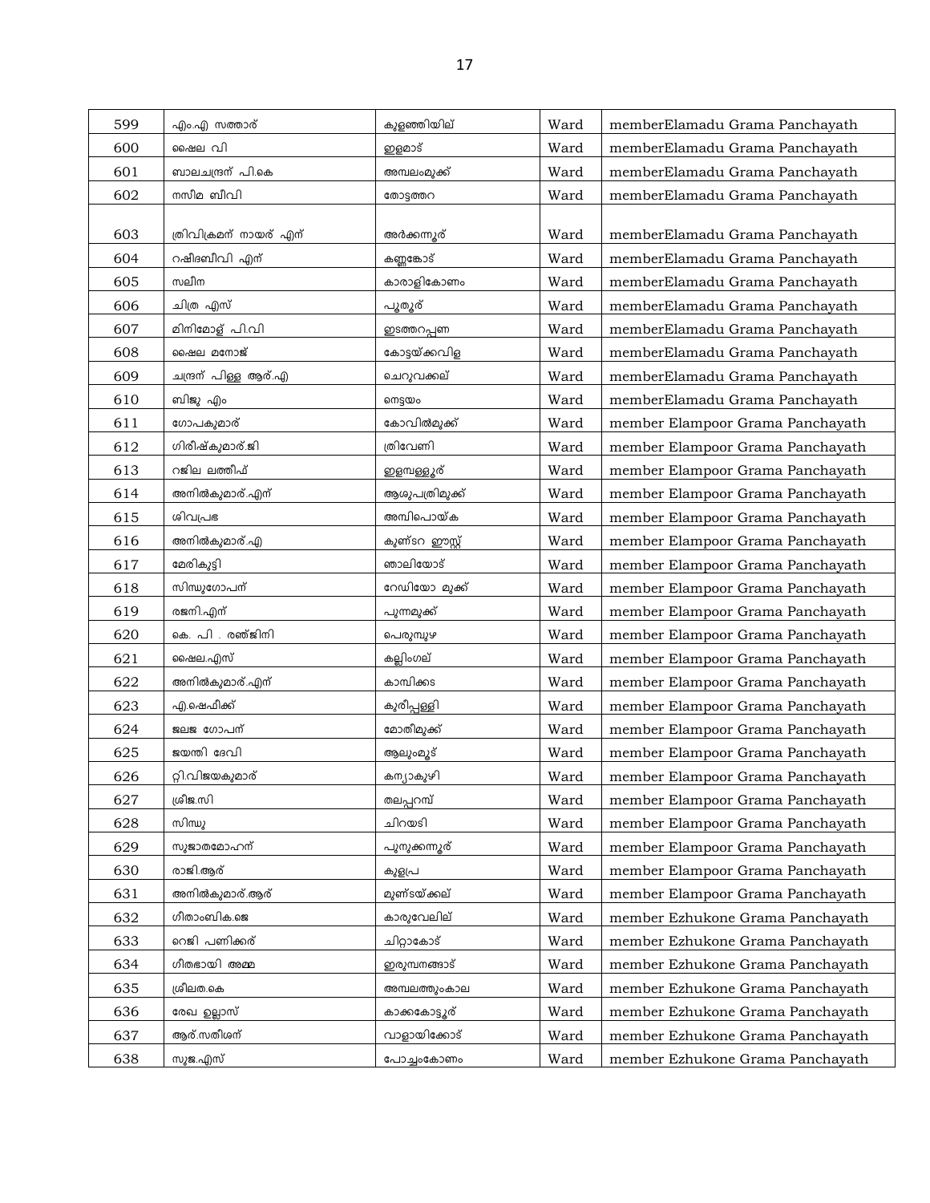| 599 | എം.എ സത്താര് | കുളഞ്ഞിയില് | Ward | memberElamadu Grama Panchayath |
|---|---|---|---|---|
| 600 | ഷൈല വി | ഇളമാട് | Ward | memberElamadu Grama Panchayath |
| 601 | ബാലചന്ദ്രന് പി.കെ | അമ്പലംമുക്ക് | Ward | memberElamadu Grama Panchayath |
| 602 | നസീമ ബീവി | തോട്ടത്തറ | Ward | memberElamadu Grama Panchayath |
| 603 | ത്രിവിക്രമന് നായര് എന് | അർക്കന്നൂര് | Ward | memberElamadu Grama Panchayath |
| 604 | റഷീദബീവി എന് | കണ്ണങ്കോട് | Ward | memberElamadu Grama Panchayath |
| 605 | സലീന | കാരാളികോണം | Ward | memberElamadu Grama Panchayath |
| 606 | ചിത്ര എസ് | പൂതൂര് | Ward | memberElamadu Grama Panchayath |
| 607 | മിനിമോള് പി.വി | ഇടത്തറപ്പണ | Ward | memberElamadu Grama Panchayath |
| 608 | ഷൈല മനോജ് | കോട്ടയ്ക്കവിള | Ward | memberElamadu Grama Panchayath |
| 609 | ചന്ദ്രന് പിള്ള ആര്.എ | ചെറുവക്കല് | Ward | memberElamadu Grama Panchayath |
| 610 | ബിജു എം | നെട്ടയം | Ward | memberElamadu Grama Panchayath |
| 611 | ഗോപകുമാര് | കോവിൽമുക്ക് | Ward | member Elampoor Grama Panchayath |
| 612 | ഗിരീഷ്കുമാര്.ജി | ത്രിവേണി | Ward | member Elampoor Grama Panchayath |
| 613 | റജില ലത്തീഫ് | ഇളമ്പള്ളൂര് | Ward | member Elampoor Grama Panchayath |
| 614 | അനിൽകുമാര്.എന് | ആശുപത്രിമുക്ക് | Ward | member Elampoor Grama Panchayath |
| 615 | ശിവപ്രഭ | അമ്പിപൊയ്ക | Ward | member Elampoor Grama Panchayath |
| 616 | അനിൽകുമാര്.എ | കുണ്ടറ ഈസ്റ്റ് | Ward | member Elampoor Grama Panchayath |
| 617 | മേരികുട്ടി | ഞാലിയോട് | Ward | member Elampoor Grama Panchayath |
| 618 | സിന്ധുഗോപന് | റേഡിയോ മുക്ക് | Ward | member Elampoor Grama Panchayath |
| 619 | രജനി.എന് | പുന്നമുക്ക് | Ward | member Elampoor Grama Panchayath |
| 620 | കെ. പി . രഞ്ജിനി | പെരുമ്പുഴ | Ward | member Elampoor Grama Panchayath |
| 621 | ഷൈല.എസ് | കല്ലിംഗല് | Ward | member Elampoor Grama Panchayath |
| 622 | അനിൽകുമാര്.എന് | കാമ്പിക്കട | Ward | member Elampoor Grama Panchayath |
| 623 | എ.ഷെഫീക്ക് | കുരീപ്പള്ളി | Ward | member Elampoor Grama Panchayath |
| 624 | ജലജ ഗോപന് | മോതീമുക്ക് | Ward | member Elampoor Grama Panchayath |
| 625 | ജയന്തി ദേവി | ആലുംമൂട് | Ward | member Elampoor Grama Panchayath |
| 626 | റ്റി.വിജയകുമാര് | കന്യാകുഴി | Ward | member Elampoor Grama Panchayath |
| 627 | ശ്രീജ.സി | തലപ്പറമ്പ് | Ward | member Elampoor Grama Panchayath |
| 628 | സിന്ധു | ചിറയടി | Ward | member Elampoor Grama Panchayath |
| 629 | സുജാതമോഹന് | പുനുക്കന്നൂര് | Ward | member Elampoor Grama Panchayath |
| 630 | രാജി.ആര് | കുളപ്ര | Ward | member Elampoor Grama Panchayath |
| 631 | അനിൽകുമാര്.ആര് | മുണ്ടയ്ക്കല് | Ward | member Elampoor Grama Panchayath |
| 632 | ഗീതാംബിക.ജെ | കാരുവേലില് | Ward | member Ezhukone Grama Panchayath |
| 633 | റെജി പണിക്കര് | ചിറ്റാകോട് | Ward | member Ezhukone Grama Panchayath |
| 634 | ഗീതഭായി അമ്മ | ഇരുമ്പനങ്ങാട് | Ward | member Ezhukone Grama Panchayath |
| 635 | ശ്രീലത.കെ | അമ്പലത്തുംകാല | Ward | member Ezhukone Grama Panchayath |
| 636 | രേഖ ഉല്ലാസ് | കാക്കകോട്ടൂര് | Ward | member Ezhukone Grama Panchayath |
| 637 | ആര്.സതീശന് | വാളായിക്കോട് | Ward | member Ezhukone Grama Panchayath |
| 638 | സുജ.എസ് | പോച്ചംകോണം | Ward | member Ezhukone Grama Panchayath |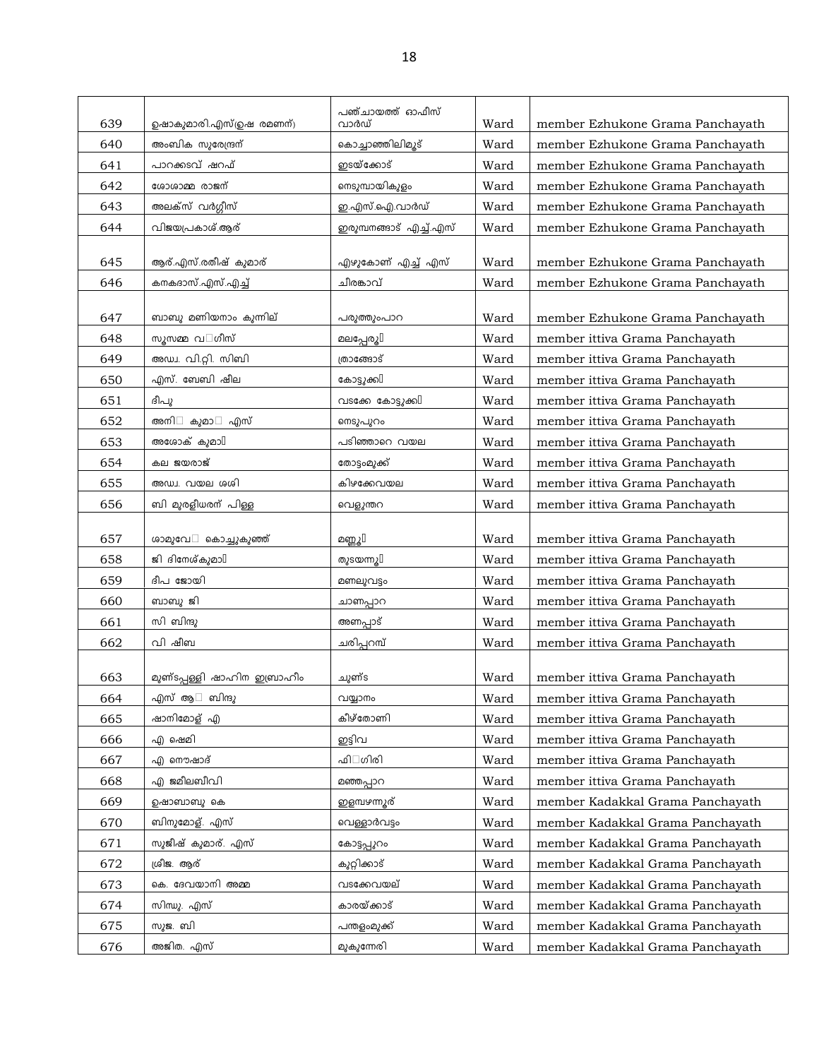| 639 | ഉഷാകുമാരി.എസ്(ഉഷ രമണന്) | പഞ്ചായത്ത് ഓഫീസ് വാർഡ് | Ward | member Ezhukone Grama Panchayath |
|---|---|---|---|---|
| 640 | അംബിക സുരേന്ദ്രന് | കൊച്ചാഞ്ഞിലിമൂട് | Ward | member Ezhukone Grama Panchayath |
| 641 | പാറക്കടവ് ഷറഫ് | ഇടയ്ക്കോട് | Ward | member Ezhukone Grama Panchayath |
| 642 | ശോശാമ്മ രാജന് | നെടുമ്പായികുളം | Ward | member Ezhukone Grama Panchayath |
| 643 | അലക്സ് വർഗ്ഗീസ് | ഇ.എസ്.ഐ.വാർഡ് | Ward | member Ezhukone Grama Panchayath |
| 644 | വിജയപ്രകാശ്.ആര് | ഇരുമ്പനങ്ങാട് എച്ച്.എസ് | Ward | member Ezhukone Grama Panchayath |
| 645 | ആര്.എസ്.രതീഷ് കുമാര് | എഴുകോണ് എച്ച് എസ് | Ward | member Ezhukone Grama Panchayath |
| 646 | കനകദാസ്.എസ്.എച്ച് | ചീരങ്കാവ് | Ward | member Ezhukone Grama Panchayath |
| 647 | ബാബു മണിയനാം കുന്നില് | പരുത്തുംപാറ | Ward | member Ezhukone Grama Panchayath |
| 648 | സൂസമ്മ വ�ഗീസ് | മലപ്പേരൂ� | Ward | member ittiva Grama Panchayath |
| 649 | അഡ്വ. വി.റ്റി. സിബി | ത്രാങ്ങോട് | Ward | member ittiva Grama Panchayath |
| 650 | എസ്. ബേബി ഷീല | കോട്ടുക്ക� | Ward | member ittiva Grama Panchayath |
| 651 | ദീപു | വടക്കേ കോട്ടുക്ക� | Ward | member ittiva Grama Panchayath |
| 652 | അനി� കുമാ� എസ് | നെടുപുറം | Ward | member ittiva Grama Panchayath |
| 653 | അശോക് കുമാ� | പടിഞ്ഞാറെ വയല | Ward | member ittiva Grama Panchayath |
| 654 | കല ജയരാജ് | തോട്ടംമുക്ക് | Ward | member ittiva Grama Panchayath |
| 655 | അഡ്വ. വയല ശശി | കിഴക്കേവയല | Ward | member ittiva Grama Panchayath |
| 656 | ബി മുരളീധരന് പിള്ള | വെളുന്തറ | Ward | member ittiva Grama Panchayath |
| 657 | ശാമുവേ� കൊച്ചുകുഞ്ഞ് | മണ്ണൂ� | Ward | member ittiva Grama Panchayath |
| 658 | ജി ദിനേശ്കുമാ� | തുടയന്നൂ� | Ward | member ittiva Grama Panchayath |
| 659 | ദീപ ജോയി | മണലുവട്ടം | Ward | member ittiva Grama Panchayath |
| 660 | ബാബു ജി | ചാണപ്പാറ | Ward | member ittiva Grama Panchayath |
| 661 | സി ബിന്ദു | അണപ്പാട് | Ward | member ittiva Grama Panchayath |
| 662 | വി ഷീബ | ചരിപ്പറമ്പ് | Ward | member ittiva Grama Panchayath |
| 663 | മുണ്ടപ്പള്ളി ഷാഹിന ഇബ്രാഹീം | ചുണ്ട | Ward | member ittiva Grama Panchayath |
| 664 | എസ് ആ� ബിന്ദു | വയ്യാനം | Ward | member ittiva Grama Panchayath |
| 665 | ഷാനിമോള് എ | കീഴ്തോണി | Ward | member ittiva Grama Panchayath |
| 666 | എ ഷെമി | ഇട്ടിവ | Ward | member ittiva Grama Panchayath |
| 667 | എ നൌഷാദ് | ഫി�ഗിരി | Ward | member ittiva Grama Panchayath |
| 668 | എ ജമീലബീവി | മഞ്ഞപ്പാറ | Ward | member ittiva Grama Panchayath |
| 669 | ഉഷാബാബു കെ | ഇളമ്പഴന്നൂര് | Ward | member Kadakkal Grama Panchayath |
| 670 | ബിനുമോള്. എസ് | വെള്ളാർവട്ടം | Ward | member Kadakkal Grama Panchayath |
| 671 | സുജീഷ് കുമാര്. എസ് | കോട്ടപ്പുറം | Ward | member Kadakkal Grama Panchayath |
| 672 | ശ്രീജ. ആര് | കുറ്റിക്കാട് | Ward | member Kadakkal Grama Panchayath |
| 673 | കെ. ദേവയാനി അമ്മ | വടക്കേവയല് | Ward | member Kadakkal Grama Panchayath |
| 674 | സിന്ധു. എസ് | കാരയ്ക്കാട് | Ward | member Kadakkal Grama Panchayath |
| 675 | സുജ. ബി | പന്തളംമുക്ക് | Ward | member Kadakkal Grama Panchayath |
| 676 | അജിത. എസ് | മുകുന്നേരി | Ward | member Kadakkal Grama Panchayath |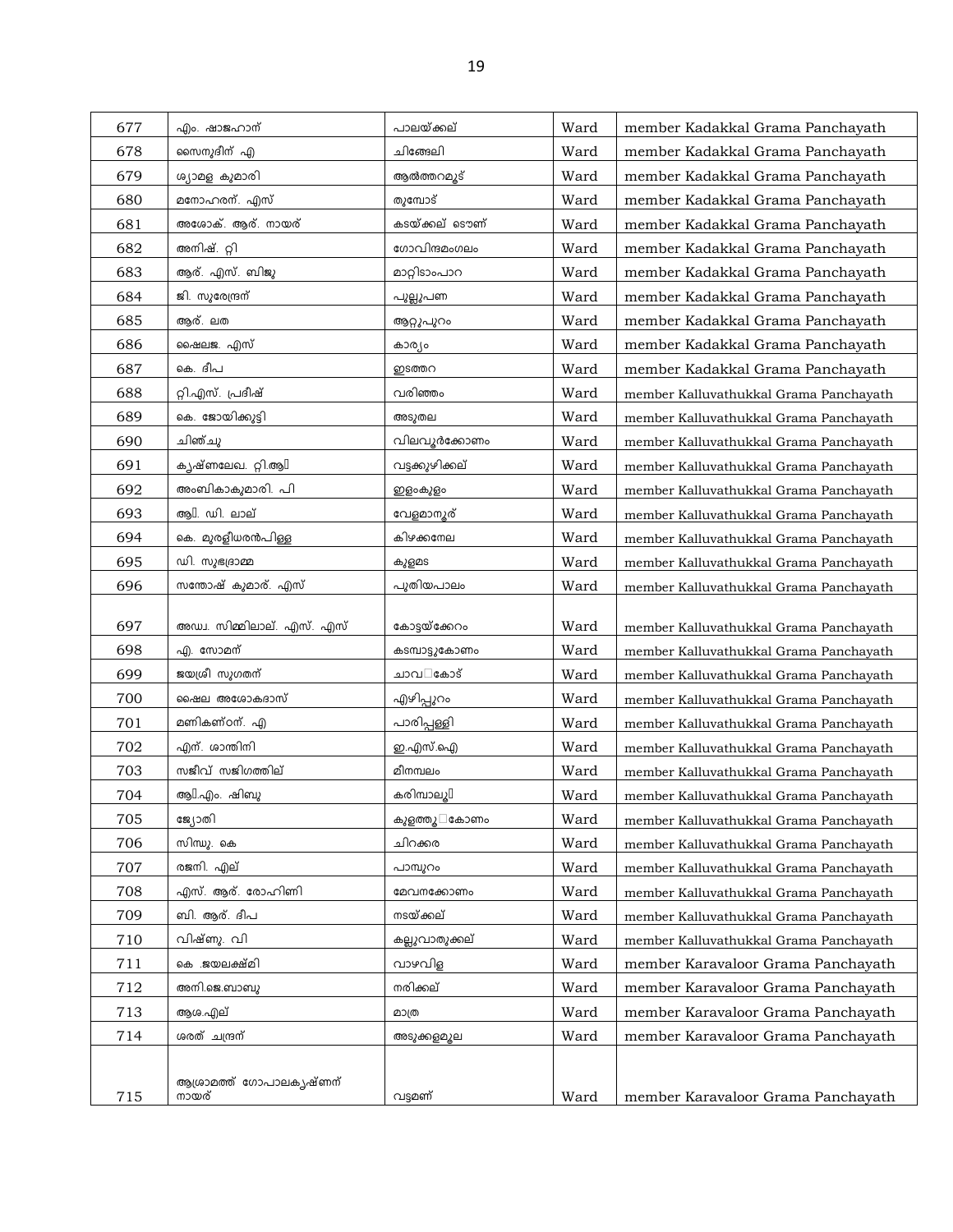| 677 | എം. ഷാജഹാന് | പാലയ്ക്കല് | Ward | member Kadakkal Grama Panchayath |
|---|---|---|---|---|
| 678 | സൈനുദീന് എ | ചിങ്ങേലി | Ward | member Kadakkal Grama Panchayath |
| 679 | ശ്യാമള കുമാരി | ആൽത്തറമൂട് | Ward | member Kadakkal Grama Panchayath |
| 680 | മനോഹരന്. എസ് | തുമ്പോട് | Ward | member Kadakkal Grama Panchayath |
| 681 | അശോക്. ആര്. നായര് | കടയ്ക്കല് ടൌണ് | Ward | member Kadakkal Grama Panchayath |
| 682 | അനിഷ്. റ്റി | ഗോവിന്ദമംഗലം | Ward | member Kadakkal Grama Panchayath |
| 683 | ആര്. എസ്. ബിജു | മാറ്റിടാംപാറ | Ward | member Kadakkal Grama Panchayath |
| 684 | ജി. സുരേന്ദ്രന് | പുല്ലുപണ | Ward | member Kadakkal Grama Panchayath |
| 685 | ആര്. ലത | ആറ്റുപുറം | Ward | member Kadakkal Grama Panchayath |
| 686 | ഷൈലജ. എസ് | കാര്യം | Ward | member Kadakkal Grama Panchayath |
| 687 | കെ. ദീപ | ഇടത്തറ | Ward | member Kadakkal Grama Panchayath |
| 688 | റ്റി.എസ്. പ്രദീഷ് | വരിഞ്ഞം | Ward | member Kalluvathukkal Grama Panchayath |
| 689 | കെ. ജോയിക്കുട്ടി | അടുതല | Ward | member Kalluvathukkal Grama Panchayath |
| 690 | ചിഞ്ചു | വിലവൂർക്കോണം | Ward | member Kalluvathukkal Grama Panchayath |
| 691 | കൃഷ്ണലേഖ. റ്റി.ആ | വട്ടക്കുഴിക്കല് | Ward | member Kalluvathukkal Grama Panchayath |
| 692 | അംബികാകുമാരി. പി | ഇളംകുളം | Ward | member Kalluvathukkal Grama Panchayath |
| 693 | ആ. ഡി. ലാല് | വേളമാനൂര് | Ward | member Kalluvathukkal Grama Panchayath |
| 694 | കെ. മുരളീധരൻപിള്ള | കിഴക്കനേല | Ward | member Kalluvathukkal Grama Panchayath |
| 695 | ഡി. സുഭദ്രാമ്മ | കുളമട | Ward | member Kalluvathukkal Grama Panchayath |
| 696 | സന്തോഷ് കുമാര്. എസ് | പുതിയപാലം | Ward | member Kalluvathukkal Grama Panchayath |
| 697 | അഡ്വ. സിമ്മിലാല്. എസ്. എസ് | കോട്ടയ്ക്കേറം | Ward | member Kalluvathukkal Grama Panchayath |
| 698 | എ. സോമന് | കടമ്പാട്ടുകോണം | Ward | member Kalluvathukkal Grama Panchayath |
| 699 | ജയശ്രീ സുഗതന് | ചാവകോട് | Ward | member Kalluvathukkal Grama Panchayath |
| 700 | ഷൈല അശോകദാസ് | എഴിപ്പുറം | Ward | member Kalluvathukkal Grama Panchayath |
| 701 | മണികണ്ഠന്. എ | പാരിപ്പള്ളി | Ward | member Kalluvathukkal Grama Panchayath |
| 702 | എന്. ശാന്തിനി | ഇ.എസ്.ഐ | Ward | member Kalluvathukkal Grama Panchayath |
| 703 | സജീവ് സജിഗത്തില് | മീനമ്പലം | Ward | member Kalluvathukkal Grama Panchayath |
| 704 | ആ.എം. ഷിബു | കരിമ്പാലൂ | Ward | member Kalluvathukkal Grama Panchayath |
| 705 | ജ്യോതി | കുളത്തൂകോണം | Ward | member Kalluvathukkal Grama Panchayath |
| 706 | സിന്ധു. കെ | ചിറക്കര | Ward | member Kalluvathukkal Grama Panchayath |
| 707 | രജനി. എല് | പാമ്പുറം | Ward | member Kalluvathukkal Grama Panchayath |
| 708 | എസ്. ആര്. രോഹിണി | മേവനക്കോണം | Ward | member Kalluvathukkal Grama Panchayath |
| 709 | ബി. ആര്. ദീപ | നടയ്ക്കല് | Ward | member Kalluvathukkal Grama Panchayath |
| 710 | വിഷ്ണു. വി | കല്ലുവാതുക്കല് | Ward | member Kalluvathukkal Grama Panchayath |
| 711 | കെ .ജയലക്ഷ്മി | വാഴവിള | Ward | member Karavaloor Grama Panchayath |
| 712 | അനി.ജെ.ബാബു | നരിക്കല് | Ward | member Karavaloor Grama Panchayath |
| 713 | ആശ.എല് | മാത്ര | Ward | member Karavaloor Grama Panchayath |
| 714 | ശരത് ചന്ദ്രന് | അടുക്കളമൂല | Ward | member Karavaloor Grama Panchayath |
| 715 | ആശ്രാമത്ത് ഗോപാലകൃഷ്ണന് നായര് | വട്ടമണ് | Ward | member Karavaloor Grama Panchayath |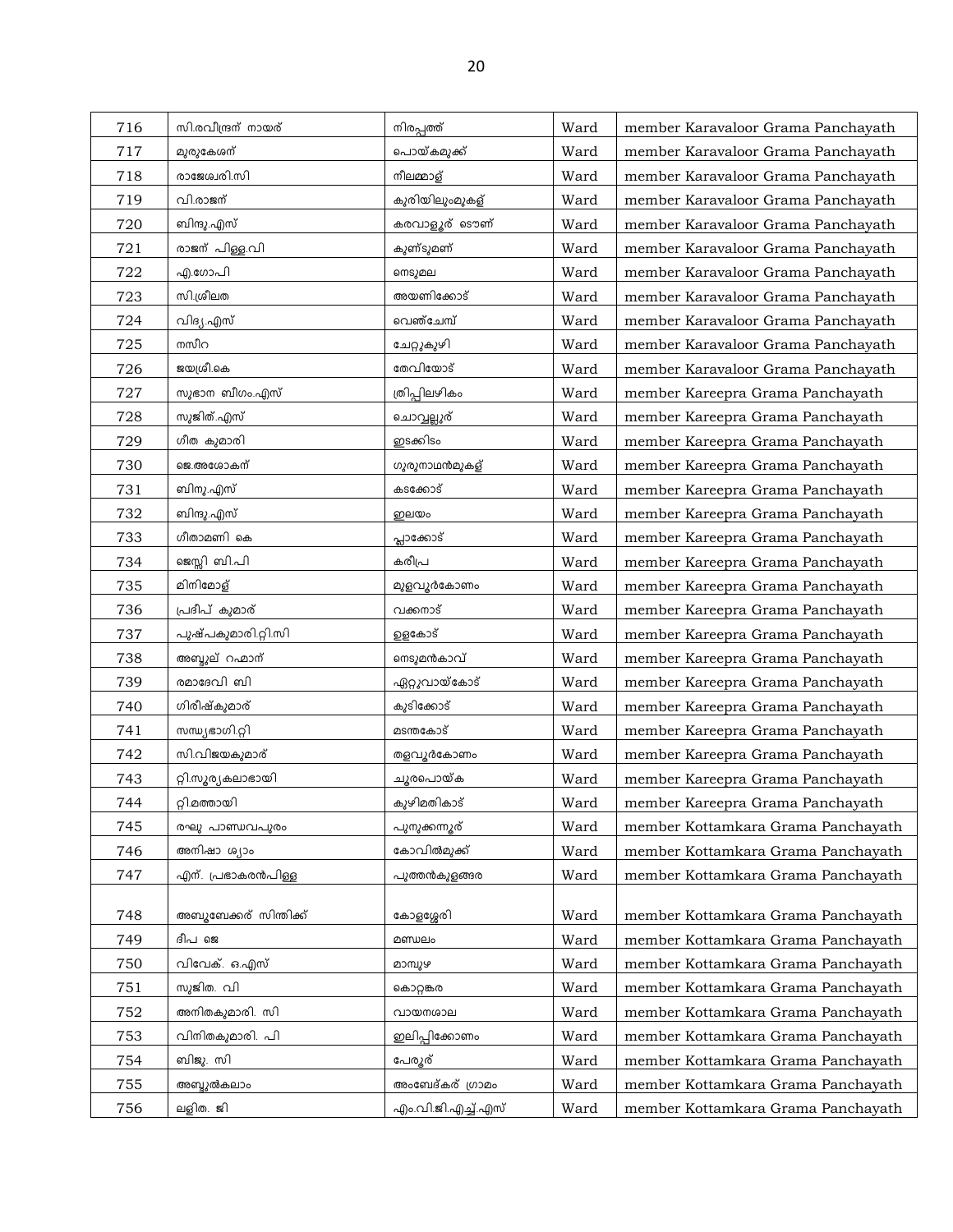| 716 | സി.രവീന്ദ്രന് നായര് | നിരപ്പത്ത് | Ward | member Karavaloor Grama Panchayath |
|---|---|---|---|---|
| 717 | മുരുകേശന് | പൊയ്കമുക്ക് | Ward | member Karavaloor Grama Panchayath |
| 718 | രാജേശ്വരി.സി | നീലമ്മാള് | Ward | member Karavaloor Grama Panchayath |
| 719 | വി.രാജന് | കുരിയിലുംമുകള് | Ward | member Karavaloor Grama Panchayath |
| 720 | ബിന്ദു.എസ് | കരവാളൂര് ടൌണ് | Ward | member Karavaloor Grama Panchayath |
| 721 | രാജന് പിള്ള.വി | കുണ്ടുമണ് | Ward | member Karavaloor Grama Panchayath |
| 722 | എ.ഗോപി | നെടുമല | Ward | member Karavaloor Grama Panchayath |
| 723 | സി.ശ്രീലത | അയണിക്കോട് | Ward | member Karavaloor Grama Panchayath |
| 724 | വിദ്യ.എസ് | വെഞ്ചേമ്പ് | Ward | member Karavaloor Grama Panchayath |
| 725 | നസീറ | ചേറ്റുകുഴി | Ward | member Karavaloor Grama Panchayath |
| 726 | ജയശ്രീ.കെ | തേവിയോട് | Ward | member Karavaloor Grama Panchayath |
| 727 | സുഭാന ബീഗം.എസ് | ത്രിപ്പിലഴികം | Ward | member Kareepra Grama Panchayath |
| 728 | സുജിത്.എസ് | ചൊവ്വല്ലൂര് | Ward | member Kareepra Grama Panchayath |
| 729 | ഗീത കുമാരി | ഇടക്കിടം | Ward | member Kareepra Grama Panchayath |
| 730 | ജെ.അശോകന് | ഗുരുനാഥൻമുകള് | Ward | member Kareepra Grama Panchayath |
| 731 | ബിനു.എസ് | കടക്കോട് | Ward | member Kareepra Grama Panchayath |
| 732 | ബിന്ദു.എസ് | ഇലയം | Ward | member Kareepra Grama Panchayath |
| 733 | ഗീതാമണി കെ | പ്ലാക്കോട് | Ward | member Kareepra Grama Panchayath |
| 734 | ജെസ്സി ബി.പി | കരീപ്ര | Ward | member Kareepra Grama Panchayath |
| 735 | മിനിമോള് | മുളവൂർകോണം | Ward | member Kareepra Grama Panchayath |
| 736 | പ്രദീപ് കുമാര് | വക്കനാട് | Ward | member Kareepra Grama Panchayath |
| 737 | പുഷ്പകുമാരി.റ്റി.സി | ഉളകോട് | Ward | member Kareepra Grama Panchayath |
| 738 | അബ്ദുല് റഹ്മാന് | നെടുമൻകാവ് | Ward | member Kareepra Grama Panchayath |
| 739 | രമാദേവി ബി | ഏറ്റുവായ്കോട് | Ward | member Kareepra Grama Panchayath |
| 740 | ഗിരീഷ്കുമാര് | കുടിക്കോട് | Ward | member Kareepra Grama Panchayath |
| 741 | സന്ധ്യഭാഗി.റ്റി | മടന്തകോട് | Ward | member Kareepra Grama Panchayath |
| 742 | സി.വിജയകുമാര് | തളവൂർകോണം | Ward | member Kareepra Grama Panchayath |
| 743 | റ്റി.സൂര്യകലാഭായി | ചൂരപൊയ്ക | Ward | member Kareepra Grama Panchayath |
| 744 | റ്റി.മത്തായി | കുഴിമതികാട് | Ward | member Kareepra Grama Panchayath |
| 745 | രഘു പാണ്ഡവപുരം | പുനുക്കന്നൂര് | Ward | member Kottamkara Grama Panchayath |
| 746 | അനിഷാ ശ്യാം | കോവിൽമുക്ക് | Ward | member Kottamkara Grama Panchayath |
| 747 | എന്. പ്രഭാകരൻപിള്ള | പുത്തൻകുളങ്ങര | Ward | member Kottamkara Grama Panchayath |
| 748 | അബൂബേക്കര് സിന്തിക്ക് | കോളശ്ശേരി | Ward | member Kottamkara Grama Panchayath |
| 749 | ദീപ ജെ | മണ്ഡലം | Ward | member Kottamkara Grama Panchayath |
| 750 | വിവേക്. ഒ.എസ് | മാമ്പുഴ | Ward | member Kottamkara Grama Panchayath |
| 751 | സുജിത. വി | കൊറ്റങ്കര | Ward | member Kottamkara Grama Panchayath |
| 752 | അനിതകുമാരി. സി | വായനശാല | Ward | member Kottamkara Grama Panchayath |
| 753 | വിനിതകുമാരി. പി | ഇലിപ്പിക്കോണം | Ward | member Kottamkara Grama Panchayath |
| 754 | ബിജു. സി | പേരൂര് | Ward | member Kottamkara Grama Panchayath |
| 755 | അബ്ദുൽകലാം | അംബേദ്കര് ഗ്രാമം | Ward | member Kottamkara Grama Panchayath |
| 756 | ലളിത. ജി | എം.വി.ജി.എച്ച്.എസ് | Ward | member Kottamkara Grama Panchayath |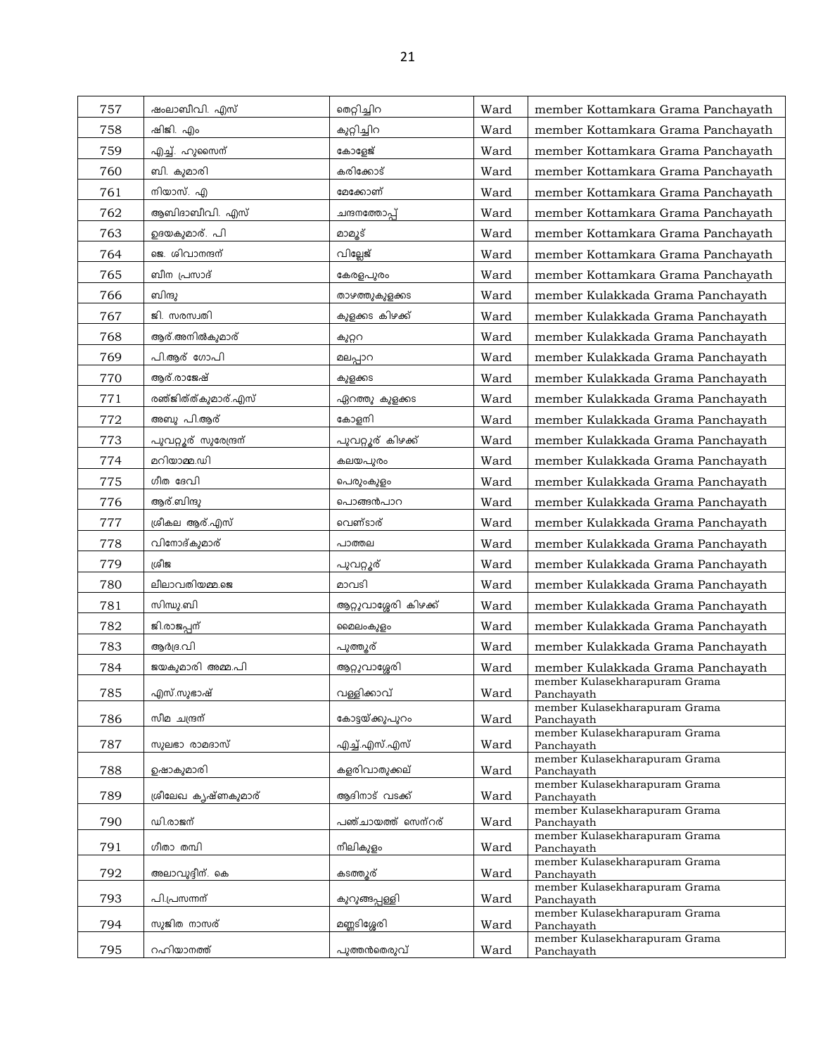| 757 | ഷംലാബീവി. എസ് | തെറ്റിച്ചിറ | Ward | member Kottamkara Grama Panchayath |
|---|---|---|---|---|
| 758 | ഷിജി. എം | കുറ്റിച്ചിറ | Ward | member Kottamkara Grama Panchayath |
| 759 | എച്ച്. ഹുസൈന് | കോളേജ് | Ward | member Kottamkara Grama Panchayath |
| 760 | ബി. കുമാരി | കരിക്കോട് | Ward | member Kottamkara Grama Panchayath |
| 761 | നിയാസ്. എ | മേക്കോണ് | Ward | member Kottamkara Grama Panchayath |
| 762 | ആബിദാബീവി. എസ് | ചന്ദനത്തോപ്പ് | Ward | member Kottamkara Grama Panchayath |
| 763 | ഉദയകുമാര്. പി | മാമൂട് | Ward | member Kottamkara Grama Panchayath |
| 764 | ജെ. ശിവാനന്ദന് | വില്ലേജ് | Ward | member Kottamkara Grama Panchayath |
| 765 | ബീന പ്രസാദ് | കേരളപുരം | Ward | member Kottamkara Grama Panchayath |
| 766 | ബിന്ദു | താഴത്തുകുളക്കട | Ward | member Kulakkada Grama Panchayath |
| 767 | ജി. സരസ്വതി | കുളക്കട കിഴക്ക് | Ward | member Kulakkada Grama Panchayath |
| 768 | ആര്.അനില്കുമാര് | കുറ്ററ | Ward | member Kulakkada Grama Panchayath |
| 769 | പി.ആര് ഗോപി | മലപ്പാറ | Ward | member Kulakkada Grama Panchayath |
| 770 | ആര്.രാജേഷ് | കുളക്കട | Ward | member Kulakkada Grama Panchayath |
| 771 | രഞ്ജിത്ത്കുമാര്.എസ് | ഏറത്തു കുളക്കട | Ward | member Kulakkada Grama Panchayath |
| 772 | അബു പി.ആര് | കോളനി | Ward | member Kulakkada Grama Panchayath |
| 773 | പുവറ്റൂര് സുരേന്ദ്രന് | പുവറ്റൂര് കിഴക്ക് | Ward | member Kulakkada Grama Panchayath |
| 774 | മറിയാമ്മ.ഡി | കലയപുരം | Ward | member Kulakkada Grama Panchayath |
| 775 | ഗീത ദേവി | പെരുംകുളം | Ward | member Kulakkada Grama Panchayath |
| 776 | ആര്.ബിന്ദു | പൊങ്ങന്പാറ | Ward | member Kulakkada Grama Panchayath |
| 777 | ശ്രീകല ആര്.എസ് | വെണ്ടാര് | Ward | member Kulakkada Grama Panchayath |
| 778 | വിനോദ്കുമാര് | പാത്തല | Ward | member Kulakkada Grama Panchayath |
| 779 | ശ്രീജ | പുവറ്റൂര് | Ward | member Kulakkada Grama Panchayath |
| 780 | ലീലാവതിയമ്മ.ജെ | മാവടി | Ward | member Kulakkada Grama Panchayath |
| 781 | സിന്ധു.ബി | ആറ്റുവാശ്ശേരി കിഴക്ക് | Ward | member Kulakkada Grama Panchayath |
| 782 | ജി.രാജപ്പന് | മൈലംകുളം | Ward | member Kulakkada Grama Panchayath |
| 783 | ആര്ദ്ര.വി | പുത്തൂര് | Ward | member Kulakkada Grama Panchayath |
| 784 | ജയകുമാരി അമ്മ.പി | ആറ്റുവാശ്ശേരി | Ward | member Kulakkada Grama Panchayath |
| 785 | എസ്.സുഭാഷ് | വള്ളിക്കാവ് | Ward | member Kulasekharapuram Grama Panchayath |
| 786 | സീമ ചന്ദ്രന് | കോട്ടയ്ക്കുപുറം | Ward | member Kulasekharapuram Grama Panchayath |
| 787 | സുലഭാ രാമദാസ് | എച്ച്.എസ്.എസ് | Ward | member Kulasekharapuram Grama Panchayath |
| 788 | ഉഷാകുമാരി | കളരിവാതുക്കല് | Ward | member Kulasekharapuram Grama Panchayath |
| 789 | ശ്രീലേഖ കൃഷ്ണകുമാര് | ആദിനാട് വടക്ക് | Ward | member Kulasekharapuram Grama Panchayath |
| 790 | ഡി.രാജന് | പഞ്ചായത്ത് സെന്റര് | Ward | member Kulasekharapuram Grama Panchayath |
| 791 | ഗീതാ തമ്പി | നീലികുളം | Ward | member Kulasekharapuram Grama Panchayath |
| 792 | അലാവുദ്ദീന്. കെ | കടത്തൂര് | Ward | member Kulasekharapuram Grama Panchayath |
| 793 | പി.പ്രസന്നന് | കുറുങ്ങപ്പള്ളി | Ward | member Kulasekharapuram Grama Panchayath |
| 794 | സുജിത നാസര് | മണ്ണടിശ്ശേരി | Ward | member Kulasekharapuram Grama Panchayath |
| 795 | റഹിയാനത്ത് | പുത്തന്തെരുവ് | Ward | member Kulasekharapuram Grama Panchayath |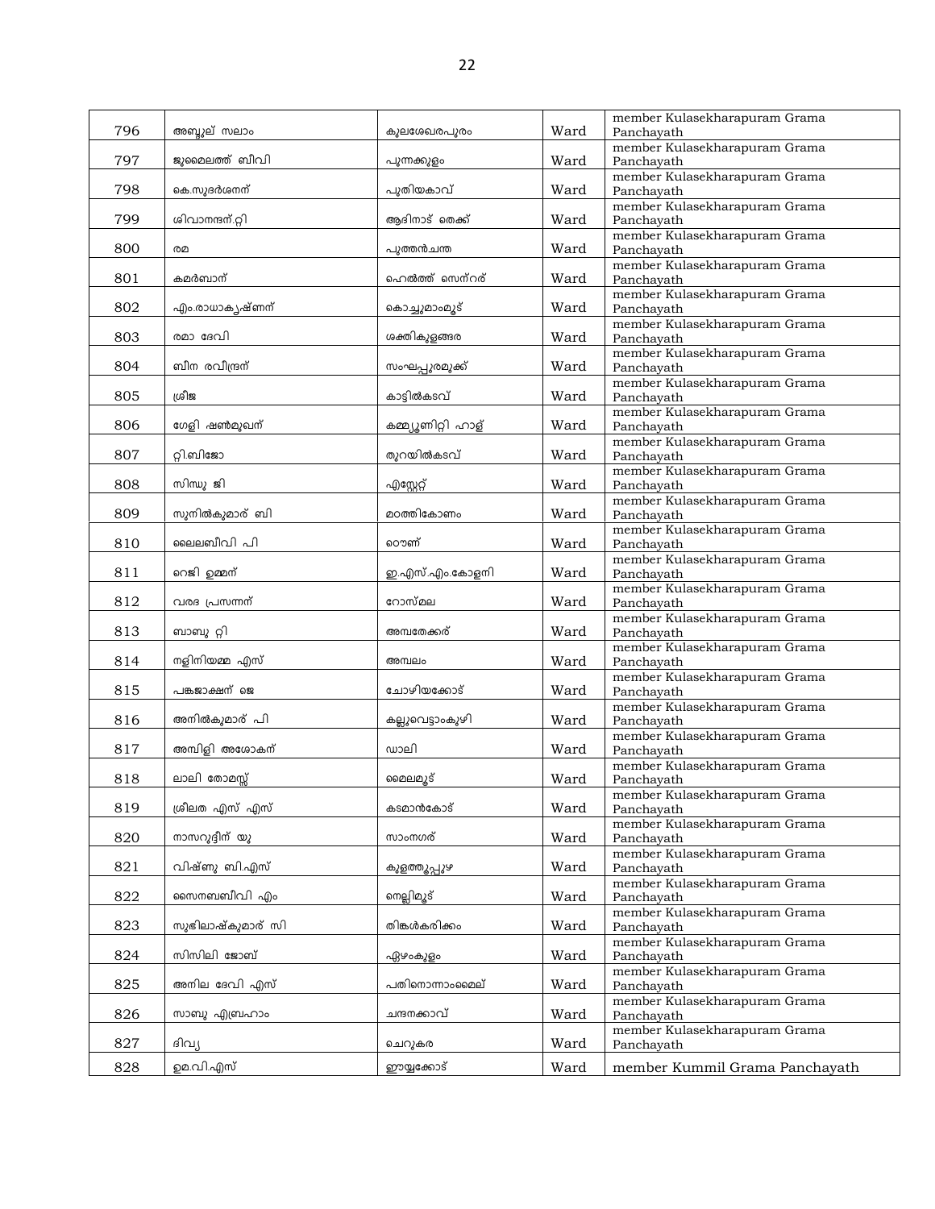| 796 | അബ്ദുല് സലാം | കുലശേഖരപുരം | Ward | member Kulasekharapuram Grama Panchayath |
|---|---|---|---|---|
| 797 | ജുമൈലത്ത് ബീവി | പുന്നക്കുളം | Ward | member Kulasekharapuram Grama Panchayath |
| 798 | കെ.സുദർശനന് | പുതിയകാവ് | Ward | member Kulasekharapuram Grama Panchayath |
| 799 | ശിവാനന്ദന്.റ്റി | ആദിനാട് തെക്ക് | Ward | member Kulasekharapuram Grama Panchayath |
| 800 | രമ | പുത്തൻചന്ത | Ward | member Kulasekharapuram Grama Panchayath |
| 801 | കമർബാന് | ഹെൽത്ത് സെന്റര് | Ward | member Kulasekharapuram Grama Panchayath |
| 802 | എം.രാധാകൃഷ്ണന് | കൊച്ചുമാംമൂട് | Ward | member Kulasekharapuram Grama Panchayath |
| 803 | രമാ ദേവി | ശക്തികുളങ്ങര | Ward | member Kulasekharapuram Grama Panchayath |
| 804 | ബീന രവീന്ദ്രന് | സംഘപ്പുരമുക്ക് | Ward | member Kulasekharapuram Grama Panchayath |
| 805 | ശ്രീജ | കാട്ടിൽകടവ് | Ward | member Kulasekharapuram Grama Panchayath |
| 806 | ഗേളി ഷൺമുഖന് | കമ്മ്യൂണിറ്റി ഹാള് | Ward | member Kulasekharapuram Grama Panchayath |
| 807 | റ്റി.ബിജോ | തുറയിൽകടവ് | Ward | member Kulasekharapuram Grama Panchayath |
| 808 | സിന്ധു ജി | എസ്റ്റേറ്റ് | Ward | member Kulasekharapuram Grama Panchayath |
| 809 | സുനിൽകുമാര് ബി | മഠത്തികോണം | Ward | member Kulasekharapuram Grama Panchayath |
| 810 | ലൈലബീവി പി | ഠൌണ് | Ward | member Kulasekharapuram Grama Panchayath |
| 811 | റെജി ഉമ്മന് | ഇ.എസ്.എം.കോളനി | Ward | member Kulasekharapuram Grama Panchayath |
| 812 | വരദ പ്രസന്നന് | റോസ്മല | Ward | member Kulasekharapuram Grama Panchayath |
| 813 | ബാബു റ്റി | അമ്പതേക്കര് | Ward | member Kulasekharapuram Grama Panchayath |
| 814 | നളിനിയമ്മ എസ് | അമ്പലം | Ward | member Kulasekharapuram Grama Panchayath |
| 815 | പങ്കജാക്ഷന് ജെ | ചോഴിയക്കോട് | Ward | member Kulasekharapuram Grama Panchayath |
| 816 | അനിൽകുമാര് പി | കല്ലുവെട്ടാംകുഴി | Ward | member Kulasekharapuram Grama Panchayath |
| 817 | അമ്പിളി അശോകന് | ഡാലി | Ward | member Kulasekharapuram Grama Panchayath |
| 818 | ലാലി തോമസ്സ് | മൈലമൂട് | Ward | member Kulasekharapuram Grama Panchayath |
| 819 | ശ്രീലത എസ് എസ് | കടമാൻകോട് | Ward | member Kulasekharapuram Grama Panchayath |
| 820 | നാസറുദ്ദീന് യു | സാംനഗര് | Ward | member Kulasekharapuram Grama Panchayath |
| 821 | വിഷ്ണു ബി.എസ് | കുളത്തൂപ്പുഴ | Ward | member Kulasekharapuram Grama Panchayath |
| 822 | സൈനബബീവി എം | നെല്ലിമൂട് | Ward | member Kulasekharapuram Grama Panchayath |
| 823 | സുഭിലാഷ്കുമാര് സി | തിങ്കൾകരിക്കം | Ward | member Kulasekharapuram Grama Panchayath |
| 824 | സിസിലി ജോബ് | ഏഴംകുളം | Ward | member Kulasekharapuram Grama Panchayath |
| 825 | അനില ദേവി എസ് | പതിനൊന്നാംമൈല് | Ward | member Kulasekharapuram Grama Panchayath |
| 826 | സാബു എബ്രഹാം | ചന്ദനക്കാവ് | Ward | member Kulasekharapuram Grama Panchayath |
| 827 | ദിവ്യ | ചെറുകര | Ward | member Kulasekharapuram Grama Panchayath |
| 828 | ഉമ.വി.എസ് | ഈയ്യക്കോട് | Ward | member Kummil Grama Panchayath |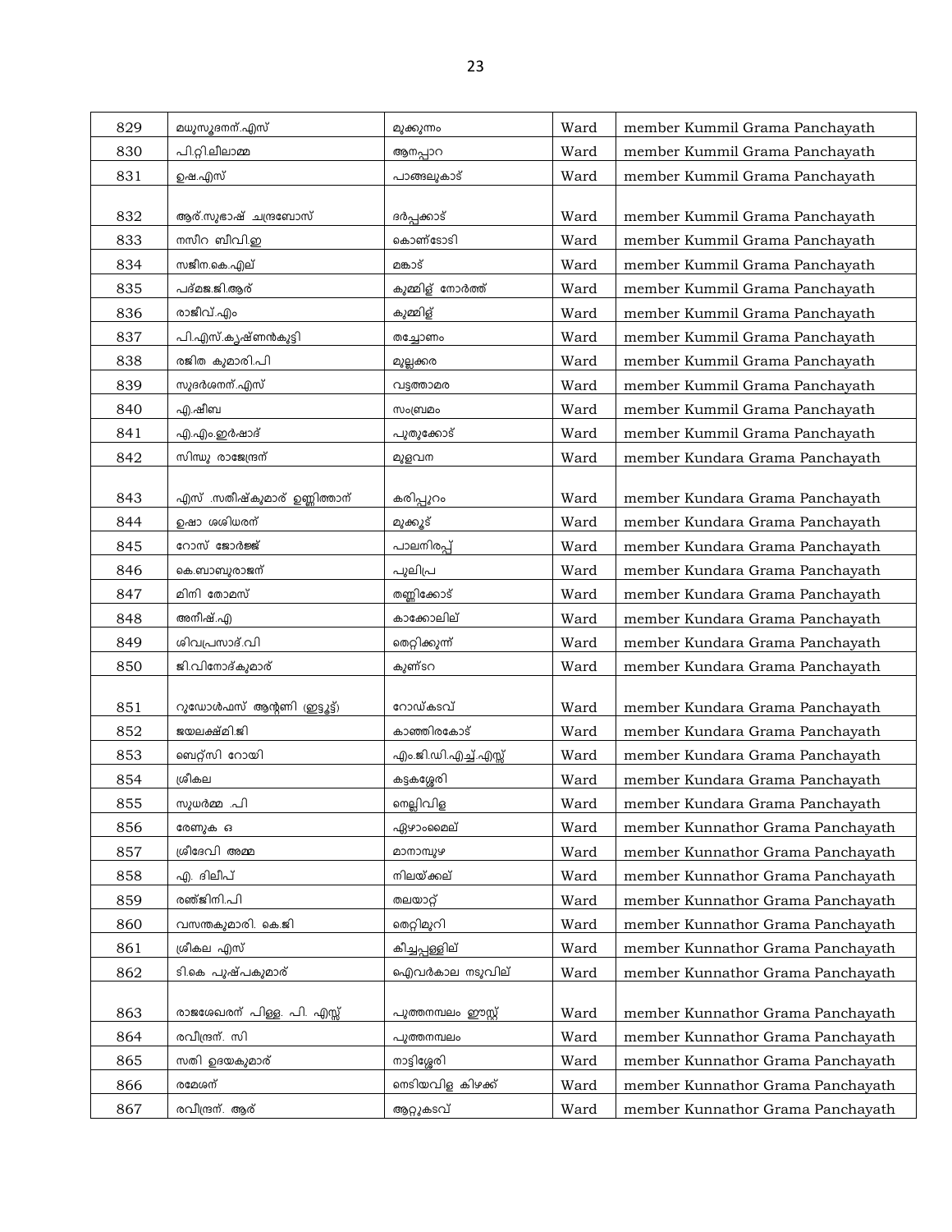| 829 | മധുസൂദനന്.എസ് | മുക്കുന്നം | Ward | member Kummil Grama Panchayath |
|---|---|---|---|---|
| 830 | പി.റ്റി.ലീലാമ്മ | ആനപ്പാറ | Ward | member Kummil Grama Panchayath |
| 831 | ഉഷ.എസ് | പാങ്ങലുകാട് | Ward | member Kummil Grama Panchayath |
| 832 | ആര്.സുഭാഷ് ചന്ദ്രബോസ് | ദര്‍പ്പക്കാട് | Ward | member Kummil Grama Panchayath |
| 833 | നസീറ ബീവി.ഇ | കൊണ്ടോടി | Ward | member Kummil Grama Panchayath |
| 834 | സജീന.കെ.എല് | മങ്കാട് | Ward | member Kummil Grama Panchayath |
| 835 | പദ്മജ.ജി.ആര് | കുമ്മിള് നോര്‍ത്ത് | Ward | member Kummil Grama Panchayath |
| 836 | രാജീവ്.എം | കുമ്മിള് | Ward | member Kummil Grama Panchayath |
| 837 | പി.എസ്.കൃഷ്ണന്‍കുട്ടി | തച്ചോണം | Ward | member Kummil Grama Panchayath |
| 838 | രജിത കുമാരി.പി | മുല്ലക്കര | Ward | member Kummil Grama Panchayath |
| 839 | സുദര്‍ശനന്.എസ് | വട്ടത്താമര | Ward | member Kummil Grama Panchayath |
| 840 | എ.ഷീബ | സംബ്രമം | Ward | member Kummil Grama Panchayath |
| 841 | എ.എം.ഇര്‍ഷാദ് | പുതുക്കോട് | Ward | member Kummil Grama Panchayath |
| 842 | സിന്ധു രാജേന്ദ്രന് | മുളവന | Ward | member Kundara Grama Panchayath |
| 843 | എസ് .സതീഷ്കുമാര് ഉണ്ണിത്താന് | കരിപ്പുറം | Ward | member Kundara Grama Panchayath |
| 844 | ഉഷാ ശശിധരന് | മുക്കൂട് | Ward | member Kundara Grama Panchayath |
| 845 | റോസ് ജോര്‍ജ്ജ് | പാലനിരപ്പ് | Ward | member Kundara Grama Panchayath |
| 846 | കെ.ബാബുരാജന് | പുലിപ്ര | Ward | member Kundara Grama Panchayath |
| 847 | മിനി തോമസ് | തണ്ണിക്കോട് | Ward | member Kundara Grama Panchayath |
| 848 | അനീഷ്.എ | കാക്കോലില് | Ward | member Kundara Grama Panchayath |
| 849 | ശിവപ്രസാദ്.വി | തെറ്റിക്കുന്ന് | Ward | member Kundara Grama Panchayath |
| 850 | ജി.വിനോദ്കുമാര് | കുണ്ടറ | Ward | member Kundara Grama Panchayath |
| 851 | റുഡോള്‍ഫസ് ആന്റണി (ഇട്ടൂട്ട്) | റോഡ്കടവ് | Ward | member Kundara Grama Panchayath |
| 852 | ജയലക്ഷ്മി.ജി | കാഞ്ഞിരകോട് | Ward | member Kundara Grama Panchayath |
| 853 | ബെറ്റ്സി റോയി | എം.ജി.ഡി.എച്ച്.എസ്സ് | Ward | member Kundara Grama Panchayath |
| 854 | ശ്രീകല | കട്ടകശ്ശേരി | Ward | member Kundara Grama Panchayath |
| 855 | സുധര്‍മ്മ .പി | നെല്ലിവിള | Ward | member Kundara Grama Panchayath |
| 856 | രേണുക ഒ | ഏഴാംമൈല് | Ward | member Kunnathor Grama Panchayath |
| 857 | ശ്രീദേവി അമ്മ | മാനാമ്പുഴ | Ward | member Kunnathor Grama Panchayath |
| 858 | എ. ദിലീപ് | നിലയ്ക്കല് | Ward | member Kunnathor Grama Panchayath |
| 859 | രഞ്ജിനി.പി | തലയാറ്റ് | Ward | member Kunnathor Grama Panchayath |
| 860 | വസന്തകുമാരി. കെ.ജി | തെറ്റിമുറി | Ward | member Kunnathor Grama Panchayath |
| 861 | ശ്രീകല എസ് | കീച്ചപ്പള്ളില് | Ward | member Kunnathor Grama Panchayath |
| 862 | ടി.കെ പുഷ്പകുമാര് | ഐവര്‍കാല നടുവില് | Ward | member Kunnathor Grama Panchayath |
| 863 | രാജശേഖരന് പിള്ള. പി. എസ്സ് | പുത്തനമ്പലം ഈസ്റ്റ് | Ward | member Kunnathor Grama Panchayath |
| 864 | രവീന്ദ്രന്. സി | പുത്തനമ്പലം | Ward | member Kunnathor Grama Panchayath |
| 865 | സതി ഉദയകുമാര് | നാട്ടിശ്ശേരി | Ward | member Kunnathor Grama Panchayath |
| 866 | രമേശന് | നെടിയവിള കിഴക്ക് | Ward | member Kunnathor Grama Panchayath |
| 867 | രവീന്ദ്രന്. ആര് | ആറ്റുകടവ് | Ward | member Kunnathor Grama Panchayath |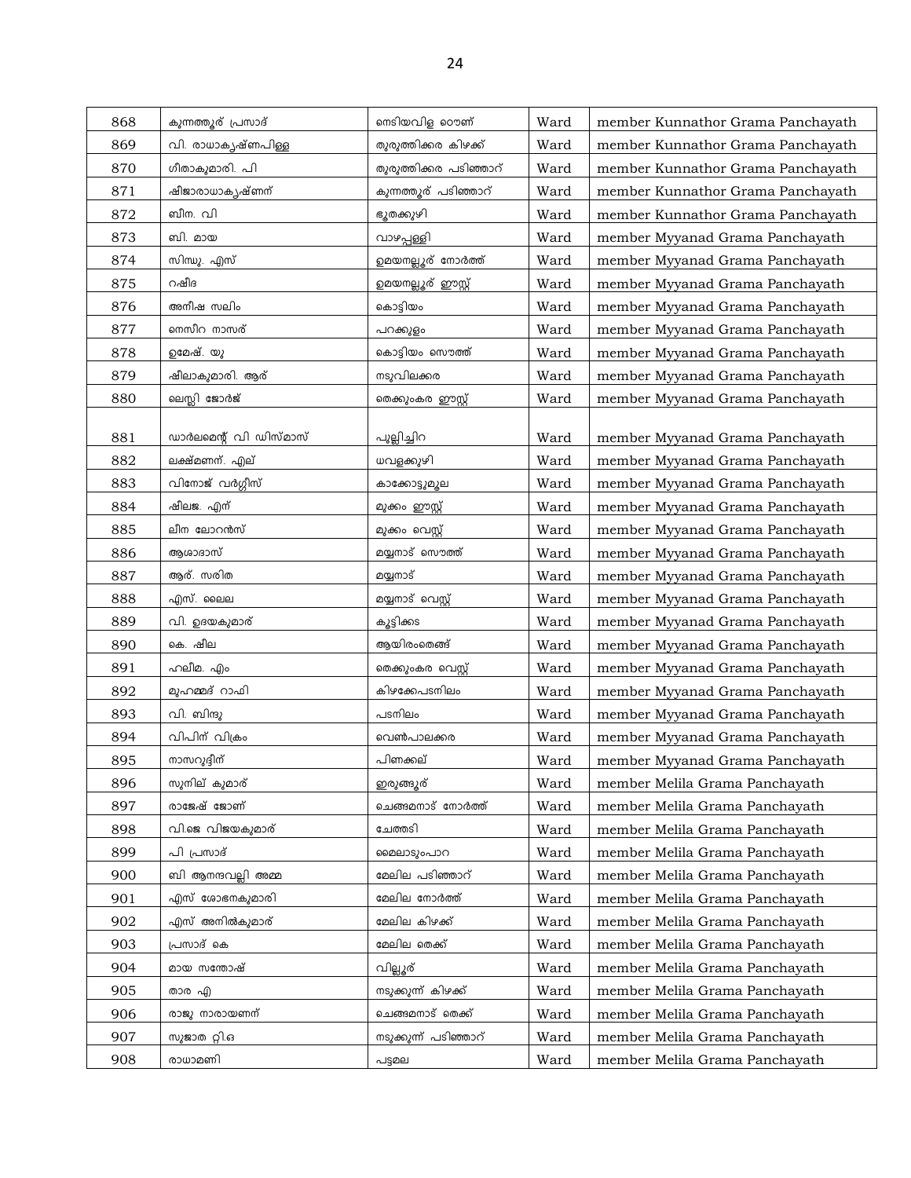| 868 | കുന്നത്തൂര് പ്രസാദ് | നെടിയവിള ഠൌണ് | Ward | member Kunnathor Grama Panchayath |
|---|---|---|---|---|
| 869 | വി. രാധാകൃഷ്ണപിള്ള | തുരുത്തിക്കര കിഴക്ക് | Ward | member Kunnathor Grama Panchayath |
| 870 | ഗീതാകുമാരി. പി | തുരുത്തിക്കര പടിഞ്ഞാറ് | Ward | member Kunnathor Grama Panchayath |
| 871 | ഷീജാരാധാകൃഷ്ണന് | കുന്നത്തൂര് പടിഞ്ഞാറ് | Ward | member Kunnathor Grama Panchayath |
| 872 | ബീന. വി | ഭൂതക്കുഴി | Ward | member Kunnathor Grama Panchayath |
| 873 | ബി. മായ | വാഴപ്പള്ളി | Ward | member Myyanad Grama Panchayath |
| 874 | സിന്ധു. എസ് | ഉമയനല്ലൂര് നോർത്ത് | Ward | member Myyanad Grama Panchayath |
| 875 | റഷീദ | ഉമയനല്ലൂര് ഈസ്റ്റ് | Ward | member Myyanad Grama Panchayath |
| 876 | അനീഷ സലിം | കൊട്ടിയം | Ward | member Myyanad Grama Panchayath |
| 877 | നെസീറ നാസര് | പറക്കുളം | Ward | member Myyanad Grama Panchayath |
| 878 | ഉമേഷ്. യു | കൊട്ടിയം സൌത്ത് | Ward | member Myyanad Grama Panchayath |
| 879 | ഷീലാകുമാരി. ആര് | നടുവിലക്കര | Ward | member Myyanad Grama Panchayath |
| 880 | ലെസ്ലി ജോർജ് | തെക്കുംകര ഈസ്റ്റ് | Ward | member Myyanad Grama Panchayath |
| 881 | ഡാർലമെന്റ് വി ഡിസ്മാസ് | പുല്ലിച്ചിറ | Ward | member Myyanad Grama Panchayath |
| 882 | ലക്ഷ്മണന്. എല് | ധവളക്കുഴി | Ward | member Myyanad Grama Panchayath |
| 883 | വിനോജ് വർഗ്ഗീസ് | കാക്കോട്ടുമൂല | Ward | member Myyanad Grama Panchayath |
| 884 | ഷീലജ. എന് | മുക്കം ഈസ്റ്റ് | Ward | member Myyanad Grama Panchayath |
| 885 | ലീന ലോറൻസ് | മുക്കം വെസ്റ്റ് | Ward | member Myyanad Grama Panchayath |
| 886 | ആശാദാസ് | മയ്യനാട് സൌത്ത് | Ward | member Myyanad Grama Panchayath |
| 887 | ആര്. സരിത | മയ്യനാട് | Ward | member Myyanad Grama Panchayath |
| 888 | എസ്. ലൈല | മയ്യനാട് വെസ്റ്റ് | Ward | member Myyanad Grama Panchayath |
| 889 | വി. ഉദയകുമാര് | കൂട്ടിക്കട | Ward | member Myyanad Grama Panchayath |
| 890 | കെ. ഷീല | ആയിരംതെങ്ങ് | Ward | member Myyanad Grama Panchayath |
| 891 | ഹലീമ. എം | തെക്കുംകര വെസ്റ്റ് | Ward | member Myyanad Grama Panchayath |
| 892 | മുഹമ്മദ് റാഫി | കിഴക്കേപടനിലം | Ward | member Myyanad Grama Panchayath |
| 893 | വി. ബിന്ദു | പടനിലം | Ward | member Myyanad Grama Panchayath |
| 894 | വിപിന് വിക്രം | വെൺപാലക്കര | Ward | member Myyanad Grama Panchayath |
| 895 | നാസറുദ്ദീന് | പിണക്കല് | Ward | member Myyanad Grama Panchayath |
| 896 | സുനില് കുമാര് | ഇരുങ്ങൂര് | Ward | member Melila Grama Panchayath |
| 897 | രാജേഷ് ജോണ് | ചെങ്ങമനാട് നോർത്ത് | Ward | member Melila Grama Panchayath |
| 898 | വി.ജെ വിജയകുമാര് | ചേത്തടി | Ward | member Melila Grama Panchayath |
| 899 | പി പ്രസാദ് | മൈലാടുംപാറ | Ward | member Melila Grama Panchayath |
| 900 | ബി ആനന്ദവല്ലി അമ്മ | മേലില പടിഞ്ഞാറ് | Ward | member Melila Grama Panchayath |
| 901 | എസ് ശോഭനകുമാരി | മേലില നോർത്ത് | Ward | member Melila Grama Panchayath |
| 902 | എസ് അനിൽകുമാര് | മേലില കിഴക്ക് | Ward | member Melila Grama Panchayath |
| 903 | പ്രസാദ് കെ | മേലില തെക്ക് | Ward | member Melila Grama Panchayath |
| 904 | മായ സന്തോഷ് | വില്ലൂര് | Ward | member Melila Grama Panchayath |
| 905 | താര എ | നടുക്കുന്ന് കിഴക്ക് | Ward | member Melila Grama Panchayath |
| 906 | രാജു നാരായണന് | ചെങ്ങമനാട് തെക്ക് | Ward | member Melila Grama Panchayath |
| 907 | സുജാത റ്റി.ഒ | നടുക്കുന്ന് പടിഞ്ഞാറ് | Ward | member Melila Grama Panchayath |
| 908 | രാധാമണി | പട്ടമല | Ward | member Melila Grama Panchayath |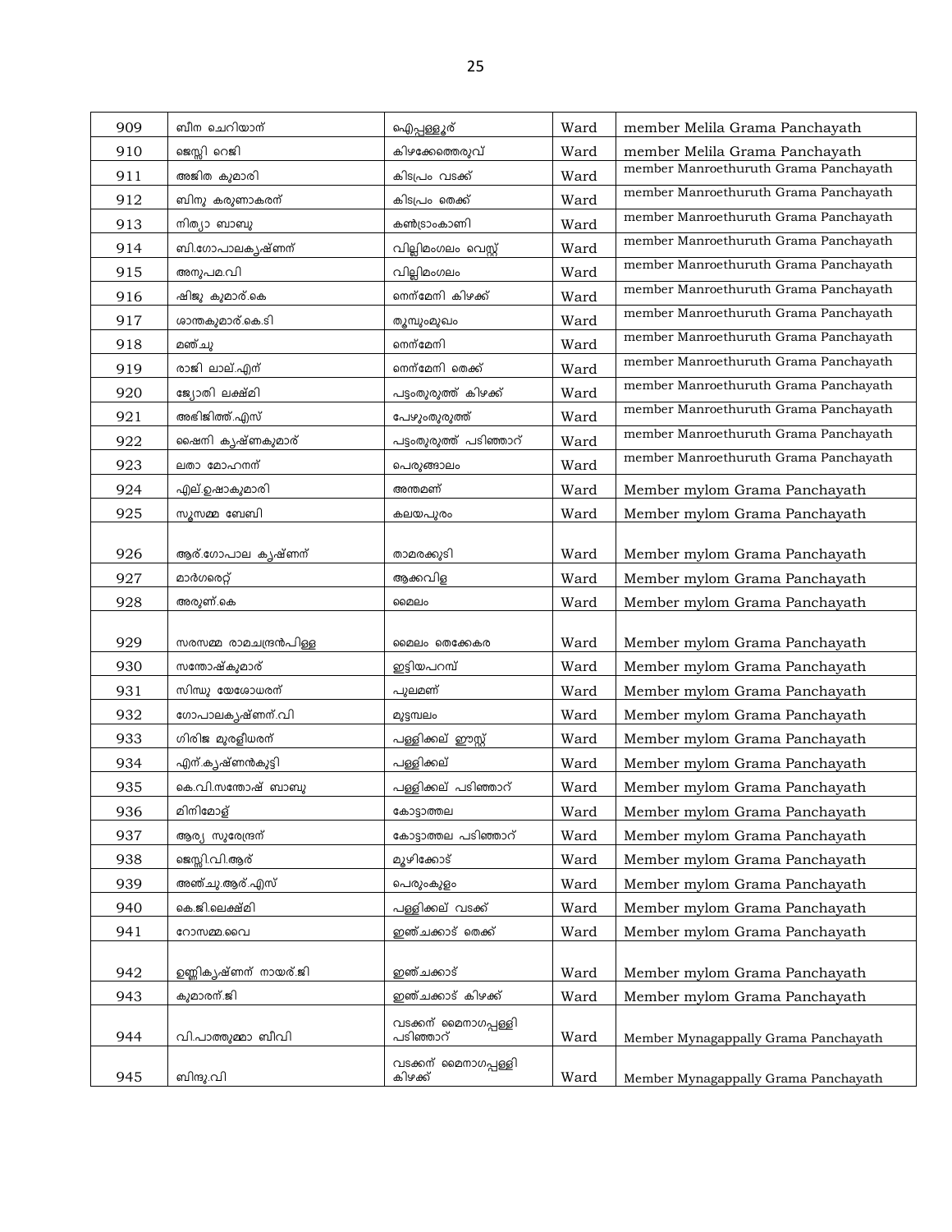| 909 | ബീന ചെറിയാന് | ഐപ്പള്ളൂര് | Ward | member Melila Grama Panchayath |
|---|---|---|---|---|
| 910 | ജെസ്സി റെജി | കിഴക്കേത്തെരുവ് | Ward | member Melila Grama Panchayath |
| 911 | അജിത കുമാരി | കിടപ്രം വടക്ക് | Ward | member Manroethuruth Grama Panchayath |
| 912 | ബിനു കരുണാകരന് | കിടപ്രം തെക്ക് | Ward | member Manroethuruth Grama Panchayath |
| 913 | നിത്യാ ബാബു | കൺട്രാംകാണി | Ward | member Manroethuruth Grama Panchayath |
| 914 | ബി.ഗോപാലകൃഷ്ണന് | വില്ലിമംഗലം വെസ്റ്റ് | Ward | member Manroethuruth Grama Panchayath |
| 915 | അനുപമ.വി | വില്ലിമംഗലം | Ward | member Manroethuruth Grama Panchayath |
| 916 | ഷിജു കുമാര്.കെ | നെന്മേനി കിഴക്ക് | Ward | member Manroethuruth Grama Panchayath |
| 917 | ശാന്തകുമാര്.കെ.ടി | തൂമ്പുംമുഖം | Ward | member Manroethuruth Grama Panchayath |
| 918 | മഞ്ചു | നെന്മേനി | Ward | member Manroethuruth Grama Panchayath |
| 919 | രാജി ലാല്.എന് | നെന്മേനി തെക്ക് | Ward | member Manroethuruth Grama Panchayath |
| 920 | ജ്യോതി ലക്ഷ്മി | പട്ടംതുരുത്ത് കിഴക്ക് | Ward | member Manroethuruth Grama Panchayath |
| 921 | അഭിജിത്ത്.എസ് | പേഴുംതുരുത്ത് | Ward | member Manroethuruth Grama Panchayath |
| 922 | ഷൈനി കൃഷ്ണകുമാര് | പട്ടംതുരുത്ത് പടിഞ്ഞാറ് | Ward | member Manroethuruth Grama Panchayath |
| 923 | ലതാ മോഹനന് | പെരുങ്ങാലം | Ward | member Manroethuruth Grama Panchayath |
| 924 | എല്.ഉഷാകുമാരി | അന്തമണ് | Ward | Member mylom Grama Panchayath |
| 925 | സൂസമ്മ ബേബി | കലയപുരം | Ward | Member mylom Grama Panchayath |
| 926 | ആര്.ഗോപാല കൃഷ്ണന് | താമരക്കുടി | Ward | Member mylom Grama Panchayath |
| 927 | മാർഗരെറ്റ് | ആക്കവിള | Ward | Member mylom Grama Panchayath |
| 928 | അരുണ്.കെ | മൈലം | Ward | Member mylom Grama Panchayath |
| 929 | സരസമ്മ രാമചന്ദ്രൻപിള്ള | മൈലം തെക്കേകര | Ward | Member mylom Grama Panchayath |
| 930 | സന്തോഷ്കുമാര് | ഇട്ടിയപറമ്പ് | Ward | Member mylom Grama Panchayath |
| 931 | സിന്ധു യേശോധരന് | പുലമണ് | Ward | Member mylom Grama Panchayath |
| 932 | ഗോപാലകൃഷ്ണന്.വി | മുട്ടമ്പലം | Ward | Member mylom Grama Panchayath |
| 933 | ഗിരിജ മുരളീധരന് | പള്ളിക്കല് ഈസ്റ്റ് | Ward | Member mylom Grama Panchayath |
| 934 | എന്.കൃഷ്ണൻകുട്ടി | പള്ളിക്കല് | Ward | Member mylom Grama Panchayath |
| 935 | കെ.വി.സന്തോഷ് ബാബു | പള്ളിക്കല് പടിഞ്ഞാറ് | Ward | Member mylom Grama Panchayath |
| 936 | മിനിമോള് | കോട്ടാത്തല | Ward | Member mylom Grama Panchayath |
| 937 | ആര്യ സുരേന്ദ്രന് | കോട്ടാത്തല പടിഞ്ഞാറ് | Ward | Member mylom Grama Panchayath |
| 938 | ജെസ്സി.വി.ആര് | മൂഴിക്കോട് | Ward | Member mylom Grama Panchayath |
| 939 | അഞ്ചു.ആര്.എസ് | പെരുംകുളം | Ward | Member mylom Grama Panchayath |
| 940 | കെ.ജി.ലെക്ഷ്മി | പള്ളിക്കല് വടക്ക് | Ward | Member mylom Grama Panchayath |
| 941 | റോസമ്മ.വൈ | ഇഞ്ചക്കാട് തെക്ക് | Ward | Member mylom Grama Panchayath |
| 942 | ഉണ്ണികൃഷ്ണന് നായര്.ജി | ഇഞ്ചക്കാട് | Ward | Member mylom Grama Panchayath |
| 943 | കുമാരന്.ജി | ഇഞ്ചക്കാട് കിഴക്ക് | Ward | Member mylom Grama Panchayath |
| 944 | വി.പാത്തുമ്മാ ബീവി | വടക്കന് മൈനാഗപ്പള്ളി പടിഞ്ഞാറ് | Ward | Member Mynagappally Grama Panchayath |
| 945 | ബിന്ദു.വി | വടക്കന് മൈനാഗപ്പള്ളി കിഴക്ക് | Ward | Member Mynagappally Grama Panchayath |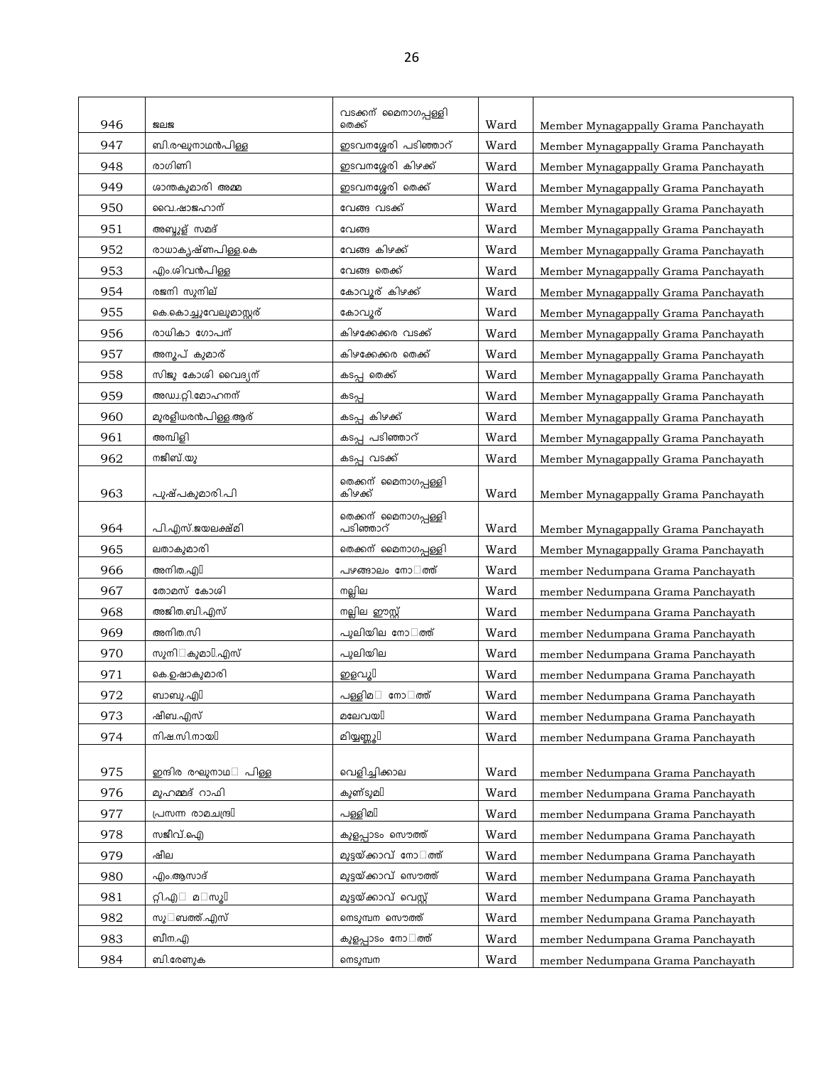| | | | | |
|---|---|---|---|---|
| 946 | ജലജ | വടക്കന് മൈനാഗപ്പള്ളി തെക്ക് | Ward | Member Mynagappally Grama Panchayath |
| 947 | ബി.രഘുനാഥന്പിള്ള | ഇടവനശ്ശേരി പടിഞ്ഞാറ് | Ward | Member Mynagappally Grama Panchayath |
| 948 | രാഗിണി | ഇടവനശ്ശേരി കിഴക്ക് | Ward | Member Mynagappally Grama Panchayath |
| 949 | ശാന്തകുമാരി അമ്മ | ഇടവനശ്ശേരി തെക്ക് | Ward | Member Mynagappally Grama Panchayath |
| 950 | വൈ.ഷാജഹാന് | വേങ്ങ വടക്ക് | Ward | Member Mynagappally Grama Panchayath |
| 951 | അബ്ദുള് സമദ് | വേങ്ങ | Ward | Member Mynagappally Grama Panchayath |
| 952 | രാധാകൃഷ്ണപിള്ള.കെ | വേങ്ങ കിഴക്ക് | Ward | Member Mynagappally Grama Panchayath |
| 953 | എം.ശിവന്പിള്ള | വേങ്ങ തെക്ക് | Ward | Member Mynagappally Grama Panchayath |
| 954 | രജനി സുനില് | കോവൂര് കിഴക്ക് | Ward | Member Mynagappally Grama Panchayath |
| 955 | കെ.കൊച്ചുവേലുമാസ്റ്റര് | കോവൂര് | Ward | Member Mynagappally Grama Panchayath |
| 956 | രാധികാ ഗോപന് | കിഴക്കേക്കര വടക്ക് | Ward | Member Mynagappally Grama Panchayath |
| 957 | അനൂപ് കുമാര് | കിഴക്കേക്കര തെക്ക് | Ward | Member Mynagappally Grama Panchayath |
| 958 | സിജു കോശി വൈദ്യന് | കടപ്പ തെക്ക് | Ward | Member Mynagappally Grama Panchayath |
| 959 | അഡ്വ.റ്റി.മോഹനന് | കടപ്പ | Ward | Member Mynagappally Grama Panchayath |
| 960 | മുരളീധരന്പിള്ള.ആര് | കടപ്പ കിഴക്ക് | Ward | Member Mynagappally Grama Panchayath |
| 961 | അമ്പിളി | കടപ്പ പടിഞ്ഞാറ് | Ward | Member Mynagappally Grama Panchayath |
| 962 | നജീബ്.യു | കടപ്പ വടക്ക് | Ward | Member Mynagappally Grama Panchayath |
| 963 | പുഷ്പകുമാരി.പി | തെക്കന് മൈനാഗപ്പള്ളി കിഴക്ക് | Ward | Member Mynagappally Grama Panchayath |
| 964 | പി.എസ്.ജയലക്ഷ്മി | തെക്കന് മൈനാഗപ്പള്ളി പടിഞ്ഞാറ് | Ward | Member Mynagappally Grama Panchayath |
| 965 | ലതാകുമാരി | തെക്കന് മൈനാഗപ്പള്ളി | Ward | Member Mynagappally Grama Panchayath |
| 966 | അനിത.എ | പഴങ്ങാലം നോ ത്ത് | Ward | member Nedumpana Grama Panchayath |
| 967 | തോമസ് കോശി | നല്ലില | Ward | member Nedumpana Grama Panchayath |
| 968 | അജിത.ബി.എസ് | നല്ലില ഈസ്റ്റ് | Ward | member Nedumpana Grama Panchayath |
| 969 | അനിത.സി | പുലിയില നോ ത്ത് | Ward | member Nedumpana Grama Panchayath |
| 970 | സുനി കുമാ .എസ് | പുലിയില | Ward | member Nedumpana Grama Panchayath |
| 971 | കെ.ഉഷാകുമാരി | ഇളവൂ | Ward | member Nedumpana Grama Panchayath |
| 972 | ബാബു.എ | പള്ളിമ നോ ത്ത് | Ward | member Nedumpana Grama Panchayath |
| 973 | ഷീബ.എസ് | മലേവയ | Ward | member Nedumpana Grama Panchayath |
| 974 | നിഷ.സി.നായ | മീയ്യണ്ണൂ | Ward | member Nedumpana Grama Panchayath |
| 975 | ഇന്ദിര രഘുനാഥ പിള്ള | വെളിച്ചിക്കാല | Ward | member Nedumpana Grama Panchayath |
| 976 | മുഹമ്മദ് റാഫി | കുണ്ടുമ | Ward | member Nedumpana Grama Panchayath |
| 977 | പ്രസന്ന രാമചന്ദ്ര | പള്ളിമ | Ward | member Nedumpana Grama Panchayath |
| 978 | സജീവ്.ഐ | കുളപ്പാടം സൌത്ത് | Ward | member Nedumpana Grama Panchayath |
| 979 | ഷീല | മുട്ടയ്ക്കാവ് നോ ത്ത് | Ward | member Nedumpana Grama Panchayath |
| 980 | എം.ആസാദ് | മുട്ടയ്ക്കാവ് സൌത്ത് | Ward | member Nedumpana Grama Panchayath |
| 981 | റ്റി.എ മ സൂ | മുട്ടയ്ക്കാവ് വെസ്റ്റ് | Ward | member Nedumpana Grama Panchayath |
| 982 | സു ബത്ത്.എസ് | നെടുമ്പന സൌത്ത് | Ward | member Nedumpana Grama Panchayath |
| 983 | ബീന.എ | കുളപ്പാടം നോ ത്ത് | Ward | member Nedumpana Grama Panchayath |
| 984 | ബി.രേണുക | നെടുമ്പന | Ward | member Nedumpana Grama Panchayath |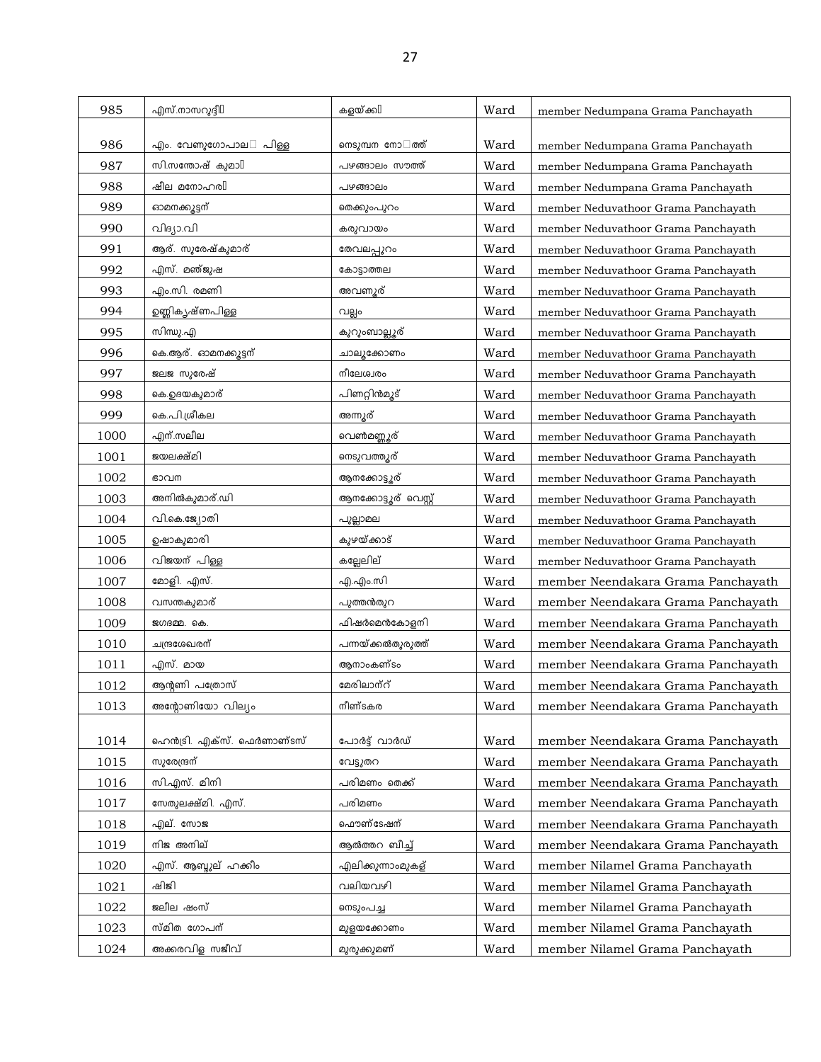| 985 | എസ്.നാസറുദ്ദീ | കളയ്ക്ക | Ward | member Nedumpana Grama Panchayath |
|---|---|---|---|---|
| 986 | എം. വേണുഗോപാല പിള്ള | നെടുമ്പന നോ ത്ത് | Ward | member Nedumpana Grama Panchayath |
| 987 | സി.സന്തോഷ് കുമാ | പഴങ്ങാലം സൗത്ത് | Ward | member Nedumpana Grama Panchayath |
| 988 | ഷീല മനോഹര | പഴങ്ങാലം | Ward | member Nedumpana Grama Panchayath |
| 989 | ഓമനക്കുട്ടന് | തെക്കുംപുറം | Ward | member Neduvathoor Grama Panchayath |
| 990 | വിദ്യാ.വി | കരുവായം | Ward | member Neduvathoor Grama Panchayath |
| 991 | ആര്. സുരേഷ്കുമാര് | തേവലപ്പുറം | Ward | member Neduvathoor Grama Panchayath |
| 992 | എസ്. മഞ്ജുഷ | കോട്ടാത്തല | Ward | member Neduvathoor Grama Panchayath |
| 993 | എം.സി. രമണി | അവണൂര് | Ward | member Neduvathoor Grama Panchayath |
| 994 | ഉണ്ണികൃഷ്ണപിള്ള | വല്ലം | Ward | member Neduvathoor Grama Panchayath |
| 995 | സിന്ധു.എ | കുറുംബാല്ലൂര് | Ward | member Neduvathoor Grama Panchayath |
| 996 | കെ.ആര്. ഓമനക്കുട്ടന് | ചാലൂക്കോണം | Ward | member Neduvathoor Grama Panchayath |
| 997 | ജലജ സുരേഷ് | നീലേശ്വരം | Ward | member Neduvathoor Grama Panchayath |
| 998 | കെ.ഉദയകുമാര് | പിണറ്റിൻമൂട് | Ward | member Neduvathoor Grama Panchayath |
| 999 | കെ.പി.ശ്രീകല | അന്നൂര് | Ward | member Neduvathoor Grama Panchayath |
| 1000 | എന്.സലീല | വെൺമണ്ണൂര് | Ward | member Neduvathoor Grama Panchayath |
| 1001 | ജയലക്ഷ്മി | നെടുവത്തൂര് | Ward | member Neduvathoor Grama Panchayath |
| 1002 | ഭാവന | ആനക്കോട്ടൂര് | Ward | member Neduvathoor Grama Panchayath |
| 1003 | അനിൽകുമാര്.ഡി | ആനക്കോട്ടൂര് വെസ്റ്റ് | Ward | member Neduvathoor Grama Panchayath |
| 1004 | വി.കെ.ജ്യോതി | പുല്ലാമല | Ward | member Neduvathoor Grama Panchayath |
| 1005 | ഉഷാകുമാരി | കുഴയ്ക്കാട് | Ward | member Neduvathoor Grama Panchayath |
| 1006 | വിജയന് പിള്ള | കല്ലേലില് | Ward | member Neduvathoor Grama Panchayath |
| 1007 | മോളി. എസ്. | എ.എം.സി | Ward | member Neendakara Grama Panchayath |
| 1008 | വസന്തകുമാര് | പുത്തൻതുറ | Ward | member Neendakara Grama Panchayath |
| 1009 | ജഗദമ്മ. കെ. | ഫിഷർമെൻകോളനി | Ward | member Neendakara Grama Panchayath |
| 1010 | ചന്ദ്രശേഖരന് | പന്നയ്ക്കൽതുരുത്ത് | Ward | member Neendakara Grama Panchayath |
| 1011 | എസ്. മായ | ആനാംകണ്ടം | Ward | member Neendakara Grama Panchayath |
| 1012 | ആന്റണി പത്രോസ് | മേരിലാന്റ് | Ward | member Neendakara Grama Panchayath |
| 1013 | അന്റോണിയോ വില്യം | നീണ്ടകര | Ward | member Neendakara Grama Panchayath |
| 1014 | ഹെൻട്രി. എക്സ്. ഫെർണാണ്ടസ് | പോർട്ട് വാർഡ് | Ward | member Neendakara Grama Panchayath |
| 1015 | സുരേന്ദ്രന് | വേട്ടുതറ | Ward | member Neendakara Grama Panchayath |
| 1016 | സി.എസ്. മിനി | പരിമണം തെക്ക് | Ward | member Neendakara Grama Panchayath |
| 1017 | സേതുലക്ഷ്മി. എസ്. | പരിമണം | Ward | member Neendakara Grama Panchayath |
| 1018 | എല്. സോജ | ഫൌണ്ടേഷന് | Ward | member Neendakara Grama Panchayath |
| 1019 | നിജ അനില് | ആൽത്തറ ബീച്ച് | Ward | member Neendakara Grama Panchayath |
| 1020 | എസ്. ആബ്ദുല് ഹക്കീം | എലിക്കുന്നാംമുകള് | Ward | member Nilamel Grama Panchayath |
| 1021 | ഷിജി | വലിയവഴി | Ward | member Nilamel Grama Panchayath |
| 1022 | ജലീല ഷംസ് | നെടുംപച്ച | Ward | member Nilamel Grama Panchayath |
| 1023 | സ്മിത ഗോപന് | മുളയക്കോണം | Ward | member Nilamel Grama Panchayath |
| 1024 | അക്കരവിള സജീവ് | മുരുക്കുമണ് | Ward | member Nilamel Grama Panchayath |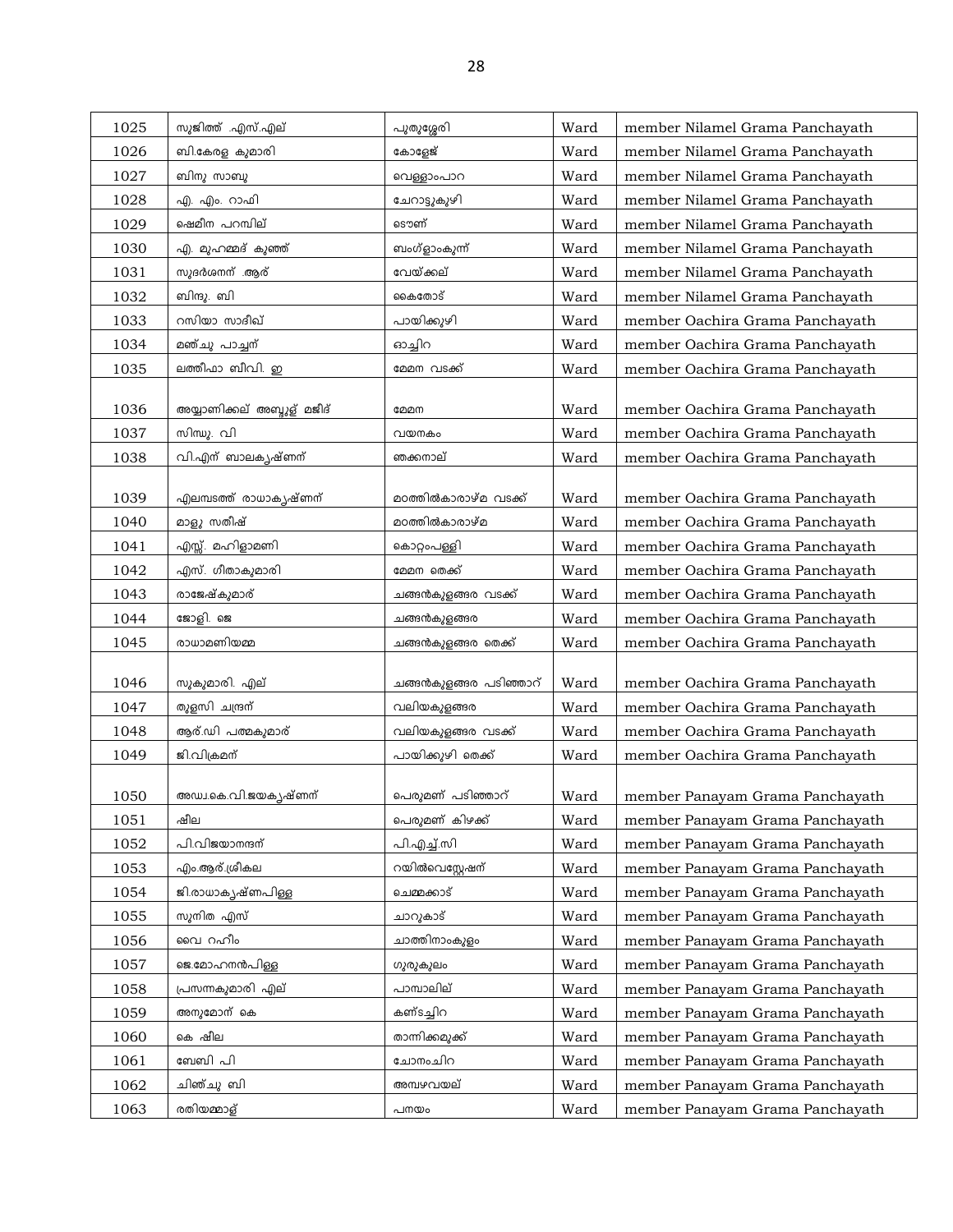| | | | | |
|---|---|---|---|---|
| 1025 | സുജിത്ത് .എസ്.എല് | പുതുശ്ശേരി | Ward | member Nilamel Grama Panchayath |
| 1026 | ബി.കേരള കുമാരി | കോളേജ് | Ward | member Nilamel Grama Panchayath |
| 1027 | ബിനു സാബു | വെള്ളാംപാറ | Ward | member Nilamel Grama Panchayath |
| 1028 | എ. എം. റാഫി | ചേറാട്ടുകുഴി | Ward | member Nilamel Grama Panchayath |
| 1029 | ഷെമീന പറമ്പില് | ടൌണ് | Ward | member Nilamel Grama Panchayath |
| 1030 | എ. മുഹമ്മദ് കുഞ്ഞ് | ബംഗ്ളാംകുന്ന് | Ward | member Nilamel Grama Panchayath |
| 1031 | സുദർശനന് .ആര് | വേയ്ക്കല് | Ward | member Nilamel Grama Panchayath |
| 1032 | ബിന്ദു. ബി | കൈതോട് | Ward | member Nilamel Grama Panchayath |
| 1033 | റസിയാ സാദിഖ് | പായിക്കുഴി | Ward | member Oachira Grama Panchayath |
| 1034 | മഞ്ചു പാച്ചന് | ഓച്ചിറ | Ward | member Oachira Grama Panchayath |
| 1035 | ലത്തീഫാ ബീവി. ഇ | മേമന വടക്ക് | Ward | member Oachira Grama Panchayath |
| 1036 | അയ്യാണിക്കല് അബ്ദുള് മജീദ് | മേമന | Ward | member Oachira Grama Panchayath |
| 1037 | സിന്ധു. വി | വയനകം | Ward | member Oachira Grama Panchayath |
| 1038 | വി.എന് ബാലകൃഷ്ണന് | ഞക്കനാല് | Ward | member Oachira Grama Panchayath |
| 1039 | എലമ്പടത്ത് രാധാകൃഷ്ണന് | മഠത്തിൽകാരാഴ്മ വടക്ക് | Ward | member Oachira Grama Panchayath |
| 1040 | മാളു സതീഷ് | മഠത്തിൽകാരാഴ്മ | Ward | member Oachira Grama Panchayath |
| 1041 | എസ്സ്. മഹിളാമണി | കൊറ്റംപള്ളി | Ward | member Oachira Grama Panchayath |
| 1042 | എസ്. ഗീതാകുമാരി | മേമന തെക്ക് | Ward | member Oachira Grama Panchayath |
| 1043 | രാജേഷ്കുമാര് | ചങ്ങൻകുളങ്ങര വടക്ക് | Ward | member Oachira Grama Panchayath |
| 1044 | ജോളി. ജെ | ചങ്ങൻകുളങ്ങര | Ward | member Oachira Grama Panchayath |
| 1045 | രാധാമണിയമ്മ | ചങ്ങൻകുളങ്ങര തെക്ക് | Ward | member Oachira Grama Panchayath |
| 1046 | സുകുമാരി. എല് | ചങ്ങൻകുളങ്ങര പടിഞ്ഞാറ് | Ward | member Oachira Grama Panchayath |
| 1047 | തുളസി ചന്ദ്രന് | വലിയകുളങ്ങര | Ward | member Oachira Grama Panchayath |
| 1048 | ആര്.ഡി പത്മകുമാര് | വലിയകുളങ്ങര വടക്ക് | Ward | member Oachira Grama Panchayath |
| 1049 | ജി.വിക്രമന് | പായിക്കുഴി തെക്ക് | Ward | member Oachira Grama Panchayath |
| 1050 | അഡ്വ.കെ.വി.ജയകൃഷ്ണന് | പെരുമണ് പടിഞ്ഞാറ് | Ward | member Panayam Grama Panchayath |
| 1051 | ഷീല | പെരുമണ് കിഴക്ക് | Ward | member Panayam Grama Panchayath |
| 1052 | പി.വിജയാനന്ദന് | പി.എച്ച്.സി | Ward | member Panayam Grama Panchayath |
| 1053 | എം.ആര്.ശ്രീകല | റയിൽവെസ്റ്റേഷന് | Ward | member Panayam Grama Panchayath |
| 1054 | ജി.രാധാകൃഷ്ണപിള്ള | ചെമ്മക്കാട് | Ward | member Panayam Grama Panchayath |
| 1055 | സുനിത എസ് | ചാറുകാട് | Ward | member Panayam Grama Panchayath |
| 1056 | വൈ റഹീം | ചാത്തിനാംകുളം | Ward | member Panayam Grama Panchayath |
| 1057 | ജെ.മോഹനൻപിള്ള | ഗുരുകുലം | Ward | member Panayam Grama Panchayath |
| 1058 | പ്രസന്നകുമാരി എല് | പാമ്പാലില് | Ward | member Panayam Grama Panchayath |
| 1059 | അനുമോന് കെ | കണ്ടച്ചിറ | Ward | member Panayam Grama Panchayath |
| 1060 | കെ ഷീല | താന്നിക്കമുക്ക് | Ward | member Panayam Grama Panchayath |
| 1061 | ബേബി പി | ചോനംചിറ | Ward | member Panayam Grama Panchayath |
| 1062 | ചിഞ്ചു ബി | അമ്പഴവയല് | Ward | member Panayam Grama Panchayath |
| 1063 | രതിയമ്മാള് | പനയം | Ward | member Panayam Grama Panchayath |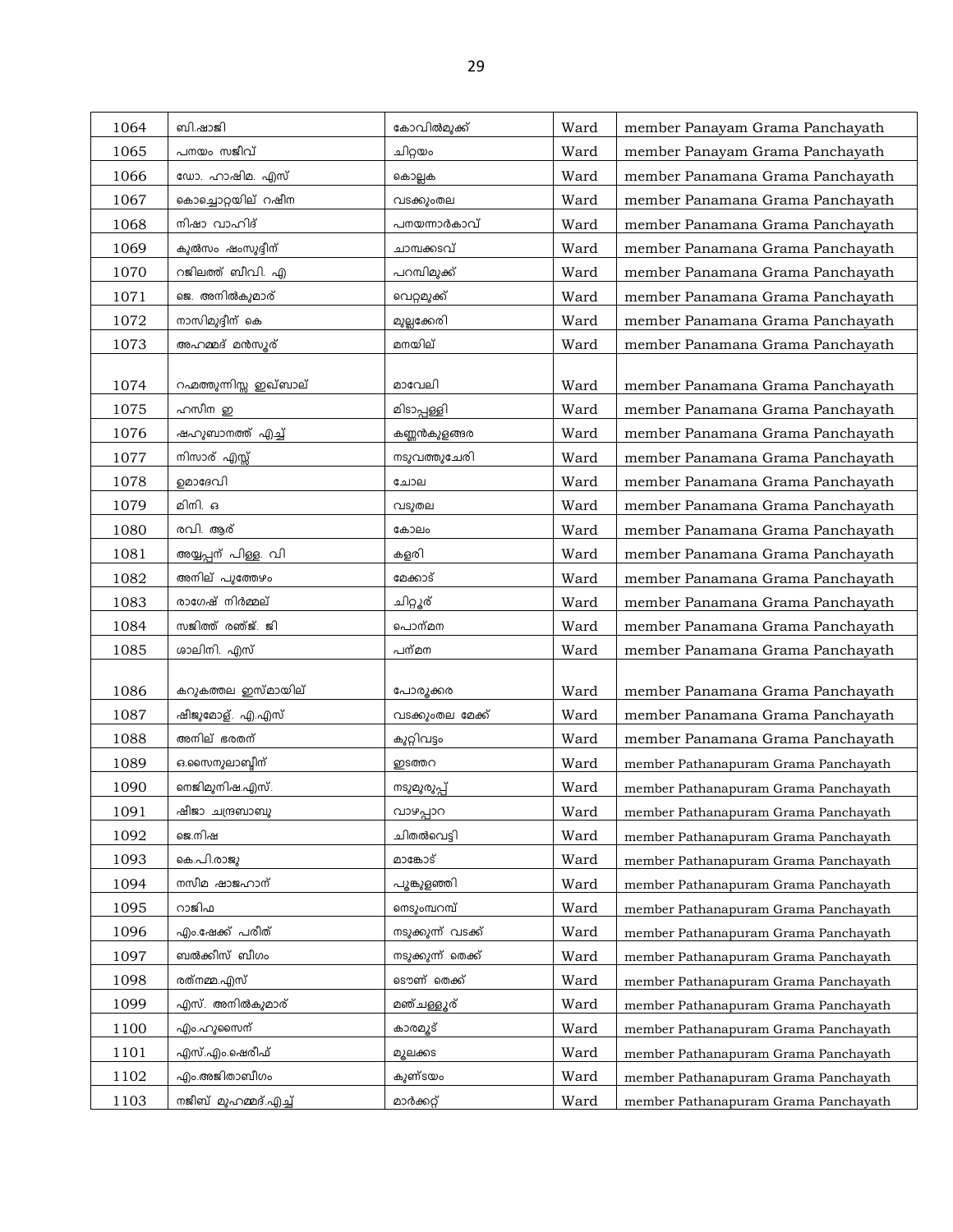| 1064 | ബി.ഷാജി | കോവിൽമുക്ക് | Ward | member Panayam Grama Panchayath |
|---|---|---|---|---|
| 1065 | പനയം സജീവ് | ചിറ്റയം | Ward | member Panayam Grama Panchayath |
| 1066 | ഡോ. ഹാഷിമ. എസ് | കൊല്ലക | Ward | member Panamana Grama Panchayath |
| 1067 | കൊച്ചോറ്റയില് റഷീന | വടക്കുംതല | Ward | member Panamana Grama Panchayath |
| 1068 | നിഷാ വാഹിദ് | പനയന്നാർകാവ് | Ward | member Panamana Grama Panchayath |
| 1069 | കുൽസം ഷംസുദ്ദീന് | ചാമ്പക്കടവ് | Ward | member Panamana Grama Panchayath |
| 1070 | റജിലത്ത് ബീവി. എ | പറമ്പിമുക്ക് | Ward | member Panamana Grama Panchayath |
| 1071 | ജെ. അനിൽകുമാര് | വെറ്റമുക്ക് | Ward | member Panamana Grama Panchayath |
| 1072 | നാസിമുദ്ദീന് കെ | മുല്ലക്കേരി | Ward | member Panamana Grama Panchayath |
| 1073 | അഹമ്മദ് മൻസൂര് | മനയില് | Ward | member Panamana Grama Panchayath |
| 1074 | റഹ്മത്തുന്നിസ്സ ഇക്ബാല് | മാവേലി | Ward | member Panamana Grama Panchayath |
| 1075 | ഹസീന ഇ | മിടാപ്പള്ളി | Ward | member Panamana Grama Panchayath |
| 1076 | ഷഹുബാനത്ത് എച്ച് | കണ്ണൻകുളങ്ങര | Ward | member Panamana Grama Panchayath |
| 1077 | നിസാര് എസ്സ് | നടുവത്തുചേരി | Ward | member Panamana Grama Panchayath |
| 1078 | ഉമാദേവി | ചോല | Ward | member Panamana Grama Panchayath |
| 1079 | മിനി. ഒ | വടുതല | Ward | member Panamana Grama Panchayath |
| 1080 | രവി. ആര് | കോലം | Ward | member Panamana Grama Panchayath |
| 1081 | അയ്യപ്പന് പിള്ള. വി | കളരി | Ward | member Panamana Grama Panchayath |
| 1082 | അനില് പുത്തേഴം | മേക്കാട് | Ward | member Panamana Grama Panchayath |
| 1083 | രാഗേഷ് നിർമ്മല് | ചിറ്റൂര് | Ward | member Panamana Grama Panchayath |
| 1084 | സജിത്ത് രഞ്ജ്. ജി | പൊന്മന | Ward | member Panamana Grama Panchayath |
| 1085 | ശാലിനി. എസ് | പന്മന | Ward | member Panamana Grama Panchayath |
| 1086 | കറുകത്തല ഇസ്മായില് | പോരൂക്കര | Ward | member Panamana Grama Panchayath |
| 1087 | ഷീജുമോള്. എ.എസ് | വടക്കുംതല മേക്ക് | Ward | member Panamana Grama Panchayath |
| 1088 | അനില് ഭരതന് | കുറ്റിവട്ടം | Ward | member Panamana Grama Panchayath |
| 1089 | ഒ.സൈനുലാബ്ദീന് | ഇടത്തറ | Ward | member Pathanapuram Grama Panchayath |
| 1090 | നെജിമുനിഷ.എസ്. | നടുമുരുപ്പ് | Ward | member Pathanapuram Grama Panchayath |
| 1091 | ഷീജാ ചന്ദ്രബാബു | വാഴപ്പാറ | Ward | member Pathanapuram Grama Panchayath |
| 1092 | ജെ.നിഷ | ചിതൽവെട്ടി | Ward | member Pathanapuram Grama Panchayath |
| 1093 | കെ.പി.രാജു | മാങ്കോട് | Ward | member Pathanapuram Grama Panchayath |
| 1094 | നസീമ ഷാജഹാന് | പൂങ്കുളഞ്ഞി | Ward | member Pathanapuram Grama Panchayath |
| 1095 | റാജിഫ | നെടുംമ്പറമ്പ് | Ward | member Pathanapuram Grama Panchayath |
| 1096 | എം.ഷേക്ക് പരീത് | നടുക്കുന്ന് വടക്ക് | Ward | member Pathanapuram Grama Panchayath |
| 1097 | ബൽക്കീസ് ബീഗം | നടുക്കുന്ന് തെക്ക് | Ward | member Pathanapuram Grama Panchayath |
| 1098 | രത്നമ്മ.എസ് | ടൌണ് തെക്ക് | Ward | member Pathanapuram Grama Panchayath |
| 1099 | എസ്. അനിൽകുമാര് | മഞ്ചള്ളൂര് | Ward | member Pathanapuram Grama Panchayath |
| 1100 | എം.ഹുസൈന് | കാരമൂട് | Ward | member Pathanapuram Grama Panchayath |
| 1101 | എസ്.എം.ഷെരീഫ് | മൂലക്കട | Ward | member Pathanapuram Grama Panchayath |
| 1102 | എം.അജിതാബീഗം | കുണ്ടയം | Ward | member Pathanapuram Grama Panchayath |
| 1103 | നജീബ് മുഹമ്മദ്.എച്ച് | മാർക്കറ്റ് | Ward | member Pathanapuram Grama Panchayath |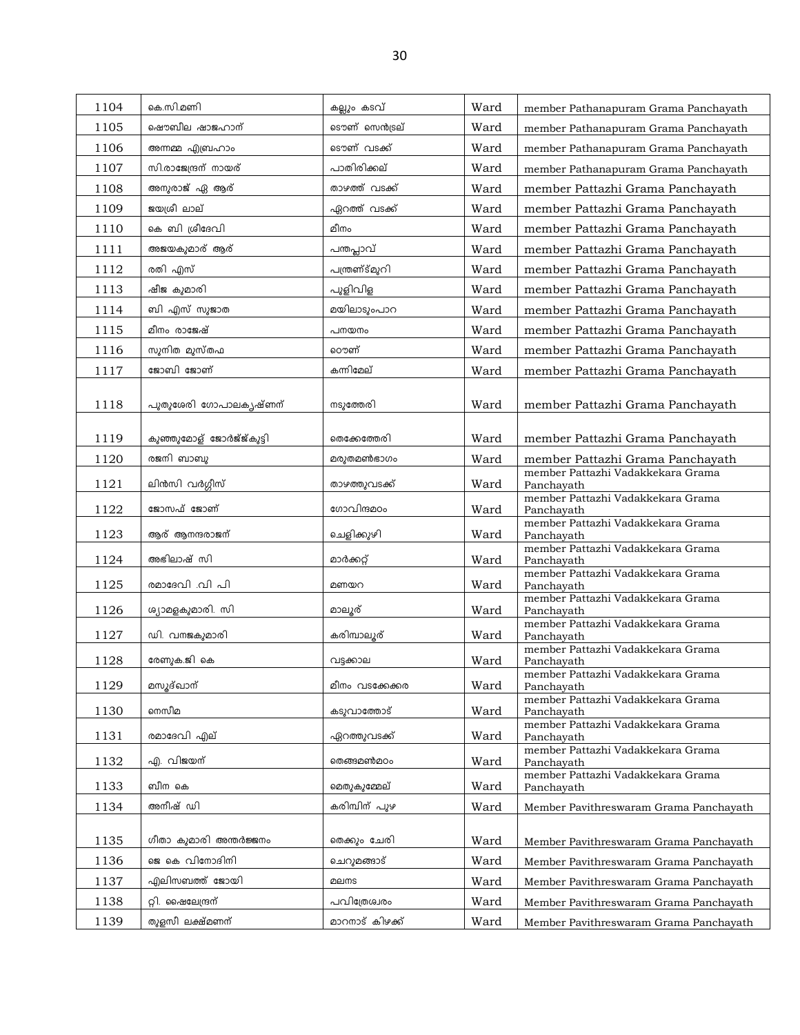| 1104 | കെ.സി.മണി | കല്ലും കടവ് | Ward | member Pathanapuram Grama Panchayath |
|---|---|---|---|---|
| 1105 | ഷൌബില ഷാജഹാന് | ടൌണ് സെൻട്രല് | Ward | member Pathanapuram Grama Panchayath |
| 1106 | അന്നമ്മ എബ്രഹാം | ടൌണ് വടക്ക് | Ward | member Pathanapuram Grama Panchayath |
| 1107 | സി.രാജേന്ദ്രന് നായര് | പാതിരിക്കല് | Ward | member Pathanapuram Grama Panchayath |
| 1108 | അനുരാജ് ഏ ആര് | താഴത്ത് വടക്ക് | Ward | member Pattazhi Grama Panchayath |
| 1109 | ജയശ്രീ ലാല് | ഏറത്ത് വടക്ക് | Ward | member Pattazhi Grama Panchayath |
| 1110 | കെ ബി ശ്രീദേവി | മീനം | Ward | member Pattazhi Grama Panchayath |
| 1111 | അജയകുമാര് ആര് | പന്തപ്ലാവ് | Ward | member Pattazhi Grama Panchayath |
| 1112 | രതി എസ് | പന്ത്രണ്ട്മുറി | Ward | member Pattazhi Grama Panchayath |
| 1113 | ഷീജ കുമാരി | പുളിവിള | Ward | member Pattazhi Grama Panchayath |
| 1114 | ബി എസ് സുജാത | മയിലാടുംപാറ | Ward | member Pattazhi Grama Panchayath |
| 1115 | മീനം രാജേഷ് | പനയനം | Ward | member Pattazhi Grama Panchayath |
| 1116 | സുനിത മുസ്തഫ | ടൌണ് | Ward | member Pattazhi Grama Panchayath |
| 1117 | ജോബി ജോണ് | കന്നിമേല് | Ward | member Pattazhi Grama Panchayath |
| 1118 | പുതുശേരി ഗോപാലകൃഷ്ണന് | നടുത്തേരി | Ward | member Pattazhi Grama Panchayath |
| 1119 | കുഞ്ഞുമോള് ജോർജ്ജ്കുട്ടി | തെക്കേത്തേരി | Ward | member Pattazhi Grama Panchayath |
| 1120 | രജനി ബാബു | മരുതമൺഭാഗം | Ward | member Pattazhi Grama Panchayath |
| 1121 | ലിൻസി വർഗ്ഗീസ് | താഴത്തുവടക്ക് | Ward | member Pattazhi Vadakkekara Grama Panchayath |
| 1122 | ജോസഫ് ജോണ് | ഗോവിന്ദമഠം | Ward | member Pattazhi Vadakkekara Grama Panchayath |
| 1123 | ആര് ആനന്ദരാജന് | ചെളിക്കുഴി | Ward | member Pattazhi Vadakkekara Grama Panchayath |
| 1124 | അഭിലാഷ് സി | മാർക്കറ്റ് | Ward | member Pattazhi Vadakkekara Grama Panchayath |
| 1125 | രമാദേവി .വി പി | മണയറ | Ward | member Pattazhi Vadakkekara Grama Panchayath |
| 1126 | ശ്യാമളകുമാരി. സി | മാലൂര് | Ward | member Pattazhi Vadakkekara Grama Panchayath |
| 1127 | ഡി. വനജകുമാരി | കരിമ്പാലൂര് | Ward | member Pattazhi Vadakkekara Grama Panchayath |
| 1128 | രേണുക.ജി കെ | വട്ടക്കാല | Ward | member Pattazhi Vadakkekara Grama Panchayath |
| 1129 | മസൂദ്ഖാന് | മീനം വടക്കേക്കര | Ward | member Pattazhi Vadakkekara Grama Panchayath |
| 1130 | നെസീമ | കടുവാത്തോട് | Ward | member Pattazhi Vadakkekara Grama Panchayath |
| 1131 | രമാദേവി എല് | ഏറത്തുവടക്ക് | Ward | member Pattazhi Vadakkekara Grama Panchayath |
| 1132 | എ. വിജയന് | തെങ്ങമൺമഠം | Ward | member Pattazhi Vadakkekara Grama Panchayath |
| 1133 | ബീന കെ | മെതുകുമ്മേല് | Ward | member Pattazhi Vadakkekara Grama Panchayath |
| 1134 | അനീഷ് ഡി | കരിമ്പിന് പുഴ | Ward | Member Pavithreswaram Grama Panchayath |
| 1135 | ഗീതാ കുമാരി അന്തർജ്ജനം | തെക്കും ചേരി | Ward | Member Pavithreswaram Grama Panchayath |
| 1136 | ജെ കെ വിനോദിനി | ചെറുമങ്ങാട് | Ward | Member Pavithreswaram Grama Panchayath |
| 1137 | എലിസബത്ത് ജോയി | മലനട | Ward | Member Pavithreswaram Grama Panchayath |
| 1138 | റ്റി. ഷൈലേന്ദ്രന് | പവിത്രേശ്വരം | Ward | Member Pavithreswaram Grama Panchayath |
| 1139 | തുളസീ ലക്ഷ്മണന് | മാറനാട് കിഴക്ക് | Ward | Member Pavithreswaram Grama Panchayath |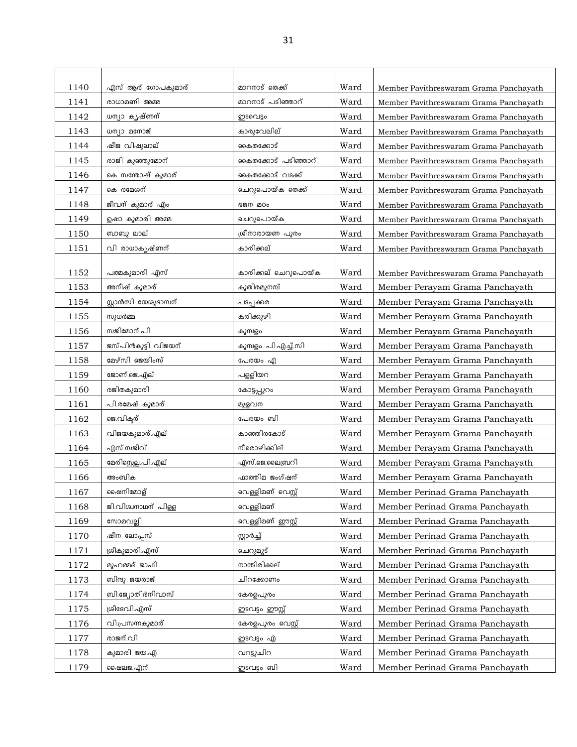| | | | | |
|---|---|---|---|---|
| 1140 | എസ് ആര് ഗോപകുമാര് | മാറനാട് തെക്ക് | Ward | Member Pavithreswaram Grama Panchayath |
| 1141 | രാധാമണി അമ്മ | മാറനാട് പടിഞ്ഞാറ് | Ward | Member Pavithreswaram Grama Panchayath |
| 1142 | ധന്യാ കൃഷ്ണന് | ഇടവെട്ടം | Ward | Member Pavithreswaram Grama Panchayath |
| 1143 | ധന്യാ മനോജ് | കാരുവേലില് | Ward | Member Pavithreswaram Grama Panchayath |
| 1144 | ഷീജ വിഷ്ണുലാല് | കൈതക്കോട് | Ward | Member Pavithreswaram Grama Panchayath |
| 1145 | രാജി കുഞ്ഞുമോന് | കൈതക്കോട് പടിഞ്ഞാറ് | Ward | Member Pavithreswaram Grama Panchayath |
| 1146 | കെ സന്തോഷ് കുമാര് | കൈതക്കോട് വടക്ക് | Ward | Member Pavithreswaram Grama Panchayath |
| 1147 | കെ രമേശന് | ചെറുപൊയ്ക തെക്ക് | Ward | Member Pavithreswaram Grama Panchayath |
| 1148 | ജീവന് കുമാര് എം | ഭജന മഠം | Ward | Member Pavithreswaram Grama Panchayath |
| 1149 | ഉഷാ കുമാരി അമ്മ | ചെറുപൊയ്ക | Ward | Member Pavithreswaram Grama Panchayath |
| 1150 | ബാബു ലാല് | ശ്രീനാരായണ പുരം | Ward | Member Pavithreswaram Grama Panchayath |
| 1151 | വി രാധാകൃഷ്ണന് | കാരിക്കല് | Ward | Member Pavithreswaram Grama Panchayath |
| 1152 | പത്മകുമാരി എസ് | കാരിക്കല് ചെറുപൊയ്ക | Ward | Member Pavithreswaram Grama Panchayath |
| 1153 | അനീഷ് കുമാര് | കുതിരമുനമ്പ് | Ward | Member Perayam Grama Panchayath |
| 1154 | സ്റ്റാൻസി യേശുദാസന് | പടപ്പക്കര | Ward | Member Perayam Grama Panchayath |
| 1155 | സുധർമ്മ | കരിക്കുഴി | Ward | Member Perayam Grama Panchayath |
| 1156 | സജിമോന്.പി | കുമ്പളം | Ward | Member Perayam Grama Panchayath |
| 1157 | ജസ്പിൻകുട്ടി വിജയന് | കുമ്പളം പി.എച്ച്.സി | Ward | Member Perayam Grama Panchayath |
| 1158 | മേഴ്സി ജെയിംസ് | പേരയം എ | Ward | Member Perayam Grama Panchayath |
| 1159 | ജോണ്.ജെ.എല് | പള്ളിയറ | Ward | Member Perayam Grama Panchayath |
| 1160 | രജിതകുമാരി | കോട്ടപ്പുറം | Ward | Member Perayam Grama Panchayath |
| 1161 | പി.രമേഷ് കുമാര് | മുളവന | Ward | Member Perayam Grama Panchayath |
| 1162 | ജെ.വിക്ടര് | പേരയം ബി | Ward | Member Perayam Grama Panchayath |
| 1163 | വിജയകുമാര്.എല് | കാഞ്ഞിരകോട് | Ward | Member Perayam Grama Panchayath |
| 1164 | എസ്.സജീവ് | നീരൊഴിക്കില് | Ward | Member Perayam Grama Panchayath |
| 1165 | മേരിസ്റ്റെല്ല.പി.എല് | എസ്.ജെ.ലൈബ്രറി | Ward | Member Perayam Grama Panchayath |
| 1166 | അംബിക | ഫാത്തിമ ജംഗ്ഷന് | Ward | Member Perayam Grama Panchayath |
| 1167 | ഷൈനിമോള് | വെള്ളിമണ് വെസ്റ്റ് | Ward | Member Perinad Grama Panchayath |
| 1168 | ജി.വിശ്വനാഥന് പിള്ള | വെള്ളിമണ് | Ward | Member Perinad Grama Panchayath |
| 1169 | സോമവല്ലി | വെള്ളിമണ് ഈസ്റ്റ് | Ward | Member Perinad Grama Panchayath |
| 1170 | ഷീന ലോപ്പസ് | സ്റ്റാർച്ച് | Ward | Member Perinad Grama Panchayath |
| 1171 | ശ്രീകുമാരി.എസ് | ചെറുമൂട് | Ward | Member Perinad Grama Panchayath |
| 1172 | മുഹമ്മദ് ജാഫി | നാന്തിരിക്കല് | Ward | Member Perinad Grama Panchayath |
| 1173 | ബിന്ദു ജയരാജ് | ചിറക്കോണം | Ward | Member Perinad Grama Panchayath |
| 1174 | ബി.ജ്യോതിർനിവാസ് | കേരളപുരം | Ward | Member Perinad Grama Panchayath |
| 1175 | ശ്രീദേവി.എസ് | ഇടവട്ടം ഈസ്റ്റ് | Ward | Member Perinad Grama Panchayath |
| 1176 | വി.പ്രസന്നകുമാര് | കേരളപുരം വെസ്റ്റ് | Ward | Member Perinad Grama Panchayath |
| 1177 | രാജന്.വി | ഇടവട്ടം എ | Ward | Member Perinad Grama Panchayath |
| 1178 | കുമാരി ജയ.എ | വറട്ടുചിറ | Ward | Member Perinad Grama Panchayath |
| 1179 | ഷൈലജ.എന് | ഇടവട്ടം ബി | Ward | Member Perinad Grama Panchayath |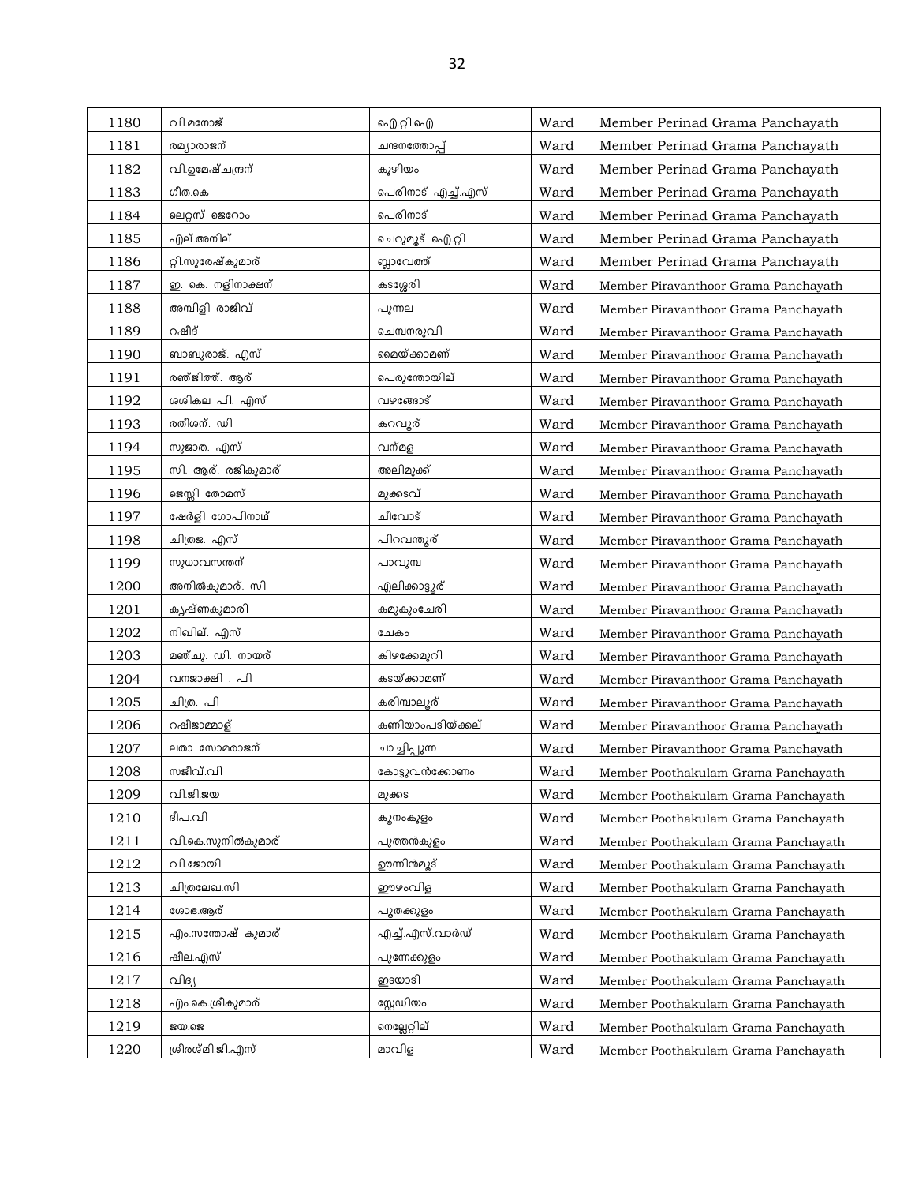| | | | | |
|---|---|---|---|---|
| 1180 | വി.മനോജ് | ഐ.റ്റി.ഐ | Ward | Member Perinad Grama Panchayath |
| 1181 | രമ്യാരാജന് | ചന്ദനത്തോപ്പ് | Ward | Member Perinad Grama Panchayath |
| 1182 | വി.ഉമേഷ്ചന്ദ്രന് | കുഴിയം | Ward | Member Perinad Grama Panchayath |
| 1183 | ഗീത.കെ | പെരിനാട് എച്ച്.എസ് | Ward | Member Perinad Grama Panchayath |
| 1184 | ലെറ്റസ് ജെറോം | പെരിനാട് | Ward | Member Perinad Grama Panchayath |
| 1185 | എല്.അനില് | ചെറുമൂട് ഐ.റ്റി | Ward | Member Perinad Grama Panchayath |
| 1186 | റ്റി.സുരേഷ്കുമാര് | ബ്ലാവേത്ത് | Ward | Member Perinad Grama Panchayath |
| 1187 | ഇ. കെ. നളിനാക്ഷന് | കടശ്ശേരി | Ward | Member Piravanthoor Grama Panchayath |
| 1188 | അമ്പിളി രാജീവ് | പുന്നല | Ward | Member Piravanthoor Grama Panchayath |
| 1189 | റഷീദ് | ചെമ്പനരുവി | Ward | Member Piravanthoor Grama Panchayath |
| 1190 | ബാബുരാജ്. എസ് | മൈയ്ക്കാമണ് | Ward | Member Piravanthoor Grama Panchayath |
| 1191 | രഞ്ജിത്ത്. ആര് | പെരുന്തോയില് | Ward | Member Piravanthoor Grama Panchayath |
| 1192 | ശശികല പി. എസ് | വഴങ്ങോട് | Ward | Member Piravanthoor Grama Panchayath |
| 1193 | രതീശന്. ഡി | കറവൂര് | Ward | Member Piravanthoor Grama Panchayath |
| 1194 | സുജാത. എസ് | വന്മള | Ward | Member Piravanthoor Grama Panchayath |
| 1195 | സി. ആര്. രജികുമാര് | അലിമുക്ക് | Ward | Member Piravanthoor Grama Panchayath |
| 1196 | ജെസ്സി തോമസ് | മുക്കടവ് | Ward | Member Piravanthoor Grama Panchayath |
| 1197 | ഷേര്ളി ഗോപിനാഥ് | ചീവോട് | Ward | Member Piravanthoor Grama Panchayath |
| 1198 | ചിത്രജ. എസ് | പിറവന്തൂര് | Ward | Member Piravanthoor Grama Panchayath |
| 1199 | സുധാവസന്തന് | പാവുമ്പ | Ward | Member Piravanthoor Grama Panchayath |
| 1200 | അനിൽകുമാര്. സി | എലിക്കാട്ടൂര് | Ward | Member Piravanthoor Grama Panchayath |
| 1201 | കൃഷ്ണകുമാരി | കമുകുംചേരി | Ward | Member Piravanthoor Grama Panchayath |
| 1202 | നിഖില്. എസ് | ചേകം | Ward | Member Piravanthoor Grama Panchayath |
| 1203 | മഞ്ചു. ഡി. നായര് | കിഴക്കേമുറി | Ward | Member Piravanthoor Grama Panchayath |
| 1204 | വനജാക്ഷി . പി | കടയ്ക്കാമണ് | Ward | Member Piravanthoor Grama Panchayath |
| 1205 | ചിത്ര. പി | കരിമ്പാലൂര് | Ward | Member Piravanthoor Grama Panchayath |
| 1206 | റഷീജാമ്മാള് | കണിയാംപടിയ്ക്കല് | Ward | Member Piravanthoor Grama Panchayath |
| 1207 | ലതാ സോമരാജന് | ചാച്ചിപ്പുന്ന | Ward | Member Piravanthoor Grama Panchayath |
| 1208 | സജീവ്.വി | കോട്ടുവൻക്കോണം | Ward | Member Poothakulam Grama Panchayath |
| 1209 | വി.ജി.ജയ | മുക്കട | Ward | Member Poothakulam Grama Panchayath |
| 1210 | ദീപ.വി | കൂനംകുളം | Ward | Member Poothakulam Grama Panchayath |
| 1211 | വി.കെ.സുനിൽകുമാര് | പുത്തൻകുളം | Ward | Member Poothakulam Grama Panchayath |
| 1212 | വി.ജോയി | ഊന്നിൻമൂട് | Ward | Member Poothakulam Grama Panchayath |
| 1213 | ചിത്രലേഖ.സി | ഈഴംവിള | Ward | Member Poothakulam Grama Panchayath |
| 1214 | ശോഭ.ആര് | പൂതക്കുളം | Ward | Member Poothakulam Grama Panchayath |
| 1215 | എം.സന്തോഷ് കുമാര് | എച്ച്.എസ്.വാർഡ് | Ward | Member Poothakulam Grama Panchayath |
| 1216 | ഷീല.എസ് | പുന്നേക്കുളം | Ward | Member Poothakulam Grama Panchayath |
| 1217 | വിദ്യ | ഇടയാടി | Ward | Member Poothakulam Grama Panchayath |
| 1218 | എം.കെ.ശ്രീകുമാര് | സ്റ്റേഡിയം | Ward | Member Poothakulam Grama Panchayath |
| 1219 | ജയ.ജെ | നെല്ലേറ്റില് | Ward | Member Poothakulam Grama Panchayath |
| 1220 | ശ്രീരശ്മി.ജി.എസ് | മാവിള | Ward | Member Poothakulam Grama Panchayath |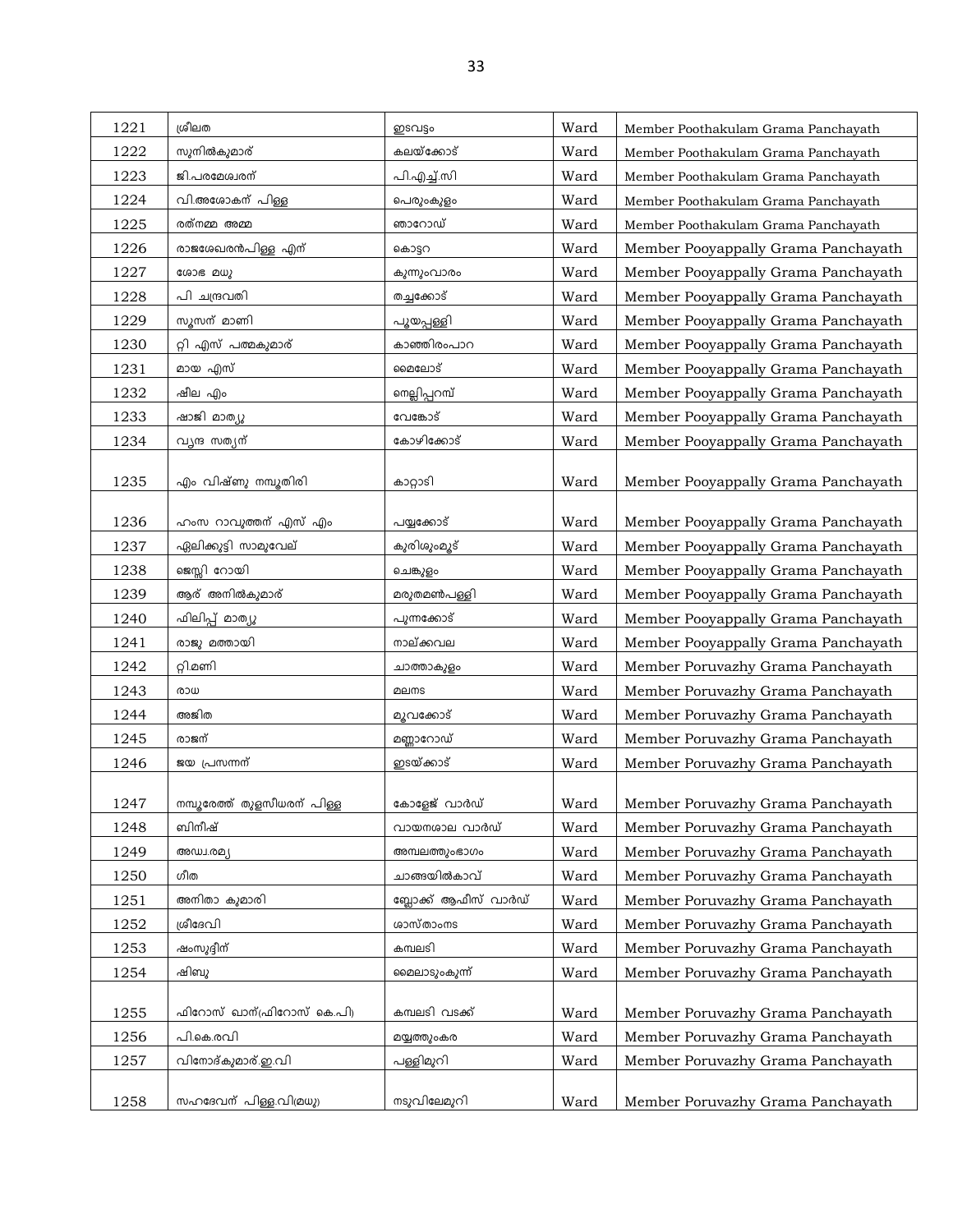| 1221 | ശ്രീലത | ഇടവട്ടം | Ward | Member Poothakulam Grama Panchayath |
|---|---|---|---|---|
| 1222 | സുനിൽകുമാര് | കലയ്ക്കോട് | Ward | Member Poothakulam Grama Panchayath |
| 1223 | ജി.പരമേശ്വരന് | പി.എച്ച്.സി | Ward | Member Poothakulam Grama Panchayath |
| 1224 | വി.അശോകന് പിള്ള | പെരുംകുളം | Ward | Member Poothakulam Grama Panchayath |
| 1225 | രത്നമ്മ അമ്മ | ഞാറോഡ് | Ward | Member Poothakulam Grama Panchayath |
| 1226 | രാജശേഖരൻപിള്ള എന് | കൊട്ടറ | Ward | Member Pooyappally Grama Panchayath |
| 1227 | ശോഭ മധു | കുന്നുംവാരം | Ward | Member Pooyappally Grama Panchayath |
| 1228 | പി ചന്ദ്രവതി | തച്ചക്കോട് | Ward | Member Pooyappally Grama Panchayath |
| 1229 | സൂസന് മാണി | പൂയപ്പള്ളി | Ward | Member Pooyappally Grama Panchayath |
| 1230 | റ്റി എസ് പത്മകുമാര് | കാഞ്ഞിരംപാറ | Ward | Member Pooyappally Grama Panchayath |
| 1231 | മായ എസ് | മൈലോട് | Ward | Member Pooyappally Grama Panchayath |
| 1232 | ഷീല എം | നെല്ലിപ്പറമ്പ് | Ward | Member Pooyappally Grama Panchayath |
| 1233 | ഷാജി മാത്യു | വേങ്കോട് | Ward | Member Pooyappally Grama Panchayath |
| 1234 | വൃന്ദ സത്യന് | കോഴിക്കോട് | Ward | Member Pooyappally Grama Panchayath |
| 1235 | എം വിഷ്ണു നമ്പൂതിരി | കാറ്റാടി | Ward | Member Pooyappally Grama Panchayath |
| 1236 | ഹംസ റാവുത്തന് എസ് എം | പയ്യക്കോട് | Ward | Member Pooyappally Grama Panchayath |
| 1237 | ഏലിക്കുട്ടി സാമുവേല് | കുരിശുംമൂട് | Ward | Member Pooyappally Grama Panchayath |
| 1238 | ജെസ്സി റോയി | ചെങ്കുളം | Ward | Member Pooyappally Grama Panchayath |
| 1239 | ആര് അനിൽകുമാര് | മരുതമൺപള്ളി | Ward | Member Pooyappally Grama Panchayath |
| 1240 | ഫിലിപ്പ് മാത്യു | പുന്നക്കോട് | Ward | Member Pooyappally Grama Panchayath |
| 1241 | രാജു മത്തായി | നാല്ക്കവല | Ward | Member Pooyappally Grama Panchayath |
| 1242 | റ്റി.മണി | ചാത്താകുളം | Ward | Member Poruvazhy Grama Panchayath |
| 1243 | രാധ | മലനട | Ward | Member Poruvazhy Grama Panchayath |
| 1244 | അജിത | മൂവക്കോട് | Ward | Member Poruvazhy Grama Panchayath |
| 1245 | രാജന് | മണ്ണാറോഡ് | Ward | Member Poruvazhy Grama Panchayath |
| 1246 | ജയ പ്രസന്നന് | ഇടയ്ക്കാട് | Ward | Member Poruvazhy Grama Panchayath |
| 1247 | നമ്പൂരേത്ത് തുളസീധരന് പിള്ള | കോളേജ് വാർഡ് | Ward | Member Poruvazhy Grama Panchayath |
| 1248 | ബിനീഷ് | വായനശാല വാർഡ് | Ward | Member Poruvazhy Grama Panchayath |
| 1249 | അഡ്വ.രമ്യ | അമ്പലത്തുംഭാഗം | Ward | Member Poruvazhy Grama Panchayath |
| 1250 | ഗീത | ചാങ്ങയിൽകാവ് | Ward | Member Poruvazhy Grama Panchayath |
| 1251 | അനിതാ കുമാരി | ബ്ലോക്ക് ആഫീസ് വാർഡ് | Ward | Member Poruvazhy Grama Panchayath |
| 1252 | ശ്രീദേവി | ശാസ്താംനട | Ward | Member Poruvazhy Grama Panchayath |
| 1253 | ഷംസുദ്ദീന് | കമ്പലടി | Ward | Member Poruvazhy Grama Panchayath |
| 1254 | ഷിബു | മൈലാടുംകുന്ന് | Ward | Member Poruvazhy Grama Panchayath |
| 1255 | ഫിറോസ് ഖാന്(ഫിറോസ് കെ.പി) | കമ്പലടി വടക്ക് | Ward | Member Poruvazhy Grama Panchayath |
| 1256 | പി.കെ.രവി | മയ്യത്തുംകര | Ward | Member Poruvazhy Grama Panchayath |
| 1257 | വിനോദ്കുമാര്.ഇ.വി | പള്ളിമുറി | Ward | Member Poruvazhy Grama Panchayath |
| 1258 | സഹദേവന് പിള്ള.വി(മധു) | നടുവിലേമുറി | Ward | Member Poruvazhy Grama Panchayath |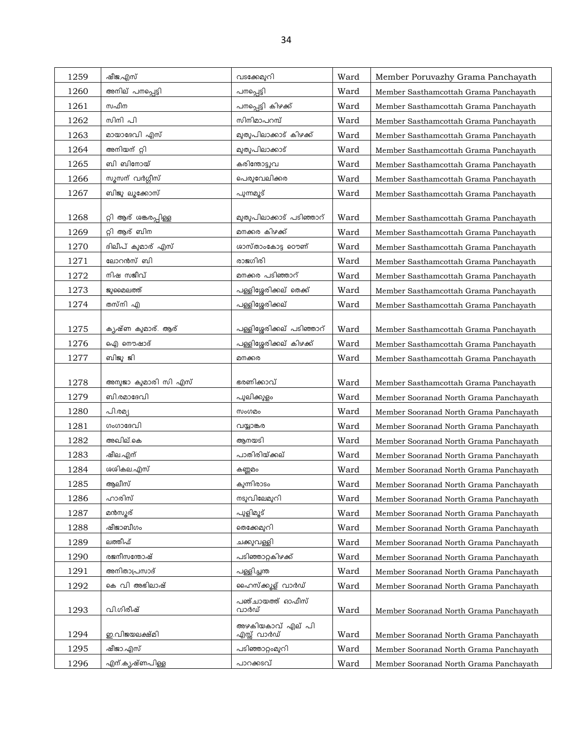| 1259 | ഷീജ.എസ് | വടക്കേമുറി | Ward | Member Poruvazhy Grama Panchayath |
|---|---|---|---|---|
| 1260 | അനില് പനപ്പെട്ടി | പനപ്പെട്ടി | Ward | Member Sasthamcottah Grama Panchayath |
| 1261 | സഫീന | പനപ്പെട്ടി കിഴക്ക് | Ward | Member Sasthamcottah Grama Panchayath |
| 1262 | സിനി പി | സിനിമാപറമ്പ് | Ward | Member Sasthamcottah Grama Panchayath |
| 1263 | മായാദേവി എസ് | മുതുപിലാക്കാട് കിഴക്ക് | Ward | Member Sasthamcottah Grama Panchayath |
| 1264 | അനിയന് റ്റി | മുതുപിലാക്കാട് | Ward | Member Sasthamcottah Grama Panchayath |
| 1265 | ബി ബിനോയ് | കരിന്തോട്ടുവ | Ward | Member Sasthamcottah Grama Panchayath |
| 1266 | സൂസന് വർഗ്ഗീസ് | പെരുവേലിക്കര | Ward | Member Sasthamcottah Grama Panchayath |
| 1267 | ബിജു ലൂക്കോസ് | പുന്നമൂട് | Ward | Member Sasthamcottah Grama Panchayath |
| 1268 | റ്റി ആര് ശങ്കരപ്പിള്ള | മുതുപിലാക്കാട് പടിഞ്ഞാറ് | Ward | Member Sasthamcottah Grama Panchayath |
| 1269 | റ്റി ആര് ബിന | മനക്കര കിഴക്ക് | Ward | Member Sasthamcottah Grama Panchayath |
| 1270 | ദിലീപ് കുമാര് എസ് | ശാസ്താംകോട്ട ടൌണ് | Ward | Member Sasthamcottah Grama Panchayath |
| 1271 | ലോറൻസ് ബി | രാജഗിരി | Ward | Member Sasthamcottah Grama Panchayath |
| 1272 | നിഷ സജീവ് | മനക്കര പടിഞ്ഞാറ് | Ward | Member Sasthamcottah Grama Panchayath |
| 1273 | ജുമൈലത്ത് | പള്ളിശ്ശേരിക്കല് തെക്ക് | Ward | Member Sasthamcottah Grama Panchayath |
| 1274 | തസ്നി എ | പള്ളിശ്ശേരിക്കല് | Ward | Member Sasthamcottah Grama Panchayath |
| 1275 | കൃഷ്ണ കുമാര്. ആര് | പള്ളിശ്ശേരിക്കല് പടിഞ്ഞാറ് | Ward | Member Sasthamcottah Grama Panchayath |
| 1276 | ഐ നൌഷാദ് | പള്ളിശ്ശേരിക്കല് കിഴക്ക് | Ward | Member Sasthamcottah Grama Panchayath |
| 1277 | ബിജു ജി | മനക്കര | Ward | Member Sasthamcottah Grama Panchayath |
| 1278 | അനുജാ കുമാരി സി എസ് | ഭരണിക്കാവ് | Ward | Member Sasthamcottah Grama Panchayath |
| 1279 | ബി.രമാദേവി | പുലിക്കുളം | Ward | Member Sooranad North Grama Panchayath |
| 1280 | പി.രമ്യ | സംഗമം | Ward | Member Sooranad North Grama Panchayath |
| 1281 | ഗംഗാദേവി | വയ്യാങ്കര | Ward | Member Sooranad North Grama Panchayath |
| 1282 | അഖില്.കെ | ആനയടി | Ward | Member Sooranad North Grama Panchayath |
| 1283 | ഷീല.എന് | പാതിരിയ്ക്കല് | Ward | Member Sooranad North Grama Panchayath |
| 1284 | ശശികല.എസ് | കണ്ണമം | Ward | Member Sooranad North Grama Panchayath |
| 1285 | ആലീസ് | കുന്നിരാടം | Ward | Member Sooranad North Grama Panchayath |
| 1286 | ഹാരിസ് | നടുവിലേമുറി | Ward | Member Sooranad North Grama Panchayath |
| 1287 | മൻസൂര് | പുളിമൂട് | Ward | Member Sooranad North Grama Panchayath |
| 1288 | ഷീജാബീഗം | തെക്കേമുറി | Ward | Member Sooranad North Grama Panchayath |
| 1289 | ലത്തീഫ് | ചക്കുവള്ളി | Ward | Member Sooranad North Grama Panchayath |
| 1290 | രജനീസന്തോഷ് | പടിഞ്ഞാറ്റകിഴക്ക് | Ward | Member Sooranad North Grama Panchayath |
| 1291 | അനിതാപ്രസാദ് | പള്ളിച്ചന്ത | Ward | Member Sooranad North Grama Panchayath |
| 1292 | കെ വി അഭിലാഷ് | ഹൈസ്ക്കൂള് വാർഡ് | Ward | Member Sooranad North Grama Panchayath |
| 1293 | വി.ഗിരീഷ് | പഞ്ചായത്ത് ഓഫീസ് വാർഡ് | Ward | Member Sooranad North Grama Panchayath |
| 1294 | ഇ.വിജയലക്ഷ്മി | അഴകിയകാവ് എല് പി എസ്സ് വാർഡ് | Ward | Member Sooranad North Grama Panchayath |
| 1295 | ഷീജാ.എസ് | പടിഞ്ഞാറ്റംമുറി | Ward | Member Sooranad North Grama Panchayath |
| 1296 | എന്.കൃഷ്ണപിള്ള | പാറക്കടവ് | Ward | Member Sooranad North Grama Panchayath |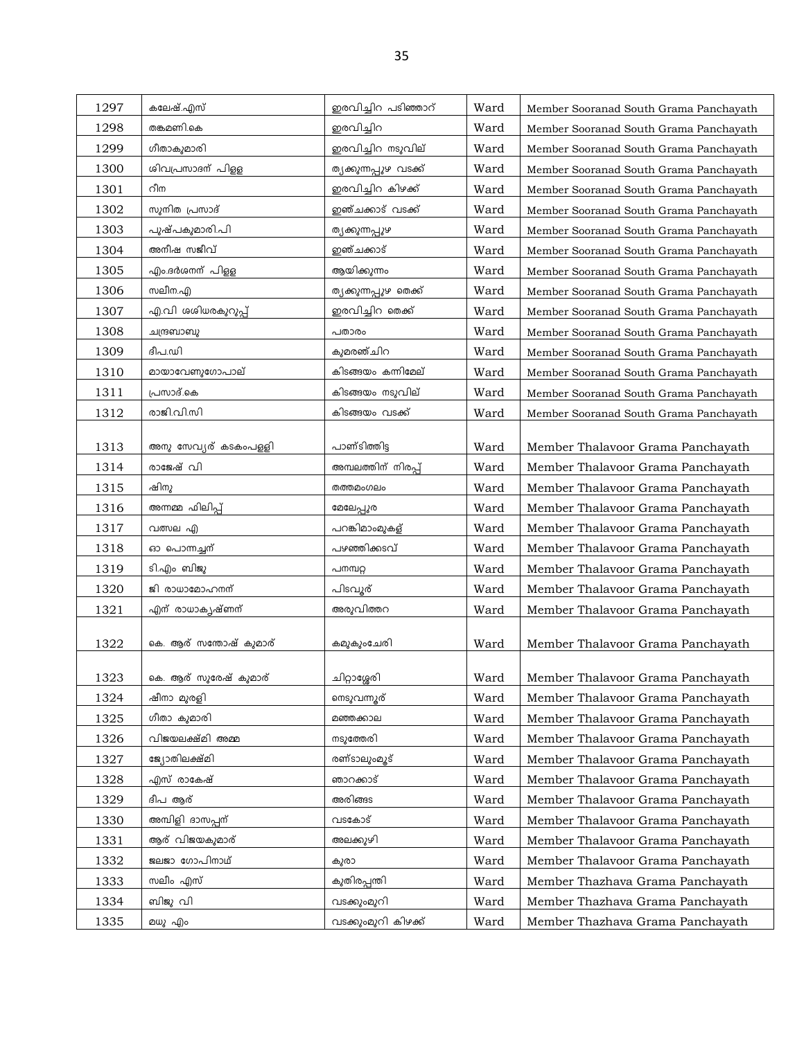| 1297 | കലേഷ്.എസ് | ഇരവിച്ചിറ പടിഞ്ഞാറ് | Ward | Member Sooranad South Grama Panchayath |
|---|---|---|---|---|
| 1298 | തങ്കമണി.കെ | ഇരവിച്ചിറ | Ward | Member Sooranad South Grama Panchayath |
| 1299 | ഗീതാകുമാരി | ഇരവിച്ചിറ നടുവില് | Ward | Member Sooranad South Grama Panchayath |
| 1300 | ശിവപ്രസാദന് പിള്ള | തൃക്കുന്നപ്പുഴ വടക്ക് | Ward | Member Sooranad South Grama Panchayath |
| 1301 | റീന | ഇരവിച്ചിറ കിഴക്ക് | Ward | Member Sooranad South Grama Panchayath |
| 1302 | സുനിത പ്രസാദ് | ഇഞ്ചക്കാട് വടക്ക് | Ward | Member Sooranad South Grama Panchayath |
| 1303 | പുഷ്പകുമാരി.പി | തൃക്കുന്നപ്പുഴ | Ward | Member Sooranad South Grama Panchayath |
| 1304 | അനീഷ സജീവ് | ഇഞ്ചക്കാട് | Ward | Member Sooranad South Grama Panchayath |
| 1305 | എം.ദര്ശനന് പിള്ള | ആയിക്കുന്നം | Ward | Member Sooranad South Grama Panchayath |
| 1306 | സലീന.എ | തൃക്കുന്നപ്പുഴ തെക്ക് | Ward | Member Sooranad South Grama Panchayath |
| 1307 | എ.വി ശശിധരകുറുപ്പ് | ഇരവിച്ചിറ തെക്ക് | Ward | Member Sooranad South Grama Panchayath |
| 1308 | ചന്ദ്രബാബു | പതാരം | Ward | Member Sooranad South Grama Panchayath |
| 1309 | ദീപ.ഡി | കുമരഞ്ചിറ | Ward | Member Sooranad South Grama Panchayath |
| 1310 | മായാവേണുഗോപാല് | കിടങ്ങയം കന്നിമേല് | Ward | Member Sooranad South Grama Panchayath |
| 1311 | പ്രസാദ്.കെ | കിടങ്ങയം നടുവില് | Ward | Member Sooranad South Grama Panchayath |
| 1312 | രാജി.വി.സി | കിടങ്ങയം വടക്ക് | Ward | Member Sooranad South Grama Panchayath |
| 1313 | അനു സേവ്യര് കടകംപള്ളി | പാണ്ടിത്തിട്ട | Ward | Member Thalavoor Grama Panchayath |
| 1314 | രാജേഷ് വി | അമ്പലത്തിന് നിരപ്പ് | Ward | Member Thalavoor Grama Panchayath |
| 1315 | ഷിനു | തത്തമംഗലം | Ward | Member Thalavoor Grama Panchayath |
| 1316 | അന്നമ്മ ഫിലിപ്പ് | മേലേപ്പുര | Ward | Member Thalavoor Grama Panchayath |
| 1317 | വത്സല എ | പറങ്കിമാംമുകള് | Ward | Member Thalavoor Grama Panchayath |
| 1318 | ഓ പൊന്നച്ചന് | പഴഞ്ഞിക്കടവ് | Ward | Member Thalavoor Grama Panchayath |
| 1319 | ടി.എം ബിജു | പനമ്പറ്റ | Ward | Member Thalavoor Grama Panchayath |
| 1320 | ജി രാധാമോഹനന് | പിടവൂര് | Ward | Member Thalavoor Grama Panchayath |
| 1321 | എന് രാധാകൃഷ്ണന് | അരുവിത്തറ | Ward | Member Thalavoor Grama Panchayath |
| 1322 | കെ. ആര് സന്തോഷ് കുമാര് | കമുകുംചേരി | Ward | Member Thalavoor Grama Panchayath |
| 1323 | കെ. ആര് സുരേഷ് കുമാര് | ചിറ്റാശ്ശേരി | Ward | Member Thalavoor Grama Panchayath |
| 1324 | ഷീനാ മുരളി | നെടുവന്നൂര് | Ward | Member Thalavoor Grama Panchayath |
| 1325 | ഗീതാ കുമാരി | മഞ്ഞക്കാല | Ward | Member Thalavoor Grama Panchayath |
| 1326 | വിജയലക്ഷ്മി അമ്മ | നടുത്തേരി | Ward | Member Thalavoor Grama Panchayath |
| 1327 | ജ്യോതിലക്ഷ്മി | രണ്ടാലുംമൂട് | Ward | Member Thalavoor Grama Panchayath |
| 1328 | എസ് രാകേഷ് | ഞാറക്കാട് | Ward | Member Thalavoor Grama Panchayath |
| 1329 | ദീപ ആര് | അരിങ്ങട | Ward | Member Thalavoor Grama Panchayath |
| 1330 | അമ്പിളി ദാസപ്പന് | വടകോട് | Ward | Member Thalavoor Grama Panchayath |
| 1331 | ആര് വിജയകുമാര് | അലക്കുഴി | Ward | Member Thalavoor Grama Panchayath |
| 1332 | ജലജാ ഗോപിനാഥ് | കുരാ | Ward | Member Thalavoor Grama Panchayath |
| 1333 | സലീം എസ് | കുതിരപ്പന്തി | Ward | Member Thazhava Grama Panchayath |
| 1334 | ബിജു വി | വടക്കുംമുറി | Ward | Member Thazhava Grama Panchayath |
| 1335 | മധു എം | വടക്കുംമുറി കിഴക്ക് | Ward | Member Thazhava Grama Panchayath |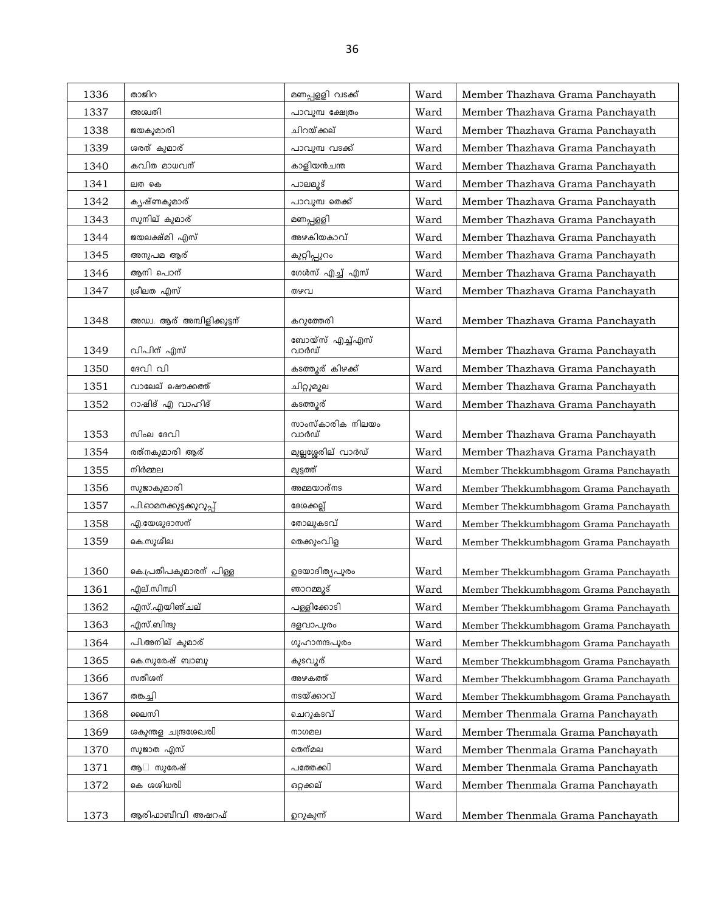| 1336 | താജിറ | മണപ്പള്ളി വടക്ക് | Ward | Member Thazhava Grama Panchayath |
|---|---|---|---|---|
| 1337 | അശ്വതി | പാവുമ്പ ക്ഷേത്രം | Ward | Member Thazhava Grama Panchayath |
| 1338 | ജയകുമാരി | ചിറയ്ക്കല് | Ward | Member Thazhava Grama Panchayath |
| 1339 | ശരത് കുമാര് | പാവുമ്പ വടക്ക് | Ward | Member Thazhava Grama Panchayath |
| 1340 | കവിത മാധവന് | കാളിയൻചന്ത | Ward | Member Thazhava Grama Panchayath |
| 1341 | ലത കെ | പാലമൂട് | Ward | Member Thazhava Grama Panchayath |
| 1342 | കൃഷ്ണകുമാര് | പാവുമ്പ തെക്ക് | Ward | Member Thazhava Grama Panchayath |
| 1343 | സുനില് കുമാര് | മണപ്പള്ളി | Ward | Member Thazhava Grama Panchayath |
| 1344 | ജയലക്ഷ്മി എസ് | അഴകിയകാവ് | Ward | Member Thazhava Grama Panchayath |
| 1345 | അനുപമ ആര് | കുറ്റിപ്പുറം | Ward | Member Thazhava Grama Panchayath |
| 1346 | ആനി പൊന് | ഗേൾസ് എച്ച് എസ് | Ward | Member Thazhava Grama Panchayath |
| 1347 | ശ്രീലത എസ് | തഴവ | Ward | Member Thazhava Grama Panchayath |
| 1348 | അഡ്വ. ആര് അമ്പിളിക്കുട്ടന് | കറുത്തേരി | Ward | Member Thazhava Grama Panchayath |
| 1349 | വിപിന് എസ് | ബോയ്സ് എച്ച്എസ് വാർഡ് | Ward | Member Thazhava Grama Panchayath |
| 1350 | ദേവി വി | കടത്തൂര് കിഴക്ക് | Ward | Member Thazhava Grama Panchayath |
| 1351 | വാലേല് ഷൌക്കത്ത് | ചിറ്റുമൂല | Ward | Member Thazhava Grama Panchayath |
| 1352 | റാഷിദ് എ വാഹിദ് | കടത്തൂര് | Ward | Member Thazhava Grama Panchayath |
| 1353 | സിംല ദേവി | സാംസ്കാരിക നിലയം വാർഡ് | Ward | Member Thazhava Grama Panchayath |
| 1354 | രത്നകുമാരി ആര് | മുല്ലശ്ശേരില് വാർഡ് | Ward | Member Thazhava Grama Panchayath |
| 1355 | നിർമ്മല | മുട്ടത്ത് | Ward | Member Thekkumbhagom Grama Panchayath |
| 1356 | സുജാകുമാരി | അമ്മയാര്നട | Ward | Member Thekkumbhagom Grama Panchayath |
| 1357 | പി.ഓമനക്കുട്ടക്കുറുപ്പ് | ദേശക്കല്ല് | Ward | Member Thekkumbhagom Grama Panchayath |
| 1358 | എ.യേശുദാസന് | തോലുകടവ് | Ward | Member Thekkumbhagom Grama Panchayath |
| 1359 | കെ.സുശീല | തെക്കുംവിള | Ward | Member Thekkumbhagom Grama Panchayath |
| 1360 | കെ.പ്രതീപകുമാരന് പിള്ള | ഉദയാദിത്യപുരം | Ward | Member Thekkumbhagom Grama Panchayath |
| 1361 | എല്.സിന്ധി | ഞാറമ്മൂട് | Ward | Member Thekkumbhagom Grama Panchayath |
| 1362 | എസ്.എയിഞ്ചല് | പള്ളിക്കോടി | Ward | Member Thekkumbhagom Grama Panchayath |
| 1363 | എസ്.ബിന്ദു | ദളവാപുരം | Ward | Member Thekkumbhagom Grama Panchayath |
| 1364 | പി.അനില് കുമാര് | ഗുഹാനന്ദപുരം | Ward | Member Thekkumbhagom Grama Panchayath |
| 1365 | കെ.സുരേഷ് ബാബു | കുടവൂര് | Ward | Member Thekkumbhagom Grama Panchayath |
| 1366 | സതീശന് | അഴകത്ത് | Ward | Member Thekkumbhagom Grama Panchayath |
| 1367 | തങ്കച്ചി | നടയ്ക്കാവ് | Ward | Member Thekkumbhagom Grama Panchayath |
| 1368 | ലൈസി | ചെറുകടവ് | Ward | Member Thenmala Grama Panchayath |
| 1369 | ശകുന്തള ചന്ദ്രശേഖര | നാഗമല | Ward | Member Thenmala Grama Panchayath |
| 1370 | സുജാത എസ് | തെന്മല | Ward | Member Thenmala Grama Panchayath |
| 1371 | ആ സുരേഷ് | പത്തേക്ക | Ward | Member Thenmala Grama Panchayath |
| 1372 | കെ ശശിധര | ഒറ്റക്കല് | Ward | Member Thenmala Grama Panchayath |
| 1373 | ആരിഫാബീവി അഷറഫ് | ഉറുകുന്ന് | Ward | Member Thenmala Grama Panchayath |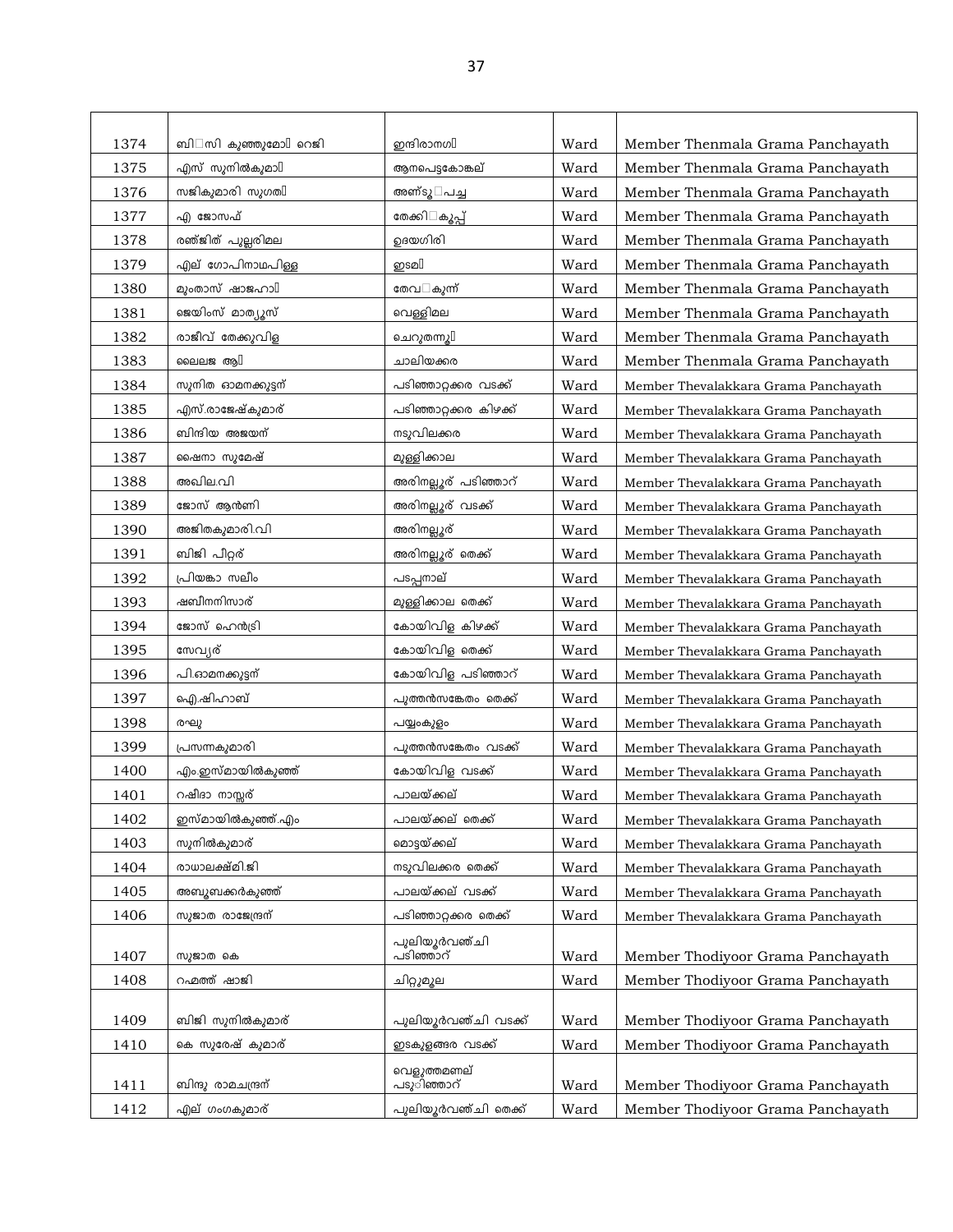| | | | | |
|---|---|---|---|---|
| 1374 | ബി സി കുഞ്ഞുമോ റെജി | ഇന്ദിരാനഗ | Ward | Member Thenmala Grama Panchayath |
| 1375 | എസ് സുനിൽകുമാ | ആനപെട്ടകോങ്കല് | Ward | Member Thenmala Grama Panchayath |
| 1376 | സജികുമാരി സുഗത | അണ്ടൂ പച്ച | Ward | Member Thenmala Grama Panchayath |
| 1377 | എ ജോസഫ് | തേക്കി കുപ്പ് | Ward | Member Thenmala Grama Panchayath |
| 1378 | രഞ്ജിത് പുല്ലരിമല | ഉദയഗിരി | Ward | Member Thenmala Grama Panchayath |
| 1379 | എല് ഗോപിനാഥപിള്ള | ഇടമ | Ward | Member Thenmala Grama Panchayath |
| 1380 | മുംതാസ് ഷാജഹാ | തേവ കുന്ന് | Ward | Member Thenmala Grama Panchayath |
| 1381 | ജെയിംസ് മാത്യൂസ് | വെള്ളിമല | Ward | Member Thenmala Grama Panchayath |
| 1382 | രാജീവ് തേക്കുവിള | ചെറുതന്നൂ | Ward | Member Thenmala Grama Panchayath |
| 1383 | ലൈലജ ആ | ചാലിയക്കര | Ward | Member Thenmala Grama Panchayath |
| 1384 | സുനിത ഓമനക്കുട്ടന് | പടിഞ്ഞാറ്റക്കര വടക്ക് | Ward | Member Thevalakkara Grama Panchayath |
| 1385 | എസ്.രാജേഷ്കുമാര് | പടിഞ്ഞാറ്റക്കര കിഴക്ക് | Ward | Member Thevalakkara Grama Panchayath |
| 1386 | ബിന്ദിയ അജയന് | നടുവിലക്കര | Ward | Member Thevalakkara Grama Panchayath |
| 1387 | ഷൈനാ സുമേഷ് | മുള്ളിക്കാല | Ward | Member Thevalakkara Grama Panchayath |
| 1388 | അഖില.വി | അരിനല്ലൂര് പടിഞ്ഞാറ് | Ward | Member Thevalakkara Grama Panchayath |
| 1389 | ജോസ് ആൻണി | അരിനല്ലൂര് വടക്ക് | Ward | Member Thevalakkara Grama Panchayath |
| 1390 | അജിതകുമാരി.വി | അരിനല്ലൂര് | Ward | Member Thevalakkara Grama Panchayath |
| 1391 | ബിജി പീറ്റര് | അരിനല്ലൂര് തെക്ക് | Ward | Member Thevalakkara Grama Panchayath |
| 1392 | പ്രിയങ്കാ സലീം | പടപ്പനാല് | Ward | Member Thevalakkara Grama Panchayath |
| 1393 | ഷബീനനിസാര് | മുള്ളിക്കാല തെക്ക് | Ward | Member Thevalakkara Grama Panchayath |
| 1394 | ജോസ് ഹെൻട്രി | കോയിവിള കിഴക്ക് | Ward | Member Thevalakkara Grama Panchayath |
| 1395 | സേവ്യര് | കോയിവിള തെക്ക് | Ward | Member Thevalakkara Grama Panchayath |
| 1396 | പി.ഓമനക്കുട്ടന് | കോയിവിള പടിഞ്ഞാറ് | Ward | Member Thevalakkara Grama Panchayath |
| 1397 | ഐ.ഷിഹാബ് | പുത്തൻസങ്കേതം തെക്ക് | Ward | Member Thevalakkara Grama Panchayath |
| 1398 | രഘു | പയ്യംകുളം | Ward | Member Thevalakkara Grama Panchayath |
| 1399 | പ്രസന്നകുമാരി | പുത്തൻസങ്കേതം വടക്ക് | Ward | Member Thevalakkara Grama Panchayath |
| 1400 | എം.ഇസ്മായിൽകുഞ്ഞ് | കോയിവിള വടക്ക് | Ward | Member Thevalakkara Grama Panchayath |
| 1401 | റഷീദാ നാസ്സര് | പാലയ്ക്കല് | Ward | Member Thevalakkara Grama Panchayath |
| 1402 | ഇസ്മായിൽകുഞ്ഞ്.എം | പാലയ്ക്കല് തെക്ക് | Ward | Member Thevalakkara Grama Panchayath |
| 1403 | സുനിൽകുമാര് | മൊട്ടയ്ക്കല് | Ward | Member Thevalakkara Grama Panchayath |
| 1404 | രാധാലക്ഷ്മി.ജി | നടുവിലക്കര തെക്ക് | Ward | Member Thevalakkara Grama Panchayath |
| 1405 | അബൂബക്കർകുഞ്ഞ് | പാലയ്ക്കല് വടക്ക് | Ward | Member Thevalakkara Grama Panchayath |
| 1406 | സുജാത രാജേന്ദ്രന് | പടിഞ്ഞാറ്റക്കര തെക്ക് | Ward | Member Thevalakkara Grama Panchayath |
| 1407 | സുജാത കെ | പുലിയൂർവഞ്ചി പടിഞ്ഞാറ് | Ward | Member Thodiyoor Grama Panchayath |
| 1408 | റഹ്മത്ത് ഷാജി | ചിറ്റുമൂല | Ward | Member Thodiyoor Grama Panchayath |
| 1409 | ബിജി സുനിൽകുമാര് | പുലിയൂർവഞ്ചി വടക്ക് | Ward | Member Thodiyoor Grama Panchayath |
| 1410 | കെ സുരേഷ് കുമാര് | ഇടകുളങ്ങര വടക്ക് | Ward | Member Thodiyoor Grama Panchayath |
| 1411 | ബിന്ദു രാമചന്ദ്രന് | വെളുത്തമണല് പടിഞ്ഞാറ് | Ward | Member Thodiyoor Grama Panchayath |
| 1412 | എല് ഗംഗകുമാര് | പുലിയൂർവഞ്ചി തെക്ക് | Ward | Member Thodiyoor Grama Panchayath |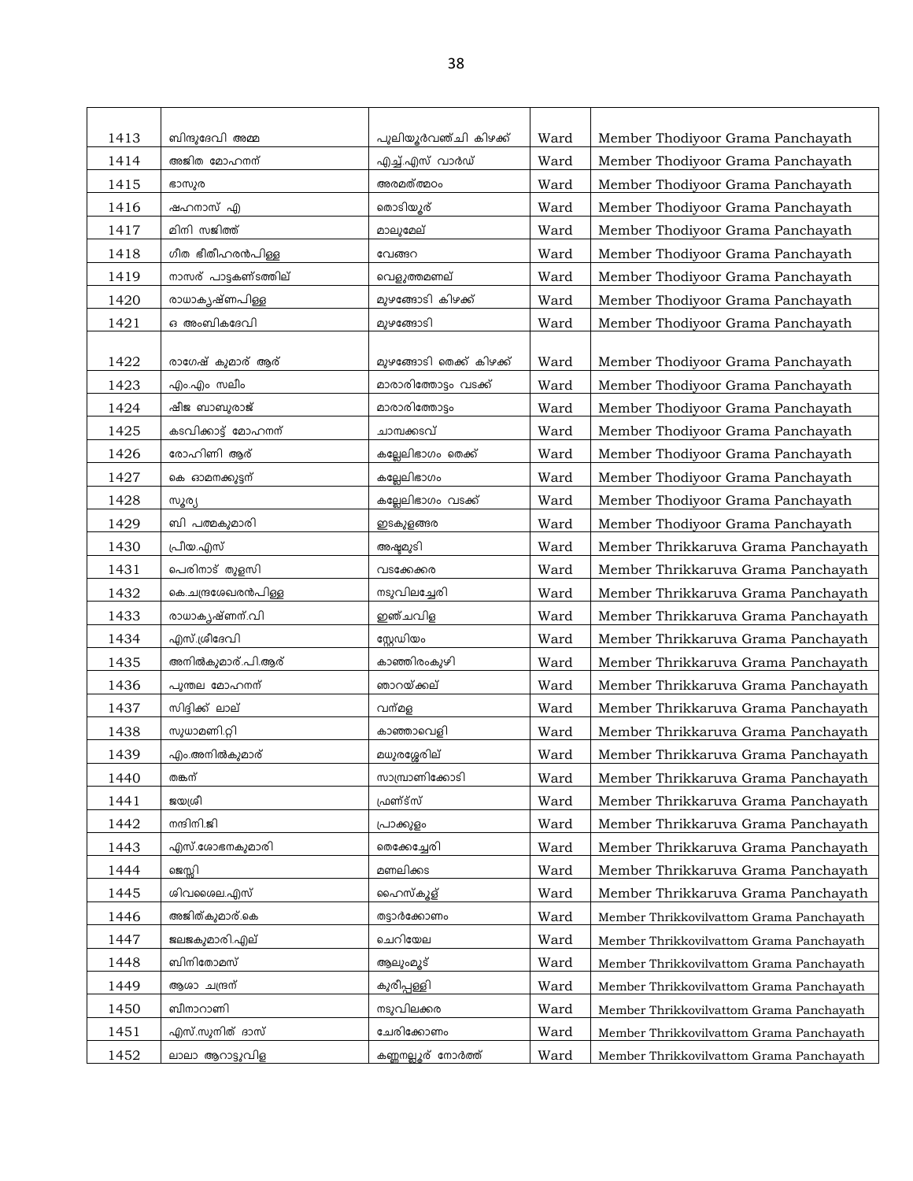| | | | | |
|---|---|---|---|---|
| 1413 | ബിന്ദുദേവി അമ്മ | പുലിയൂർവഞ്ചി കിഴക്ക് | Ward | Member Thodiyoor Grama Panchayath |
| 1414 | അജിത മോഹനന് | എച്ച്.എസ് വാർഡ് | Ward | Member Thodiyoor Grama Panchayath |
| 1415 | ഭാസുര | അരമത്തമഠം | Ward | Member Thodiyoor Grama Panchayath |
| 1416 | ഷഹനാസ് എ | തൊടിയൂര് | Ward | Member Thodiyoor Grama Panchayath |
| 1417 | മിനി സജിത്ത് | മാലുമേല് | Ward | Member Thodiyoor Grama Panchayath |
| 1418 | ഗീത ഭീതീഹരൻപിള്ള | വേങ്ങറ | Ward | Member Thodiyoor Grama Panchayath |
| 1419 | നാസര് പാട്ടകണ്ടത്തില് | വെളുത്തമണല് | Ward | Member Thodiyoor Grama Panchayath |
| 1420 | രാധാകൃഷ്ണപിള്ള | മുഴങ്ങോടി കിഴക്ക് | Ward | Member Thodiyoor Grama Panchayath |
| 1421 | ഒ അംബികദേവി | മുഴങ്ങോടി | Ward | Member Thodiyoor Grama Panchayath |
| 1422 | രാഗേഷ് കുമാര് ആര് | മുഴങ്ങോടി തെക്ക് കിഴക്ക് | Ward | Member Thodiyoor Grama Panchayath |
| 1423 | എം.എം സലീം | മാരാരിത്തോട്ടം വടക്ക് | Ward | Member Thodiyoor Grama Panchayath |
| 1424 | ഷീജ ബാബുരാജ് | മാരാരിത്തോട്ടം | Ward | Member Thodiyoor Grama Panchayath |
| 1425 | കടവിക്കാട്ട് മോഹനന് | ചാമ്പക്കടവ് | Ward | Member Thodiyoor Grama Panchayath |
| 1426 | രോഹിണി ആര് | കല്ലേലിഭാഗം തെക്ക് | Ward | Member Thodiyoor Grama Panchayath |
| 1427 | കെ ഓമനക്കുട്ടന് | കല്ലേലിഭാഗം | Ward | Member Thodiyoor Grama Panchayath |
| 1428 | സൂര്യ | കല്ലേലിഭാഗം വടക്ക് | Ward | Member Thodiyoor Grama Panchayath |
| 1429 | ബി പത്മകുമാരി | ഇടകുളങ്ങര | Ward | Member Thodiyoor Grama Panchayath |
| 1430 | പ്രീയ.എസ് | അഴ്ടമുടി | Ward | Member Thrikkaruva Grama Panchayath |
| 1431 | പെരിനാട് തുളസി | വടക്കേക്കര | Ward | Member Thrikkaruva Grama Panchayath |
| 1432 | കെ.ചന്ദ്രശേഖരൻപിള്ള | നടുവിലച്ചേരി | Ward | Member Thrikkaruva Grama Panchayath |
| 1433 | രാധാകൃഷ്ണന്.വി | ഇഞ്ചവിള | Ward | Member Thrikkaruva Grama Panchayath |
| 1434 | എസ്.ശ്രീദേവി | സ്റ്റേഡിയം | Ward | Member Thrikkaruva Grama Panchayath |
| 1435 | അനിൽകുമാര്.പി.ആര് | കാഞ്ഞിരംകുഴി | Ward | Member Thrikkaruva Grama Panchayath |
| 1436 | പുന്തല മോഹനന് | ഞാറയ്ക്കല് | Ward | Member Thrikkaruva Grama Panchayath |
| 1437 | സിദ്ദിക്ക് ലാല് | വന്മള | Ward | Member Thrikkaruva Grama Panchayath |
| 1438 | സുധാമണി.റ്റി | കാഞ്ഞാവെളി | Ward | Member Thrikkaruva Grama Panchayath |
| 1439 | എം.അനിൽകുമാര് | മധുരശ്ശേരില് | Ward | Member Thrikkaruva Grama Panchayath |
| 1440 | തങ്കന് | സാമ്പ്രാണിക്കോടി | Ward | Member Thrikkaruva Grama Panchayath |
| 1441 | ജയശ്രീ | ഫ്രണ്ട്സ് | Ward | Member Thrikkaruva Grama Panchayath |
| 1442 | നന്ദിനി.ജി | പ്രാക്കുളം | Ward | Member Thrikkaruva Grama Panchayath |
| 1443 | എസ്.ശോഭനകുമാരി | തെക്കേച്ചേരി | Ward | Member Thrikkaruva Grama Panchayath |
| 1444 | ജെസ്സി | മണലിക്കട | Ward | Member Thrikkaruva Grama Panchayath |
| 1445 | ശിവശൈല.എസ് | ഹൈസ്കൂള് | Ward | Member Thrikkaruva Grama Panchayath |
| 1446 | അജിത്കുമാര്.കെ | തട്ടാർക്കോണം | Ward | Member Thrikkovilvattom Grama Panchayath |
| 1447 | ജലജകുമാരി.എല് | ചെറിയേല | Ward | Member Thrikkovilvattom Grama Panchayath |
| 1448 | ബിനിതോമസ് | ആലുംമൂട് | Ward | Member Thrikkovilvattom Grama Panchayath |
| 1449 | ആശാ ചന്ദ്രന് | കുരീപ്പള്ളി | Ward | Member Thrikkovilvattom Grama Panchayath |
| 1450 | ബീനാറാണി | നടുവിലക്കര | Ward | Member Thrikkovilvattom Grama Panchayath |
| 1451 | എസ്.സുനിത് ദാസ് | ചേരിക്കോണം | Ward | Member Thrikkovilvattom Grama Panchayath |
| 1452 | ലാലാ ആറാട്ടുവിള | കണ്ണനല്ലൂര് നോർത്ത് | Ward | Member Thrikkovilvattom Grama Panchayath |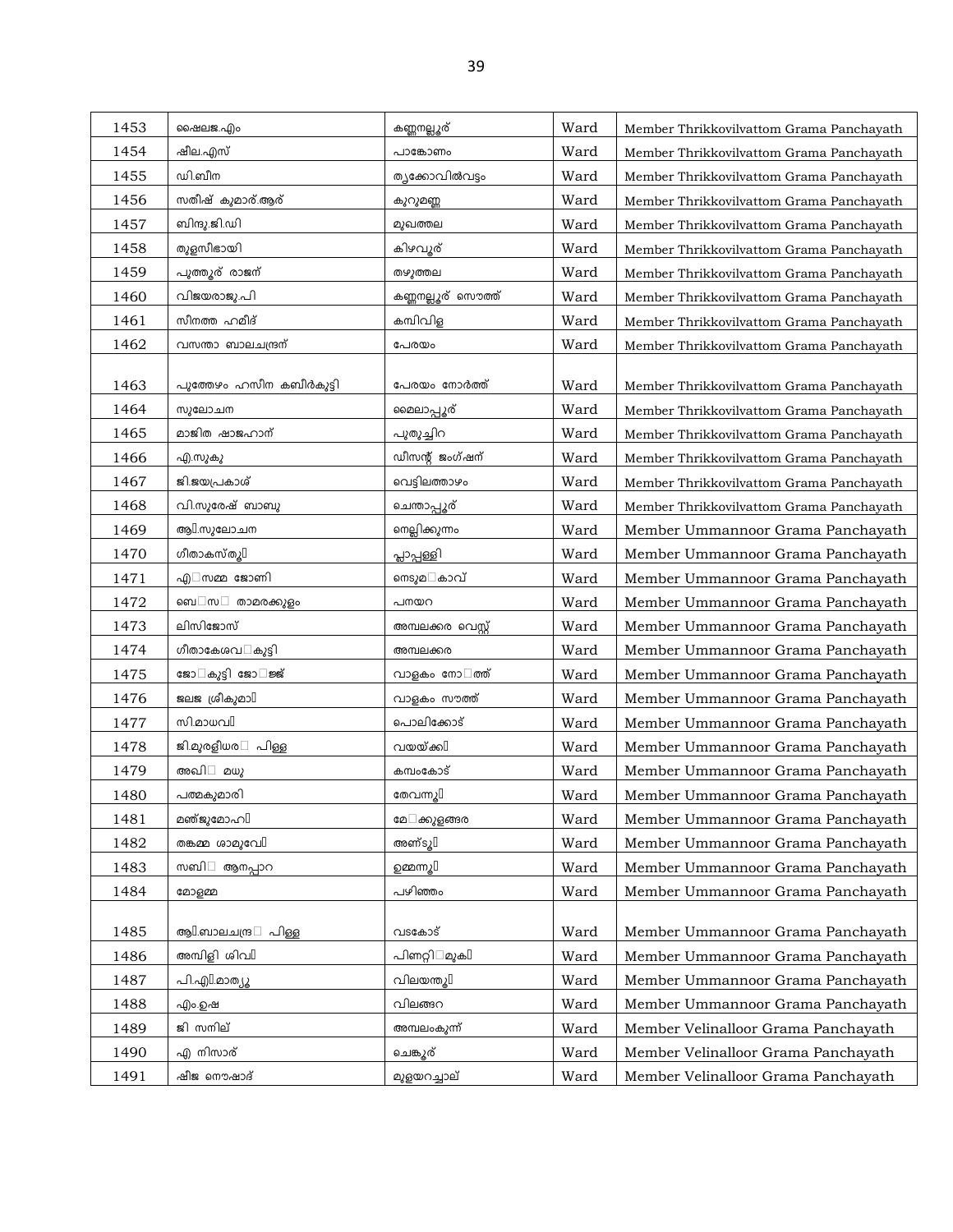| 1453 | ഷൈലജ.എം | കണ്ണനല്ലൂര് | Ward | Member Thrikkovilvattom Grama Panchayath |
|---|---|---|---|---|
| 1454 | ഷീല.എസ് | പാങ്കോണം | Ward | Member Thrikkovilvattom Grama Panchayath |
| 1455 | ഡി.ബീന | തൃക്കോവിൽവട്ടം | Ward | Member Thrikkovilvattom Grama Panchayath |
| 1456 | സതീഷ് കുമാര്.ആര് | കുറുമണ്ണ | Ward | Member Thrikkovilvattom Grama Panchayath |
| 1457 | ബിന്ദു.ജി.ഡി | മുഖത്തല | Ward | Member Thrikkovilvattom Grama Panchayath |
| 1458 | തുളസീഭായി | കിഴവൂര് | Ward | Member Thrikkovilvattom Grama Panchayath |
| 1459 | പുത്തൂര് രാജന് | തഴുത്തല | Ward | Member Thrikkovilvattom Grama Panchayath |
| 1460 | വിജയരാജു.പി | കണ്ണനല്ലൂര് സൌത്ത് | Ward | Member Thrikkovilvattom Grama Panchayath |
| 1461 | സീനത്ത ഹമീദ് | കമ്പിവിള | Ward | Member Thrikkovilvattom Grama Panchayath |
| 1462 | വസന്താ ബാലചന്ദ്രന് | പേരയം | Ward | Member Thrikkovilvattom Grama Panchayath |
| 1463 | പുത്തേഴം ഹസീന കബീർകുട്ടി | പേരയം നോർത്ത് | Ward | Member Thrikkovilvattom Grama Panchayath |
| 1464 | സുലോചന | മൈലാപ്പൂര് | Ward | Member Thrikkovilvattom Grama Panchayath |
| 1465 | മാജിത ഷാജഹാന് | പുതുച്ചിറ | Ward | Member Thrikkovilvattom Grama Panchayath |
| 1466 | എ.സുകു | ഡീസന്റ് ജംഗ്ഷന് | Ward | Member Thrikkovilvattom Grama Panchayath |
| 1467 | ജി.ജയപ്രകാശ് | വെട്ടിലത്താഴം | Ward | Member Thrikkovilvattom Grama Panchayath |
| 1468 | വി.സുരേഷ് ബാബു | ചെന്താപ്പൂര് | Ward | Member Thrikkovilvattom Grama Panchayath |
| 1469 | ആ.സുലോചന | നെല്ലിക്കുന്നം | Ward | Member Ummannoor Grama Panchayath |
| 1470 | ഗീതാകസ്തൂ | പ്ലാപ്പള്ളി | Ward | Member Ummannoor Grama Panchayath |
| 1471 | എസമ്മ ജോണി | നെടുമകാവ് | Ward | Member Ummannoor Grama Panchayath |
| 1472 | ബെസ താമരക്കുളം | പനയറ | Ward | Member Ummannoor Grama Panchayath |
| 1473 | ലിസിജോസ് | അമ്പലക്കര വെസ്റ്റ് | Ward | Member Ummannoor Grama Panchayath |
| 1474 | ഗീതാകേശവകുട്ടി | അമ്പലക്കര | Ward | Member Ummannoor Grama Panchayath |
| 1475 | ജോകുട്ടി ജോജ്ജ് | വാളകം നോത്ത് | Ward | Member Ummannoor Grama Panchayath |
| 1476 | ജലജ ശ്രീകുമാ | വാളകം സൗത്ത് | Ward | Member Ummannoor Grama Panchayath |
| 1477 | സി.മാധവ | പൊലിക്കോട് | Ward | Member Ummannoor Grama Panchayath |
| 1478 | ജി.മുരളീധര പിള്ള | വയയ്ക്ക | Ward | Member Ummannoor Grama Panchayath |
| 1479 | അഖി മധു | കമ്പംകോട് | Ward | Member Ummannoor Grama Panchayath |
| 1480 | പത്മകുമാരി | തേവന്നൂ | Ward | Member Ummannoor Grama Panchayath |
| 1481 | മഞ്ജുമോഹ | മേക്കുളങ്ങര | Ward | Member Ummannoor Grama Panchayath |
| 1482 | തങ്കമ്മ ശാമുവേ | അണ്ടൂ | Ward | Member Ummannoor Grama Panchayath |
| 1483 | സബി ആനപ്പാറ | ഉമ്മന്നൂ | Ward | Member Ummannoor Grama Panchayath |
| 1484 | മോളമ്മ | പഴിഞ്ഞം | Ward | Member Ummannoor Grama Panchayath |
| 1485 | ആ.ബാലചന്ദ്ര പിള്ള | വടകോട് | Ward | Member Ummannoor Grama Panchayath |
| 1486 | അമ്പിളി ശിവ | പിണറ്റിമുക | Ward | Member Ummannoor Grama Panchayath |
| 1487 | പി.എ.മാത്യൂ | വിലയന്തൂ | Ward | Member Ummannoor Grama Panchayath |
| 1488 | എം.ഉഷ | വിലങ്ങറ | Ward | Member Ummannoor Grama Panchayath |
| 1489 | ജി സനില് | അമ്പലംകുന്ന് | Ward | Member Velinalloor Grama Panchayath |
| 1490 | എ നിസാര് | ചെങ്കൂര് | Ward | Member Velinalloor Grama Panchayath |
| 1491 | ഷീജ നൌഷാദ് | മുളയറച്ചാല് | Ward | Member Velinalloor Grama Panchayath |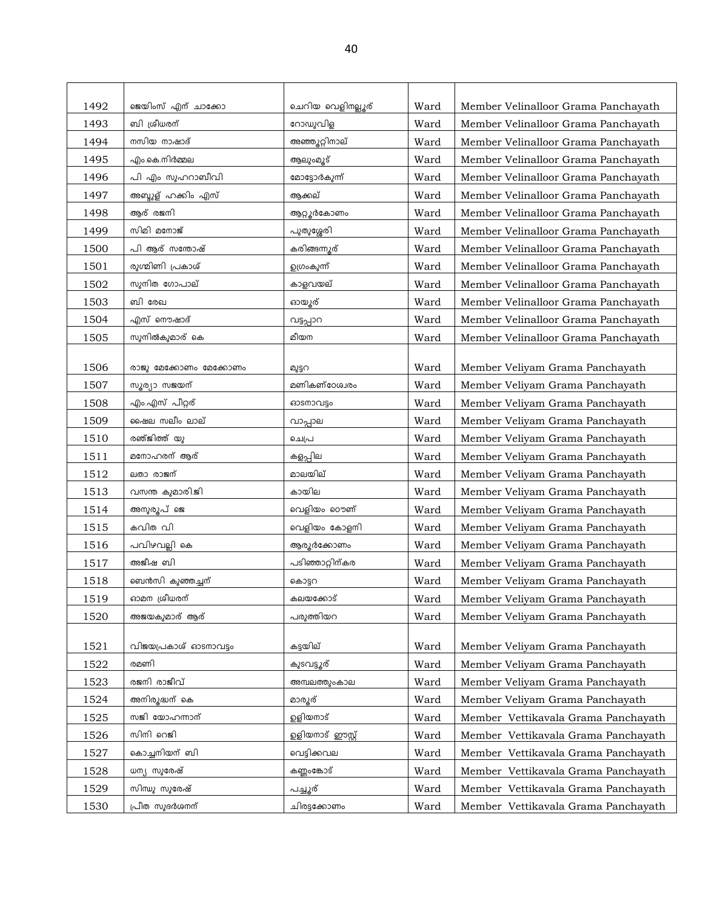| | | | | |
|---|---|---|---|---|
| 1492 | ജെയിംസ് എന് ചാക്കോ | ചെറിയ വെളിനല്ലൂര് | Ward | Member Velinalloor Grama Panchayath |
| 1493 | ബി ശ്രീധരന് | റോഡുവിള | Ward | Member Velinalloor Grama Panchayath |
| 1494 | നസിയ നാഷാദ് | അഞ്ഞൂറ്റിനാല് | Ward | Member Velinalloor Grama Panchayath |
| 1495 | എം.കെ.നിർമ്മല | ആലുംമൂട് | Ward | Member Velinalloor Grama Panchayath |
| 1496 | പി എം സുഹറാബീവി | മോട്ടോർകുന്ന് | Ward | Member Velinalloor Grama Panchayath |
| 1497 | അബ്ദുള് ഹക്കിം എസ് | ആക്കല് | Ward | Member Velinalloor Grama Panchayath |
| 1498 | ആര് രജനി | ആറ്റൂർകോണം | Ward | Member Velinalloor Grama Panchayath |
| 1499 | സിമി മനോജ് | പുതുശ്ശേരി | Ward | Member Velinalloor Grama Panchayath |
| 1500 | പി ആര് സന്തോഷ് | കരിങ്ങന്നൂര് | Ward | Member Velinalloor Grama Panchayath |
| 1501 | രുഗ്മിണി പ്രകാശ് | ഉഗ്രംകുന്ന് | Ward | Member Velinalloor Grama Panchayath |
| 1502 | സുനിത ഗോപാല് | കാളവയല് | Ward | Member Velinalloor Grama Panchayath |
| 1503 | ബി രേഖ | ഓയൂര് | Ward | Member Velinalloor Grama Panchayath |
| 1504 | എസ് നൌഷാദ് | വട്ടപ്പാറ | Ward | Member Velinalloor Grama Panchayath |
| 1505 | സുനിൽകുമാര് കെ | മീയന | Ward | Member Velinalloor Grama Panchayath |
| 1506 | രാജു മേക്കോണം മേക്കോണം | മുട്ടറ | Ward | Member Veliyam Grama Panchayath |
| 1507 | സൂര്യാ സജയന് | മണികണ്ഠേശ്വരം | Ward | Member Veliyam Grama Panchayath |
| 1508 | എം.എസ് പീറ്റര് | ഓടനാവട്ടം | Ward | Member Veliyam Grama Panchayath |
| 1509 | ഷൈല സലീം ലാല് | വാപ്പാല | Ward | Member Veliyam Grama Panchayath |
| 1510 | രഞ്ജിത്ത് യു | ചെപ്ര | Ward | Member Veliyam Grama Panchayath |
| 1511 | മനോഹരന് ആര് | കളപ്പില | Ward | Member Veliyam Grama Panchayath |
| 1512 | ലതാ രാജന് | മാലയില് | Ward | Member Veliyam Grama Panchayath |
| 1513 | വസന്ത കുമാരി.ജി | കായില | Ward | Member Veliyam Grama Panchayath |
| 1514 | അനുരൂപ് ജെ | വെളിയം ടൌണ് | Ward | Member Veliyam Grama Panchayath |
| 1515 | കവിത വി | വെളിയം കോളനി | Ward | Member Veliyam Grama Panchayath |
| 1516 | പവിഴവല്ലി കെ | ആരൂർക്കോണം | Ward | Member Veliyam Grama Panchayath |
| 1517 | അജിഷ ബി | പടിഞ്ഞാറ്റിന്കര | Ward | Member Veliyam Grama Panchayath |
| 1518 | ബെൻസി കുഞ്ഞച്ചന് | കൊട്ടറ | Ward | Member Veliyam Grama Panchayath |
| 1519 | ഓമന ശ്രീധരന് | കലയക്കോട് | Ward | Member Veliyam Grama Panchayath |
| 1520 | അജയകുമാര് ആര് | പരുത്തിയറ | Ward | Member Veliyam Grama Panchayath |
| 1521 | വിജയപ്രകാശ് ഓടനാവട്ടം | കട്ടയില് | Ward | Member Veliyam Grama Panchayath |
| 1522 | രമണി | കുടവട്ടൂര് | Ward | Member Veliyam Grama Panchayath |
| 1523 | രജനി രാജീവ് | അമ്പലത്തുംകാല | Ward | Member Veliyam Grama Panchayath |
| 1524 | അനിരുദ്ധന് കെ | മാരൂര് | Ward | Member Veliyam Grama Panchayath |
| 1525 | സജി യോഹന്നാന് | ഉളിയനാട് | Ward | Member Vettikavala Grama Panchayath |
| 1526 | സിനി റെജി | ഉളിയനാട് ഈസ്റ്റ് | Ward | Member Vettikavala Grama Panchayath |
| 1527 | കൊച്ചനിയന് ബി | വെട്ടിക്കവല | Ward | Member Vettikavala Grama Panchayath |
| 1528 | ധന്യ സുരേഷ് | കണ്ണംകോട് | Ward | Member Vettikavala Grama Panchayath |
| 1529 | സിന്ധു സുരേഷ് | പച്ചൂര് | Ward | Member Vettikavala Grama Panchayath |
| 1530 | പ്രീത സുദർശനന് | ചിരട്ടക്കോണം | Ward | Member Vettikavala Grama Panchayath |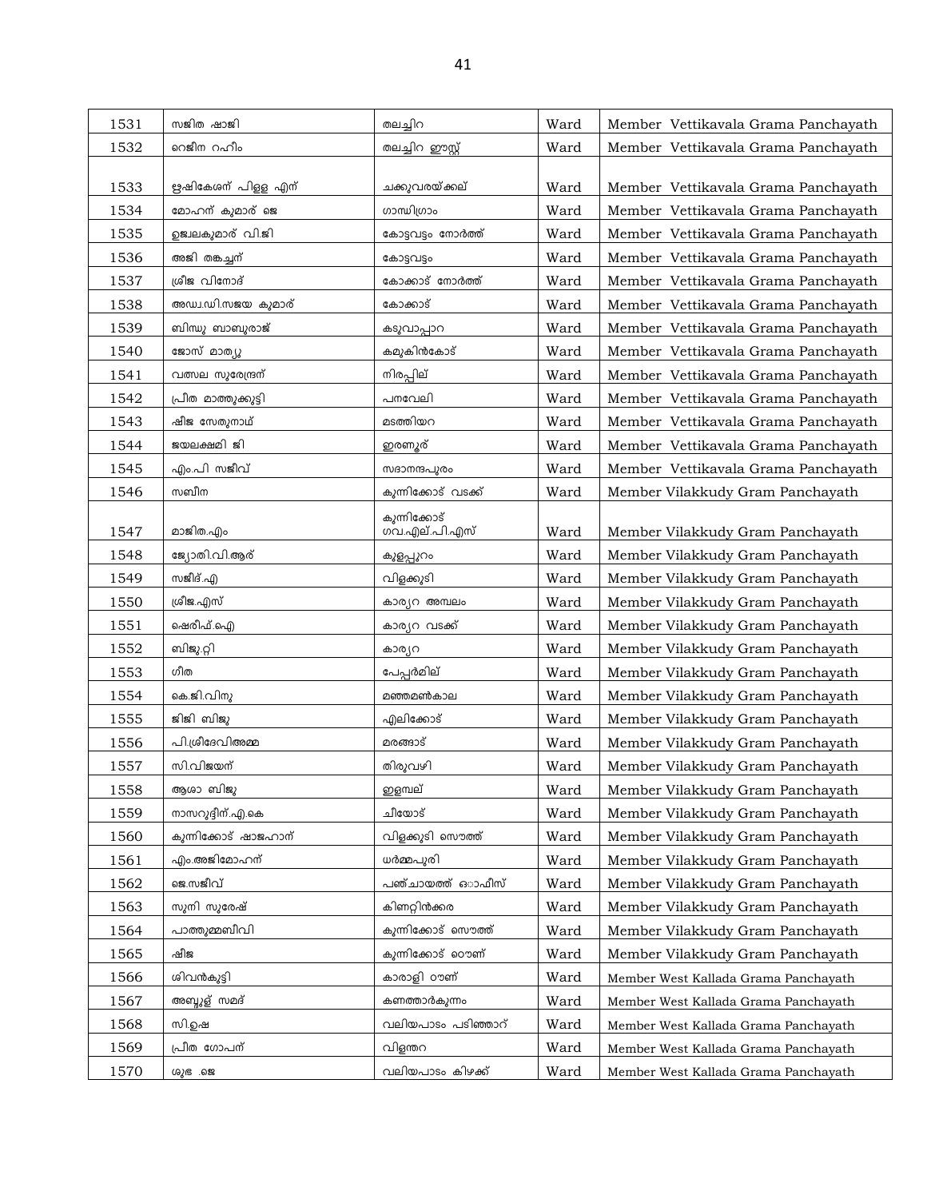| | | | | |
|---|---|---|---|---|
| 1531 | സജിത ഷാജി | തലച്ചിറ | Ward | Member Vettikavala Grama Panchayath |
| 1532 | റെജീന റഹീം | തലച്ചിറ ഈസ്റ്റ് | Ward | Member Vettikavala Grama Panchayath |
| 1533 | ഋഷികേശന് പിള്ള എന് | ചക്കുവരയ്ക്കല് | Ward | Member Vettikavala Grama Panchayath |
| 1534 | മോഹന് കുമാര് ജെ | ഗാന്ധിഗ്രാം | Ward | Member Vettikavala Grama Panchayath |
| 1535 | ഉജ്വലകുമാര് വി.ജി | കോട്ടവട്ടം നോർത്ത് | Ward | Member Vettikavala Grama Panchayath |
| 1536 | അജി തങ്കച്ചന് | കോട്ടവട്ടം | Ward | Member Vettikavala Grama Panchayath |
| 1537 | ശ്രീജ വിനോദ് | കോക്കാട് നോർത്ത് | Ward | Member Vettikavala Grama Panchayath |
| 1538 | അഡ്വ.ഡി.സജയ കുമാര് | കോക്കാട് | Ward | Member Vettikavala Grama Panchayath |
| 1539 | ബിന്ദു ബാബുരാജ് | കടുവാപ്പാറ | Ward | Member Vettikavala Grama Panchayath |
| 1540 | ജോസ് മാത്യു | കമുകിൻകോട് | Ward | Member Vettikavala Grama Panchayath |
| 1541 | വത്സല സുരേന്ദ്രന് | നിരപ്പില് | Ward | Member Vettikavala Grama Panchayath |
| 1542 | പ്രീത മാത്തുക്കുട്ടി | പനവേലി | Ward | Member Vettikavala Grama Panchayath |
| 1543 | ഷീജ സേതുനാഥ് | മടത്തിയറ | Ward | Member Vettikavala Grama Panchayath |
| 1544 | ജയലക്ഷ്മി ജി | ഇരണൂര് | Ward | Member Vettikavala Grama Panchayath |
| 1545 | എം.പി സജീവ് | സദാനന്ദപുരം | Ward | Member Vettikavala Grama Panchayath |
| 1546 | സബീന | കുന്നിക്കോട് വടക്ക് | Ward | Member Vilakkudy Gram Panchayath |
| 1547 | മാജിത.എം | കുന്നിക്കോട് ഗവ.എല്.പി.എസ് | Ward | Member Vilakkudy Gram Panchayath |
| 1548 | ജ്യോതി.വി.ആര് | കുളപ്പുറം | Ward | Member Vilakkudy Gram Panchayath |
| 1549 | സജീദ്.എ | വിളക്കുടി | Ward | Member Vilakkudy Gram Panchayath |
| 1550 | ശ്രീജ.എസ് | കാര്യറ അമ്പലം | Ward | Member Vilakkudy Gram Panchayath |
| 1551 | ഷെരീഫ്.ഐ | കാര്യറ വടക്ക് | Ward | Member Vilakkudy Gram Panchayath |
| 1552 | ബിജു.റ്റി | കാര്യറ | Ward | Member Vilakkudy Gram Panchayath |
| 1553 | ഗീത | പേപ്പർമില് | Ward | Member Vilakkudy Gram Panchayath |
| 1554 | കെ.ജി.വിനു | മഞ്ഞമൺകാല | Ward | Member Vilakkudy Gram Panchayath |
| 1555 | ജിജി ബിജു | എലിക്കോട് | Ward | Member Vilakkudy Gram Panchayath |
| 1556 | പി.ശ്രീദേവിഅമ്മ | മരങ്ങാട് | Ward | Member Vilakkudy Gram Panchayath |
| 1557 | സി.വിജയന് | തിരുവഴി | Ward | Member Vilakkudy Gram Panchayath |
| 1558 | ആശാ ബിജു | ഇളമ്പല് | Ward | Member Vilakkudy Gram Panchayath |
| 1559 | നാസറുദ്ദീന്.എ.കെ | ചീയോട് | Ward | Member Vilakkudy Gram Panchayath |
| 1560 | കുന്നിക്കോട് ഷാജഹാന് | വിളക്കുടി സൌത്ത് | Ward | Member Vilakkudy Gram Panchayath |
| 1561 | എം.അജിമോഹന് | ധർമ്മപുരി | Ward | Member Vilakkudy Gram Panchayath |
| 1562 | ജെ.സജീവ് | പഞ്ചായത്ത് ഓഫീസ് | Ward | Member Vilakkudy Gram Panchayath |
| 1563 | സുനി സുരേഷ് | കിണറ്റിൻക്കര | Ward | Member Vilakkudy Gram Panchayath |
| 1564 | പാത്തുമ്മബീവി | കുന്നിക്കോട് സൌത്ത് | Ward | Member Vilakkudy Gram Panchayath |
| 1565 | ഷീജ | കുന്നിക്കോട് ടൌണ് | Ward | Member Vilakkudy Gram Panchayath |
| 1566 | ശിവൻകുട്ടി | കാരാളി ഠൗണ് | Ward | Member West Kallada Grama Panchayath |
| 1567 | അബ്ദുള് സമദ് | കണത്താർകുന്നം | Ward | Member West Kallada Grama Panchayath |
| 1568 | സി.ഉഷ | വലിയപാടം പടിഞ്ഞാറ് | Ward | Member West Kallada Grama Panchayath |
| 1569 | പ്രീത ഗോപന് | വിളന്തറ | Ward | Member West Kallada Grama Panchayath |
| 1570 | ശുഭ .ജെ | വലിയപാടം കിഴക്ക് | Ward | Member West Kallada Grama Panchayath |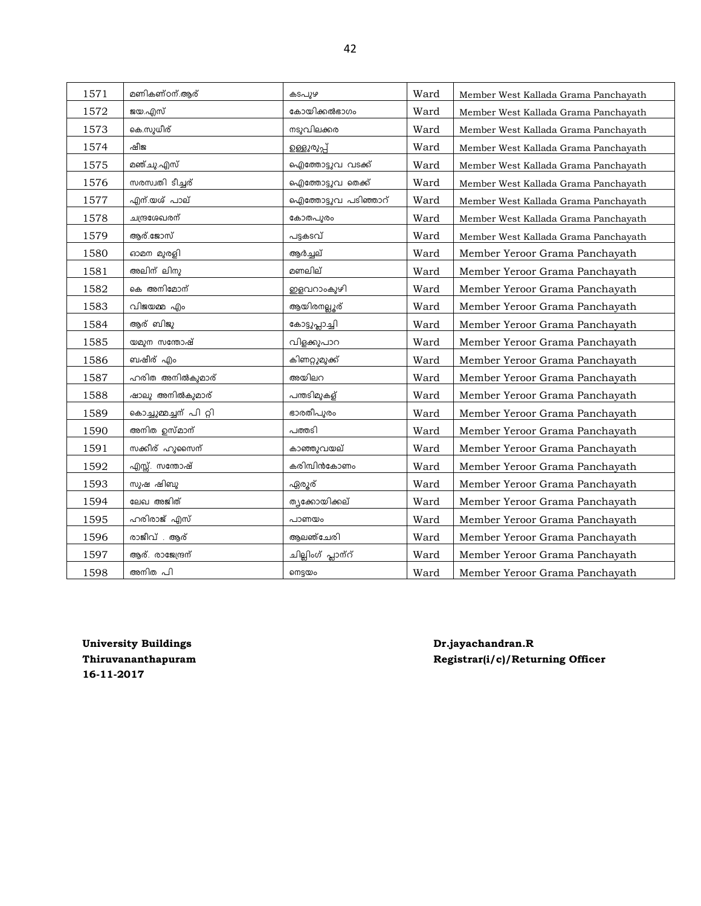| | | | | |
|---|---|---|---|---|
| 1571 | മണികണ്഻ഠന്.ആര് | കടപുഴ | Ward | Member West Kallada Grama Panchayath |
| 1572 | ജയ.എസ് | കോയിക്കൽഭാഗം | Ward | Member West Kallada Grama Panchayath |
| 1573 | കെ.സുധീര് | നടുവിലക്കര | Ward | Member West Kallada Grama Panchayath |
| 1574 | ഷീജ | ഉള്ളുരുപ്പ് | Ward | Member West Kallada Grama Panchayath |
| 1575 | മഞ്ചു.എസ് | ഐത്തോട്ടുവ വടക്ക് | Ward | Member West Kallada Grama Panchayath |
| 1576 | സരസ്വതി ടീച്ചര് | ഐത്തോട്ടുവ തെക്ക് | Ward | Member West Kallada Grama Panchayath |
| 1577 | എന്.യശ് പാല് | ഐത്തോട്ടുവ പടിഞ്ഞാറ് | Ward | Member West Kallada Grama Panchayath |
| 1578 | ചന്ദ്രശേഖരന് | കോതപുരം | Ward | Member West Kallada Grama Panchayath |
| 1579 | ആര്.ജോസ് | പട്ടകടവ് | Ward | Member West Kallada Grama Panchayath |
| 1580 | ഓമന മുരളി | ആര്ച്ചല് | Ward | Member Yeroor Grama Panchayath |
| 1581 | അലിന് ലിനു | മണലില് | Ward | Member Yeroor Grama Panchayath |
| 1582 | കെ അനിമോന് | ഇളവറാംകുഴി | Ward | Member Yeroor Grama Panchayath |
| 1583 | വിജയമ്മ എം | ആയിരനല്ലൂര് | Ward | Member Yeroor Grama Panchayath |
| 1584 | ആര് ബിജു | കോട്ടുപ്ലാച്ചി | Ward | Member Yeroor Grama Panchayath |
| 1585 | യമുന സന്തോഷ് | വിളക്കുപാറ | Ward | Member Yeroor Grama Panchayath |
| 1586 | ബഷീര് എം | കിണറ്റുമുക്ക് | Ward | Member Yeroor Grama Panchayath |
| 1587 | ഹരിത അനില്കുമാര് | അയിലറ | Ward | Member Yeroor Grama Panchayath |
| 1588 | ഷാലു അനില്കുമാര് | പന്തടിമുകള് | Ward | Member Yeroor Grama Panchayath |
| 1589 | കൊച്ചുമ്മച്ചന് പി റ്റി | ഭാരതീപുരം | Ward | Member Yeroor Grama Panchayath |
| 1590 | അനിത ഉസ്മാന് | പത്തടി | Ward | Member Yeroor Grama Panchayath |
| 1591 | സക്കീര് ഹുസൈന് | കാഞ്ഞുവയല് | Ward | Member Yeroor Grama Panchayath |
| 1592 | എസ്സ്. സന്തോഷ് | കരിമ്പിന്കോണം | Ward | Member Yeroor Grama Panchayath |
| 1593 | സുഷ ഷിബു | ഏരൂര് | Ward | Member Yeroor Grama Panchayath |
| 1594 | ലേഖ അജിത് | തൃക്കോയിക്കല് | Ward | Member Yeroor Grama Panchayath |
| 1595 | ഹരിരാജ് എസ് | പാണയം | Ward | Member Yeroor Grama Panchayath |
| 1596 | രാജീവ് . ആര് | ആലഞ്ചേരി | Ward | Member Yeroor Grama Panchayath |
| 1597 | ആര്. രാജേന്ദ്രന് | ചില്ലിംഗ് പ്ലാന്റ് | Ward | Member Yeroor Grama Panchayath |
| 1598 | അനിത പി | നെട്ടയം | Ward | Member Yeroor Grama Panchayath |

**University Buildings**
**Thiruvananthapuram**
**16-11-2017**

**Dr.jayachandran.R**
**Registrar(i/c)/Returning Officer**